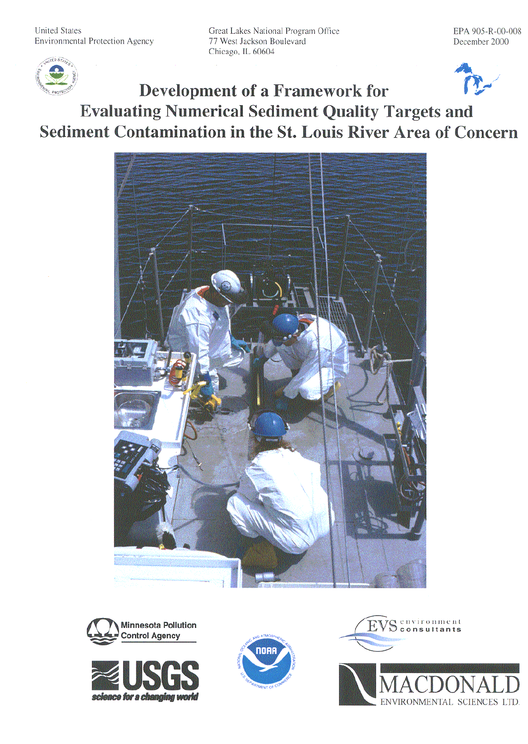United States
Environmental Protection Agency

Great Lakes National Program Office
77 West Jackson Boulevard
Chicago, IL 60604

EPA 905-R-00-008
December 2000

# Development of a Framework for Evaluating Numerical Sediment Quality Targets and Sediment Contamination in the St. Louis River Area of Concern

Minnesota Pollution Control Agency

USGS
science for a changing world

NOAA

EVS environment consultants

MACDONALD ENVIRONMENTAL SCIENCES LTD.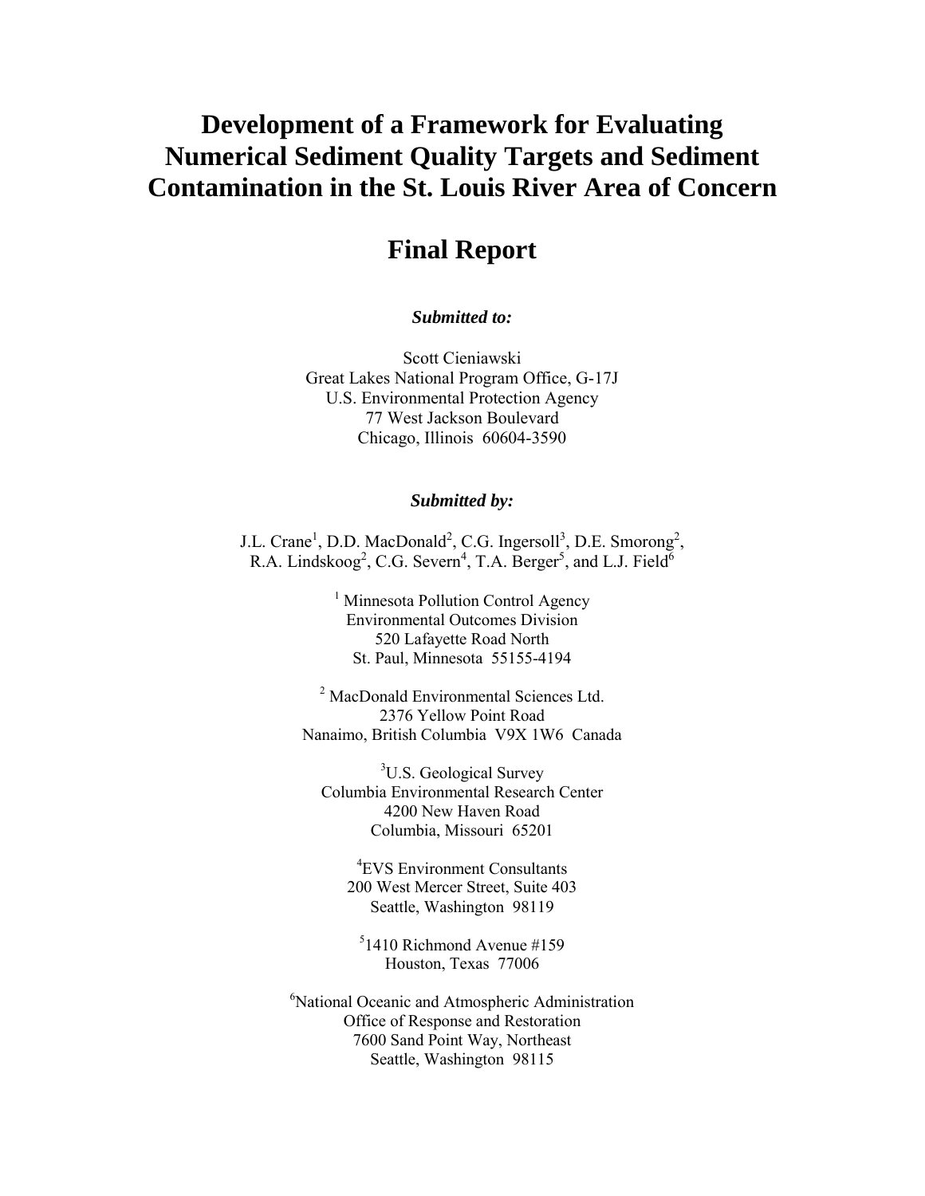# Development of a Framework for Evaluating Numerical Sediment Quality Targets and Sediment Contamination in the St. Louis River Area of Concern

# Final Report

***Submitted to:***

Scott Cieniawski
Great Lakes National Program Office, G-17J
U.S. Environmental Protection Agency
77 West Jackson Boulevard
Chicago, Illinois 60604-3590

***Submitted by:***

J.L. Crane[1], D.D. MacDonald[2], C.G. Ingersoll[3], D.E. Smorong[2], R.A. Lindskoog[2], C.G. Severn[4], T.A. Berger[5], and L.J. Field[6]

[1] Minnesota Pollution Control Agency
Environmental Outcomes Division
520 Lafayette Road North
St. Paul, Minnesota 55155-4194

[2] MacDonald Environmental Sciences Ltd.
2376 Yellow Point Road
Nanaimo, British Columbia V9X 1W6 Canada

[3]U.S. Geological Survey
Columbia Environmental Research Center
4200 New Haven Road
Columbia, Missouri 65201

[4]EVS Environment Consultants
200 West Mercer Street, Suite 403
Seattle, Washington 98119

[5]1410 Richmond Avenue #159
Houston, Texas 77006

[6]National Oceanic and Atmospheric Administration
Office of Response and Restoration
7600 Sand Point Way, Northeast
Seattle, Washington 98115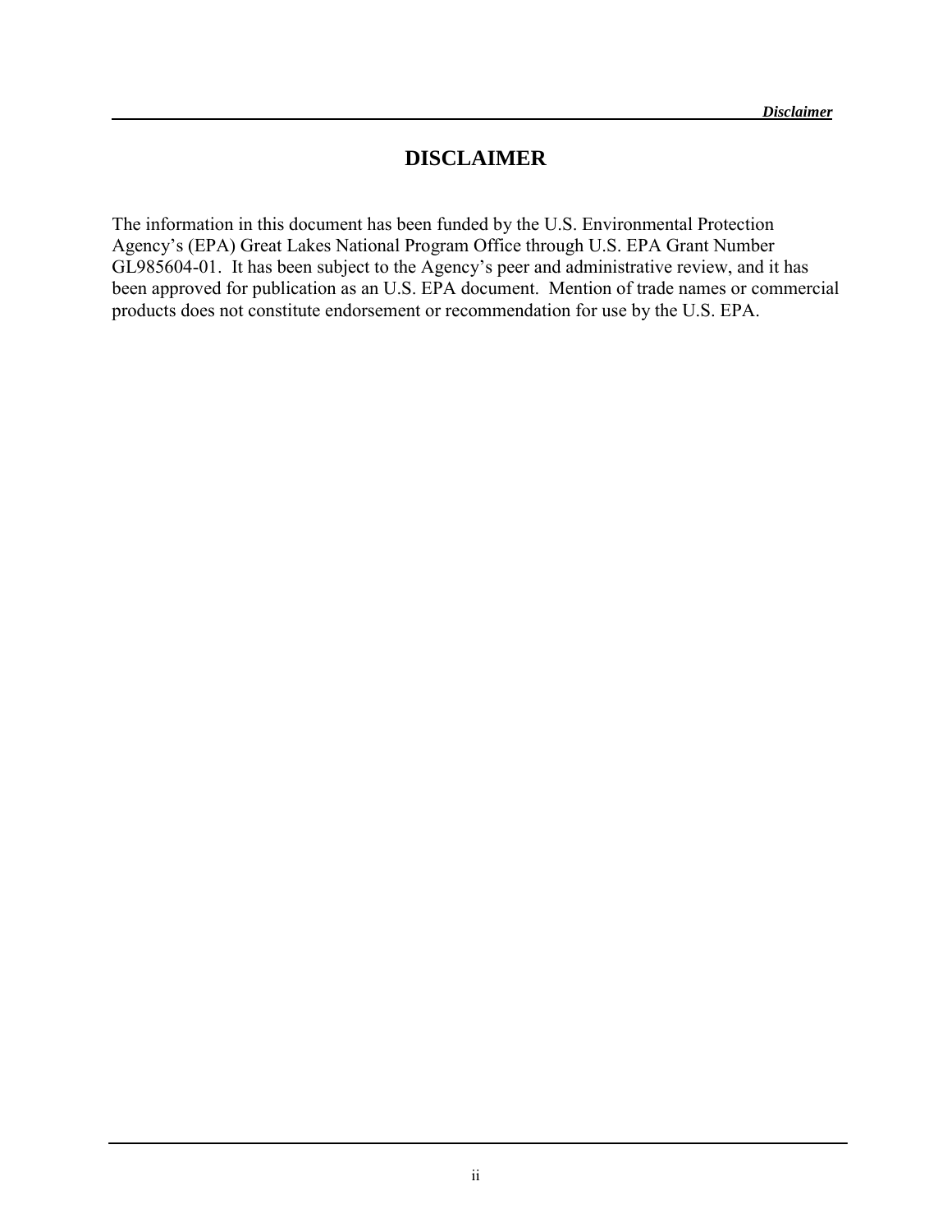# DISCLAIMER

The information in this document has been funded by the U.S. Environmental Protection Agency's (EPA) Great Lakes National Program Office through U.S. EPA Grant Number GL985604-01. It has been subject to the Agency's peer and administrative review, and it has been approved for publication as an U.S. EPA document. Mention of trade names or commercial products does not constitute endorsement or recommendation for use by the U.S. EPA.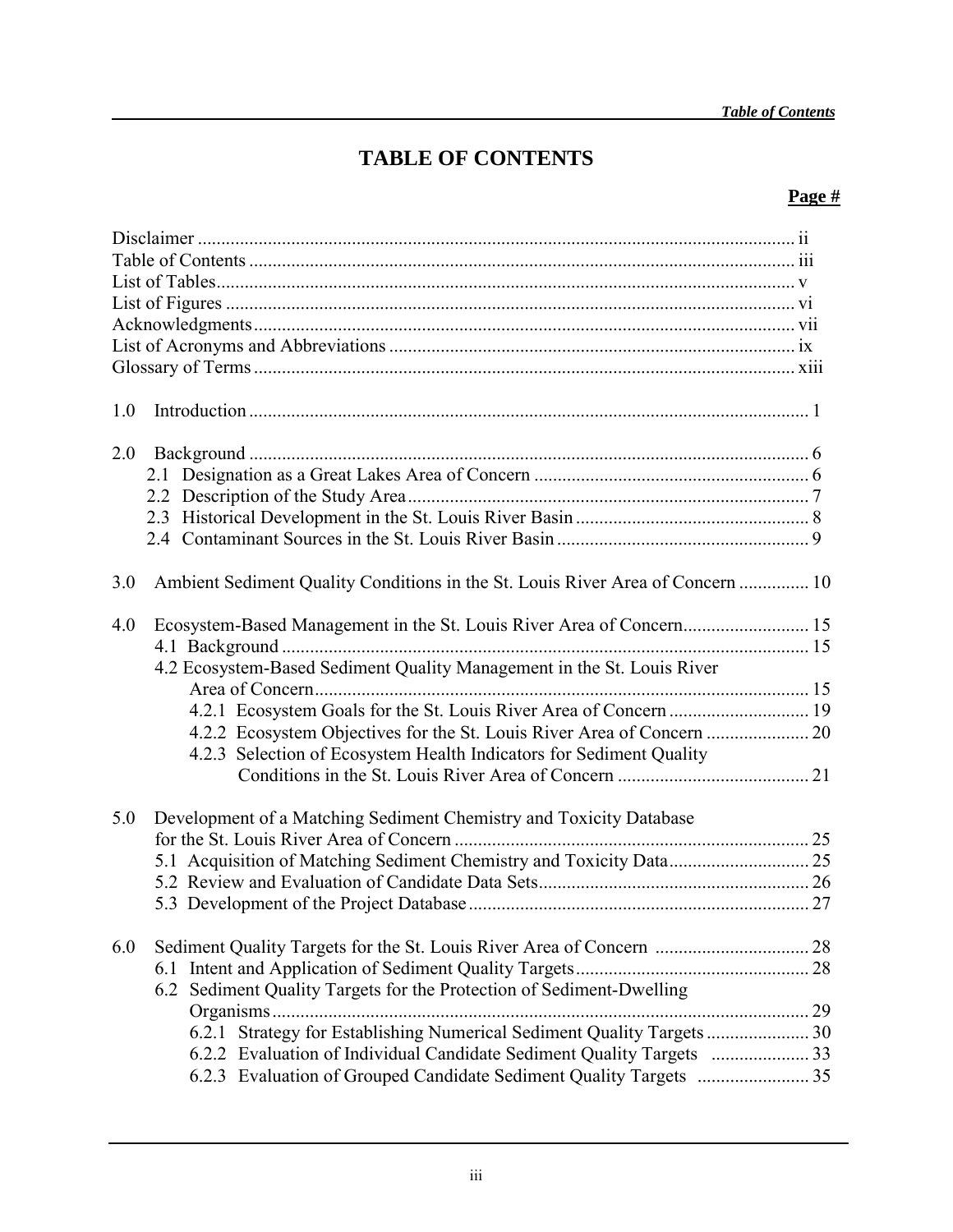# TABLE OF CONTENTS

**Page #**

Disclaimer ............................................................................................................................ ii
Table of Contents .................................................................................................................. iii
List of Tables.......................................................................................................................... v
List of Figures ........................................................................................................................ vi
Acknowledgments.................................................................................................................. vii
List of Acronyms and Abbreviations ..................................................................................... ix
Glossary of Terms .................................................................................................................. xiii

1.0 Introduction ....................................................................................................................... 1

2.0 Background ....................................................................................................................... 6
- 2.1 Designation as a Great Lakes Area of Concern .......................................................... 6
- 2.2 Description of the Study Area..................................................................................... 7
- 2.3 Historical Development in the St. Louis River Basin ................................................. 8
- 2.4 Contaminant Sources in the St. Louis River Basin ..................................................... 9

3.0 Ambient Sediment Quality Conditions in the St. Louis River Area of Concern ............... 10

4.0 Ecosystem-Based Management in the St. Louis River Area of Concern........................... 15
- 4.1 Background ................................................................................................................ 15
- 4.2 Ecosystem-Based Sediment Quality Management in the St. Louis River Area of Concern......................................................................................................... 15
  - 4.2.1 Ecosystem Goals for the St. Louis River Area of Concern .............................. 19
  - 4.2.2 Ecosystem Objectives for the St. Louis River Area of Concern ...................... 20
  - 4.2.3 Selection of Ecosystem Health Indicators for Sediment Quality Conditions in the St. Louis River Area of Concern ......................................... 21

5.0 Development of a Matching Sediment Chemistry and Toxicity Database for the St. Louis River Area of Concern ........................................................................... 25
- 5.1 Acquisition of Matching Sediment Chemistry and Toxicity Data.............................. 25
- 5.2 Review and Evaluation of Candidate Data Sets.......................................................... 26
- 5.3 Development of the Project Database ......................................................................... 27

6.0 Sediment Quality Targets for the St. Louis River Area of Concern ................................. 28
- 6.1 Intent and Application of Sediment Quality Targets.................................................. 28
- 6.2 Sediment Quality Targets for the Protection of Sediment-Dwelling Organisms.................................................................................................................. 29
  - 6.2.1 Strategy for Establishing Numerical Sediment Quality Targets ...................... 30
  - 6.2.2 Evaluation of Individual Candidate Sediment Quality Targets ..................... 33
  - 6.2.3 Evaluation of Grouped Candidate Sediment Quality Targets ........................ 35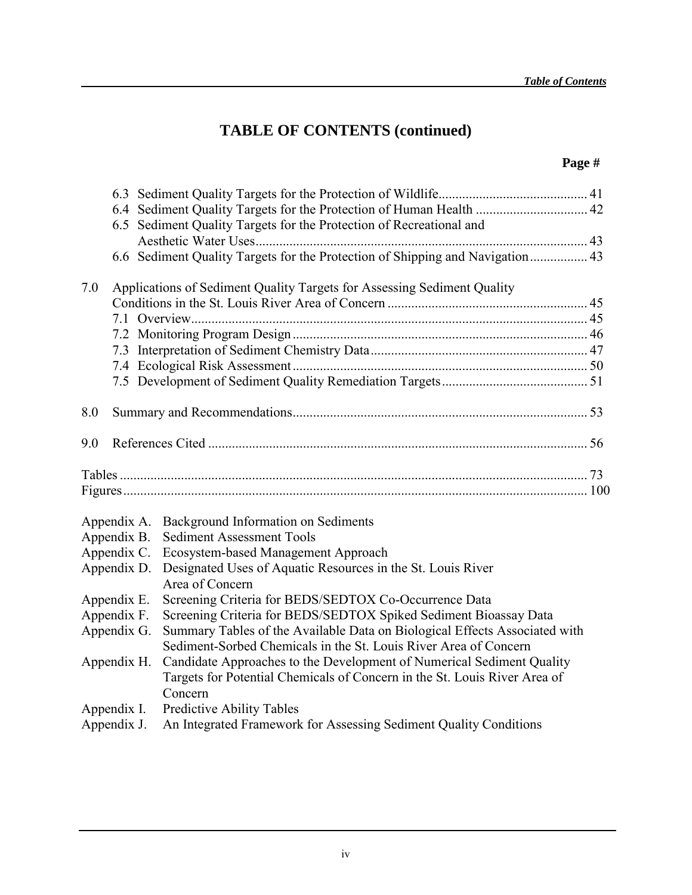# TABLE OF CONTENTS (continued)

| | Page # |
|---|---|
| 6.3 Sediment Quality Targets for the Protection of Wildlife | 41 |
| 6.4 Sediment Quality Targets for the Protection of Human Health | 42 |
| 6.5 Sediment Quality Targets for the Protection of Recreational and Aesthetic Water Uses | 43 |
| 6.6 Sediment Quality Targets for the Protection of Shipping and Navigation | 43 |
| 7.0 Applications of Sediment Quality Targets for Assessing Sediment Quality Conditions in the St. Louis River Area of Concern | 45 |
| 7.1 Overview | 45 |
| 7.2 Monitoring Program Design | 46 |
| 7.3 Interpretation of Sediment Chemistry Data | 47 |
| 7.4 Ecological Risk Assessment | 50 |
| 7.5 Development of Sediment Quality Remediation Targets | 51 |
| 8.0 Summary and Recommendations | 53 |
| 9.0 References Cited | 56 |
| Tables | 73 |
| Figures | 100 |

Appendix A. Background Information on Sediments
Appendix B. Sediment Assessment Tools
Appendix C. Ecosystem-based Management Approach
Appendix D. Designated Uses of Aquatic Resources in the St. Louis River Area of Concern
Appendix E. Screening Criteria for BEDS/SEDTOX Co-Occurrence Data
Appendix F. Screening Criteria for BEDS/SEDTOX Spiked Sediment Bioassay Data
Appendix G. Summary Tables of the Available Data on Biological Effects Associated with Sediment-Sorbed Chemicals in the St. Louis River Area of Concern
Appendix H. Candidate Approaches to the Development of Numerical Sediment Quality Targets for Potential Chemicals of Concern in the St. Louis River Area of Concern
Appendix I. Predictive Ability Tables
Appendix J. An Integrated Framework for Assessing Sediment Quality Conditions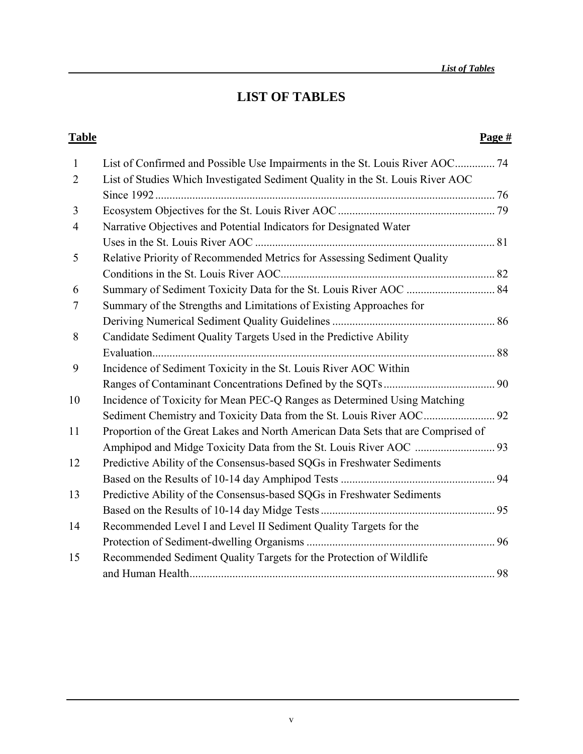# LIST OF TABLES

| Table | | Page # |
|---|---|---|
| 1 | List of Confirmed and Possible Use Impairments in the St. Louis River AOC | 74 |
| 2 | List of Studies Which Investigated Sediment Quality in the St. Louis River AOC Since 1992 | 76 |
| 3 | Ecosystem Objectives for the St. Louis River AOC | 79 |
| 4 | Narrative Objectives and Potential Indicators for Designated Water Uses in the St. Louis River AOC | 81 |
| 5 | Relative Priority of Recommended Metrics for Assessing Sediment Quality Conditions in the St. Louis River AOC | 82 |
| 6 | Summary of Sediment Toxicity Data for the St. Louis River AOC | 84 |
| 7 | Summary of the Strengths and Limitations of Existing Approaches for Deriving Numerical Sediment Quality Guidelines | 86 |
| 8 | Candidate Sediment Quality Targets Used in the Predictive Ability Evaluation | 88 |
| 9 | Incidence of Sediment Toxicity in the St. Louis River AOC Within Ranges of Contaminant Concentrations Defined by the SQTs | 90 |
| 10 | Incidence of Toxicity for Mean PEC-Q Ranges as Determined Using Matching Sediment Chemistry and Toxicity Data from the St. Louis River AOC | 92 |
| 11 | Proportion of the Great Lakes and North American Data Sets that are Comprised of Amphipod and Midge Toxicity Data from the St. Louis River AOC | 93 |
| 12 | Predictive Ability of the Consensus-based SQGs in Freshwater Sediments Based on the Results of 10-14 day Amphipod Tests | 94 |
| 13 | Predictive Ability of the Consensus-based SQGs in Freshwater Sediments Based on the Results of 10-14 day Midge Tests | 95 |
| 14 | Recommended Level I and Level II Sediment Quality Targets for the Protection of Sediment-dwelling Organisms | 96 |
| 15 | Recommended Sediment Quality Targets for the Protection of Wildlife and Human Health | 98 |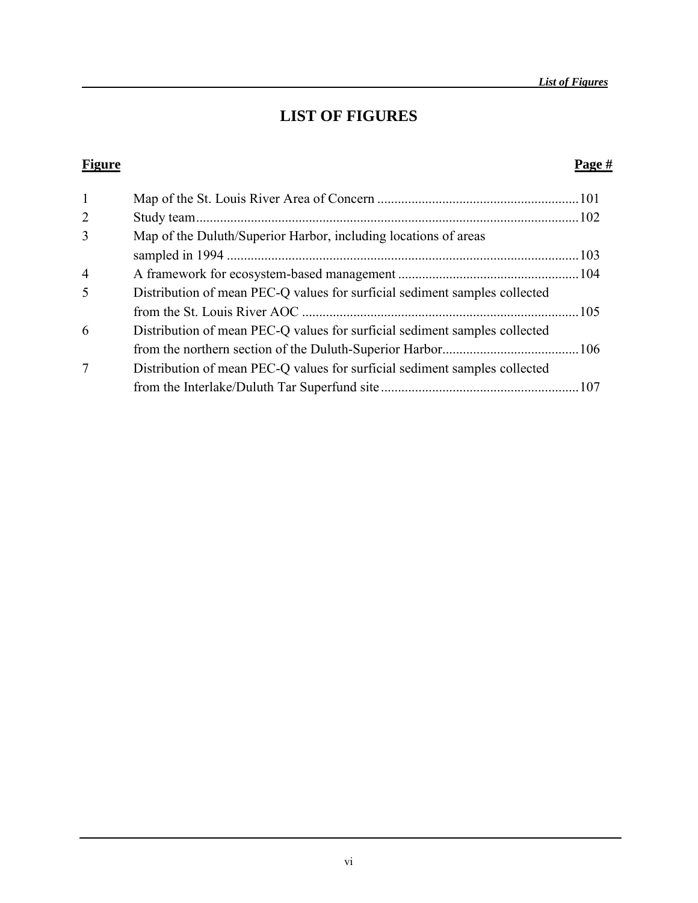# LIST OF FIGURES

| Figure | | Page # |
|---|---|---|
| 1 | Map of the St. Louis River Area of Concern | 101 |
| 2 | Study team | 102 |
| 3 | Map of the Duluth/Superior Harbor, including locations of areas sampled in 1994 | 103 |
| 4 | A framework for ecosystem-based management | 104 |
| 5 | Distribution of mean PEC-Q values for surficial sediment samples collected from the St. Louis River AOC | 105 |
| 6 | Distribution of mean PEC-Q values for surficial sediment samples collected from the northern section of the Duluth-Superior Harbor | 106 |
| 7 | Distribution of mean PEC-Q values for surficial sediment samples collected from the Interlake/Duluth Tar Superfund site | 107 |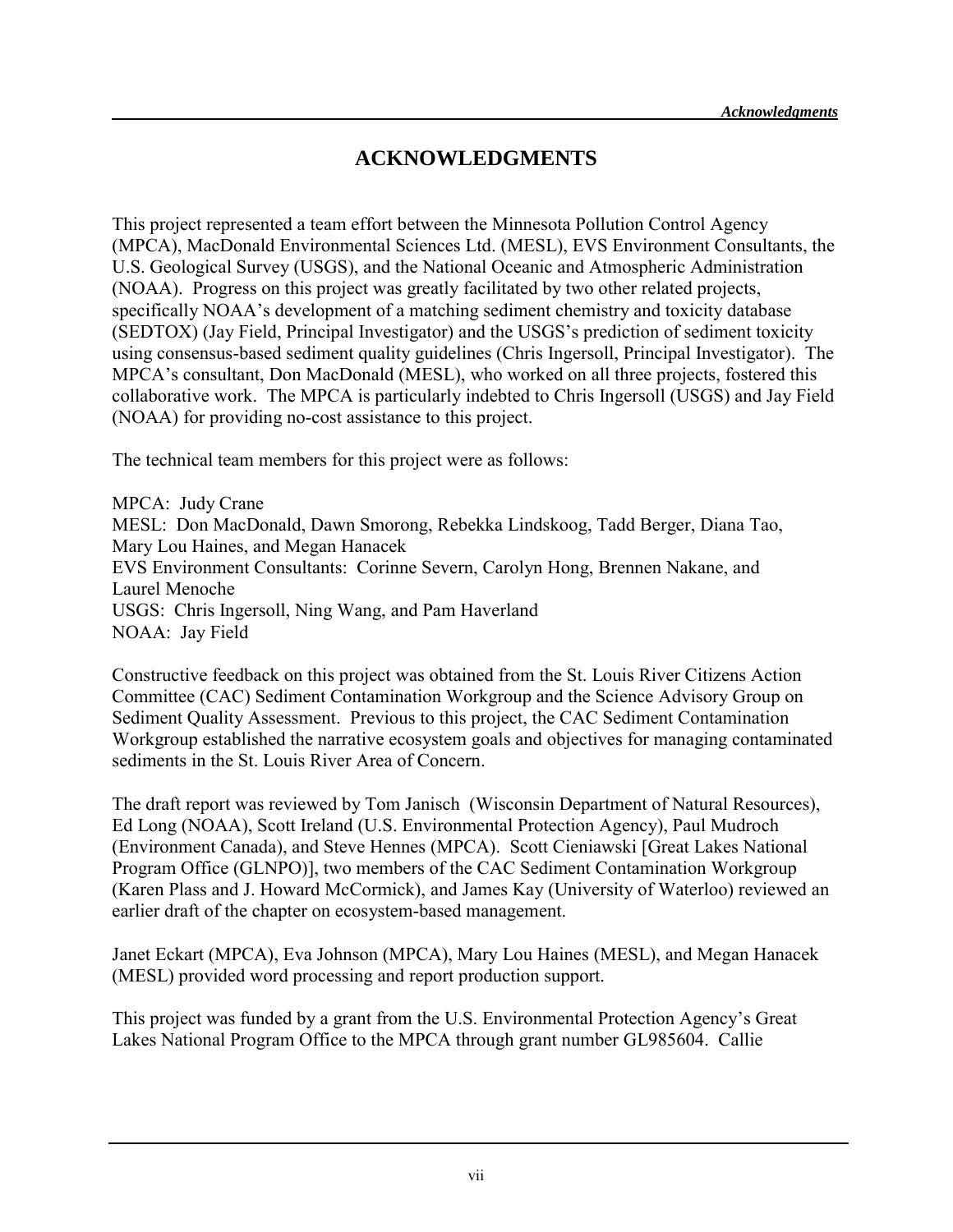# ACKNOWLEDGMENTS

This project represented a team effort between the Minnesota Pollution Control Agency (MPCA), MacDonald Environmental Sciences Ltd. (MESL), EVS Environment Consultants, the U.S. Geological Survey (USGS), and the National Oceanic and Atmospheric Administration (NOAA). Progress on this project was greatly facilitated by two other related projects, specifically NOAA's development of a matching sediment chemistry and toxicity database (SEDTOX) (Jay Field, Principal Investigator) and the USGS's prediction of sediment toxicity using consensus-based sediment quality guidelines (Chris Ingersoll, Principal Investigator). The MPCA's consultant, Don MacDonald (MESL), who worked on all three projects, fostered this collaborative work. The MPCA is particularly indebted to Chris Ingersoll (USGS) and Jay Field (NOAA) for providing no-cost assistance to this project.

The technical team members for this project were as follows:

MPCA: Judy Crane
MESL: Don MacDonald, Dawn Smorong, Rebekka Lindskoog, Tadd Berger, Diana Tao, Mary Lou Haines, and Megan Hanacek
EVS Environment Consultants: Corinne Severn, Carolyn Hong, Brennen Nakane, and Laurel Menoche
USGS: Chris Ingersoll, Ning Wang, and Pam Haverland
NOAA: Jay Field

Constructive feedback on this project was obtained from the St. Louis River Citizens Action Committee (CAC) Sediment Contamination Workgroup and the Science Advisory Group on Sediment Quality Assessment. Previous to this project, the CAC Sediment Contamination Workgroup established the narrative ecosystem goals and objectives for managing contaminated sediments in the St. Louis River Area of Concern.

The draft report was reviewed by Tom Janisch (Wisconsin Department of Natural Resources), Ed Long (NOAA), Scott Ireland (U.S. Environmental Protection Agency), Paul Mudroch (Environment Canada), and Steve Hennes (MPCA). Scott Cieniawski [Great Lakes National Program Office (GLNPO)], two members of the CAC Sediment Contamination Workgroup (Karen Plass and J. Howard McCormick), and James Kay (University of Waterloo) reviewed an earlier draft of the chapter on ecosystem-based management.

Janet Eckart (MPCA), Eva Johnson (MPCA), Mary Lou Haines (MESL), and Megan Hanacek (MESL) provided word processing and report production support.

This project was funded by a grant from the U.S. Environmental Protection Agency's Great Lakes National Program Office to the MPCA through grant number GL985604. Callie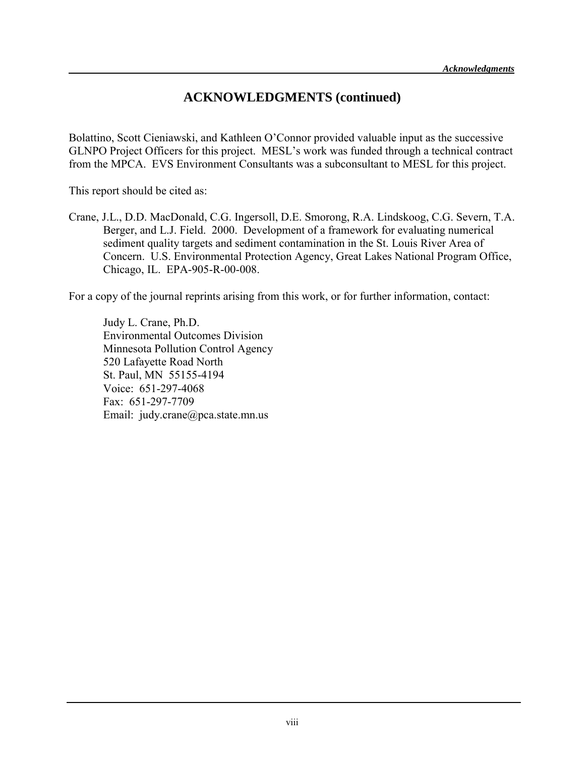# ACKNOWLEDGMENTS (continued)

Bolattino, Scott Cieniawski, and Kathleen O'Connor provided valuable input as the successive GLNPO Project Officers for this project. MESL's work was funded through a technical contract from the MPCA. EVS Environment Consultants was a subconsultant to MESL for this project.

This report should be cited as:

Crane, J.L., D.D. MacDonald, C.G. Ingersoll, D.E. Smorong, R.A. Lindskoog, C.G. Severn, T.A. Berger, and L.J. Field. 2000. Development of a framework for evaluating numerical sediment quality targets and sediment contamination in the St. Louis River Area of Concern. U.S. Environmental Protection Agency, Great Lakes National Program Office, Chicago, IL. EPA-905-R-00-008.

For a copy of the journal reprints arising from this work, or for further information, contact:

Judy L. Crane, Ph.D.
Environmental Outcomes Division
Minnesota Pollution Control Agency
520 Lafayette Road North
St. Paul, MN 55155-4194
Voice: 651-297-4068
Fax: 651-297-7709
Email: judy.crane@pca.state.mn.us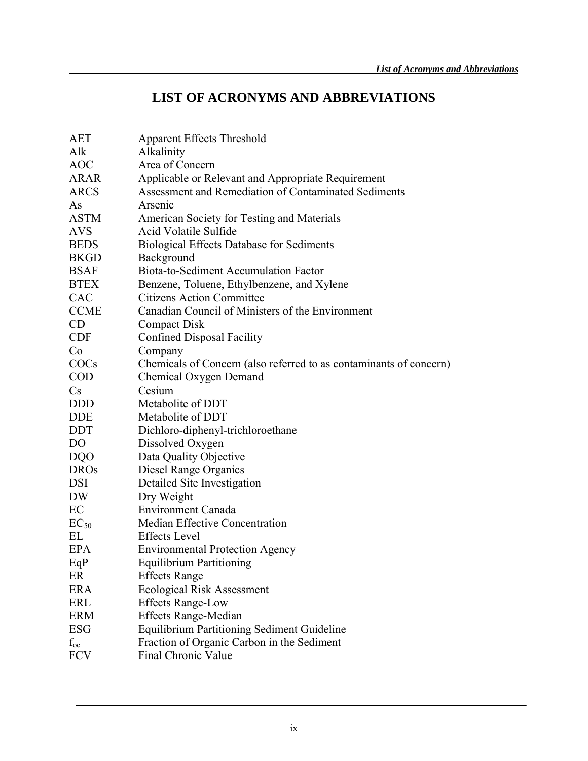# LIST OF ACRONYMS AND ABBREVIATIONS

| | |
|---|---|
| AET | Apparent Effects Threshold |
| Alk | Alkalinity |
| AOC | Area of Concern |
| ARAR | Applicable or Relevant and Appropriate Requirement |
| ARCS | Assessment and Remediation of Contaminated Sediments |
| As | Arsenic |
| ASTM | American Society for Testing and Materials |
| AVS | Acid Volatile Sulfide |
| BEDS | Biological Effects Database for Sediments |
| BKGD | Background |
| BSAF | Biota-to-Sediment Accumulation Factor |
| BTEX | Benzene, Toluene, Ethylbenzene, and Xylene |
| CAC | Citizens Action Committee |
| CCME | Canadian Council of Ministers of the Environment |
| CD | Compact Disk |
| CDF | Confined Disposal Facility |
| Co | Company |
| COCs | Chemicals of Concern (also referred to as contaminants of concern) |
| COD | Chemical Oxygen Demand |
| Cs | Cesium |
| DDD | Metabolite of DDT |
| DDE | Metabolite of DDT |
| DDT | Dichloro-diphenyl-trichloroethane |
| DO | Dissolved Oxygen |
| DQO | Data Quality Objective |
| DROs | Diesel Range Organics |
| DSI | Detailed Site Investigation |
| DW | Dry Weight |
| EC | Environment Canada |
| $EC_{50}$ | Median Effective Concentration |
| EL | Effects Level |
| EPA | Environmental Protection Agency |
| EqP | Equilibrium Partitioning |
| ER | Effects Range |
| ERA | Ecological Risk Assessment |
| ERL | Effects Range-Low |
| ERM | Effects Range-Median |
| ESG | Equilibrium Partitioning Sediment Guideline |
| $f_{oc}$ | Fraction of Organic Carbon in the Sediment |
| FCV | Final Chronic Value |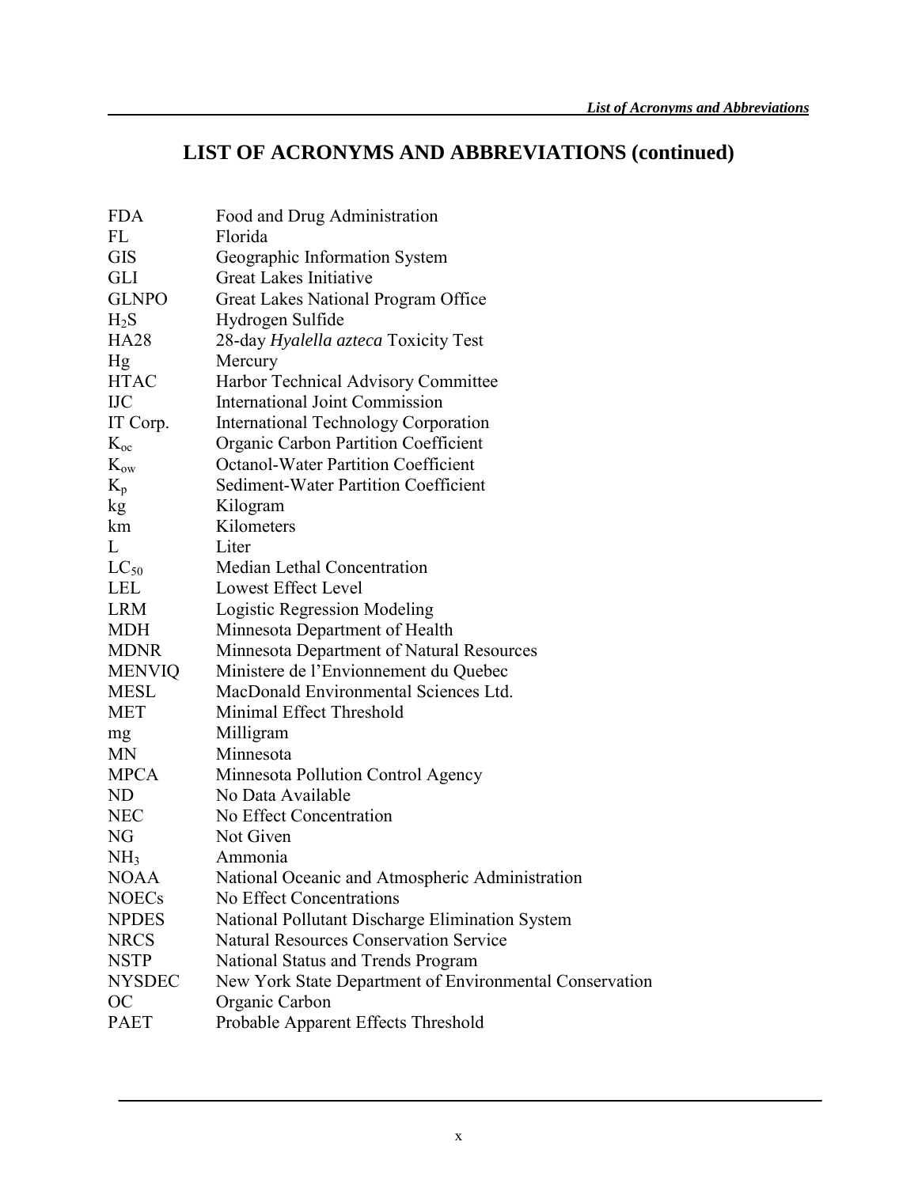# LIST OF ACRONYMS AND ABBREVIATIONS (continued)

| | |
|---|---|
| FDA | Food and Drug Administration |
| FL | Florida |
| GIS | Geographic Information System |
| GLI | Great Lakes Initiative |
| GLNPO | Great Lakes National Program Office |
| $H_2S$ | Hydrogen Sulfide |
| HA28 | 28-day *Hyalella azteca* Toxicity Test |
| Hg | Mercury |
| HTAC | Harbor Technical Advisory Committee |
| IJC | International Joint Commission |
| IT Corp. | International Technology Corporation |
| $K_{oc}$ | Organic Carbon Partition Coefficient |
| $K_{ow}$ | Octanol-Water Partition Coefficient |
| $K_p$ | Sediment-Water Partition Coefficient |
| kg | Kilogram |
| km | Kilometers |
| L | Liter |
| $LC_{50}$ | Median Lethal Concentration |
| LEL | Lowest Effect Level |
| LRM | Logistic Regression Modeling |
| MDH | Minnesota Department of Health |
| MDNR | Minnesota Department of Natural Resources |
| MENVIQ | Ministere de l'Envionnement du Quebec |
| MESL | MacDonald Environmental Sciences Ltd. |
| MET | Minimal Effect Threshold |
| mg | Milligram |
| MN | Minnesota |
| MPCA | Minnesota Pollution Control Agency |
| ND | No Data Available |
| NEC | No Effect Concentration |
| NG | Not Given |
| $NH_3$ | Ammonia |
| NOAA | National Oceanic and Atmospheric Administration |
| NOECs | No Effect Concentrations |
| NPDES | National Pollutant Discharge Elimination System |
| NRCS | Natural Resources Conservation Service |
| NSTP | National Status and Trends Program |
| NYSDEC | New York State Department of Environmental Conservation |
| OC | Organic Carbon |
| PAET | Probable Apparent Effects Threshold |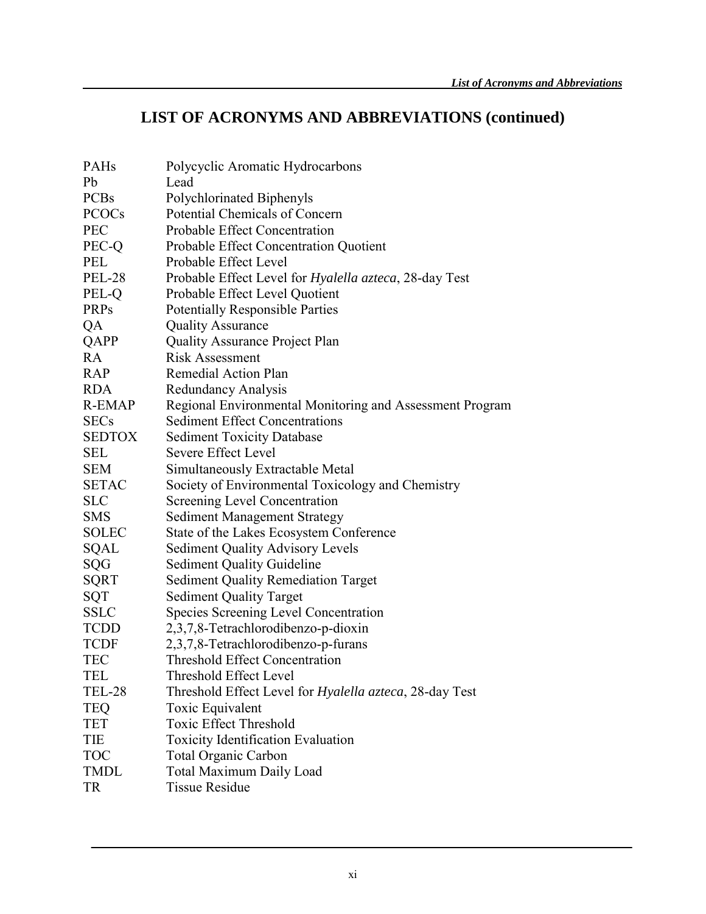# LIST OF ACRONYMS AND ABBREVIATIONS (continued)

| | |
|---|---|
| PAHs | Polycyclic Aromatic Hydrocarbons |
| Pb | Lead |
| PCBs | Polychlorinated Biphenyls |
| PCOCs | Potential Chemicals of Concern |
| PEC | Probable Effect Concentration |
| PEC-Q | Probable Effect Concentration Quotient |
| PEL | Probable Effect Level |
| PEL-28 | Probable Effect Level for *Hyalella azteca*, 28-day Test |
| PEL-Q | Probable Effect Level Quotient |
| PRPs | Potentially Responsible Parties |
| QA | Quality Assurance |
| QAPP | Quality Assurance Project Plan |
| RA | Risk Assessment |
| RAP | Remedial Action Plan |
| RDA | Redundancy Analysis |
| R-EMAP | Regional Environmental Monitoring and Assessment Program |
| SECs | Sediment Effect Concentrations |
| SEDTOX | Sediment Toxicity Database |
| SEL | Severe Effect Level |
| SEM | Simultaneously Extractable Metal |
| SETAC | Society of Environmental Toxicology and Chemistry |
| SLC | Screening Level Concentration |
| SMS | Sediment Management Strategy |
| SOLEC | State of the Lakes Ecosystem Conference |
| SQAL | Sediment Quality Advisory Levels |
| SQG | Sediment Quality Guideline |
| SQRT | Sediment Quality Remediation Target |
| SQT | Sediment Quality Target |
| SSLC | Species Screening Level Concentration |
| TCDD | 2,3,7,8-Tetrachlorodibenzo-p-dioxin |
| TCDF | 2,3,7,8-Tetrachlorodibenzo-p-furans |
| TEC | Threshold Effect Concentration |
| TEL | Threshold Effect Level |
| TEL-28 | Threshold Effect Level for *Hyalella azteca*, 28-day Test |
| TEQ | Toxic Equivalent |
| TET | Toxic Effect Threshold |
| TIE | Toxicity Identification Evaluation |
| TOC | Total Organic Carbon |
| TMDL | Total Maximum Daily Load |
| TR | Tissue Residue |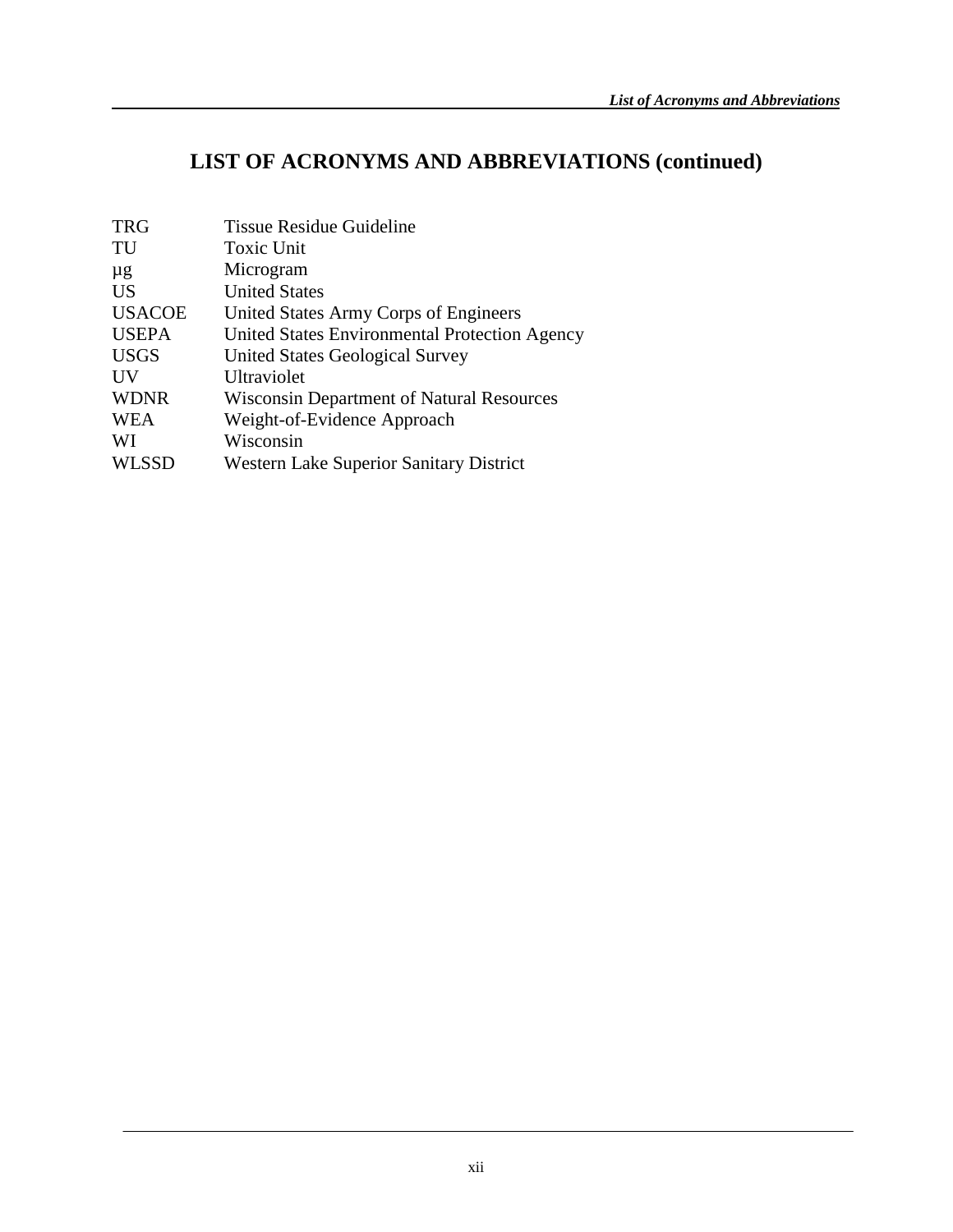# LIST OF ACRONYMS AND ABBREVIATIONS (continued)

| | |
|---|---|
| TRG | Tissue Residue Guideline |
| TU | Toxic Unit |
| µg | Microgram |
| US | United States |
| USACOE | United States Army Corps of Engineers |
| USEPA | United States Environmental Protection Agency |
| USGS | United States Geological Survey |
| UV | Ultraviolet |
| WDNR | Wisconsin Department of Natural Resources |
| WEA | Weight-of-Evidence Approach |
| WI | Wisconsin |
| WLSSD | Western Lake Superior Sanitary District |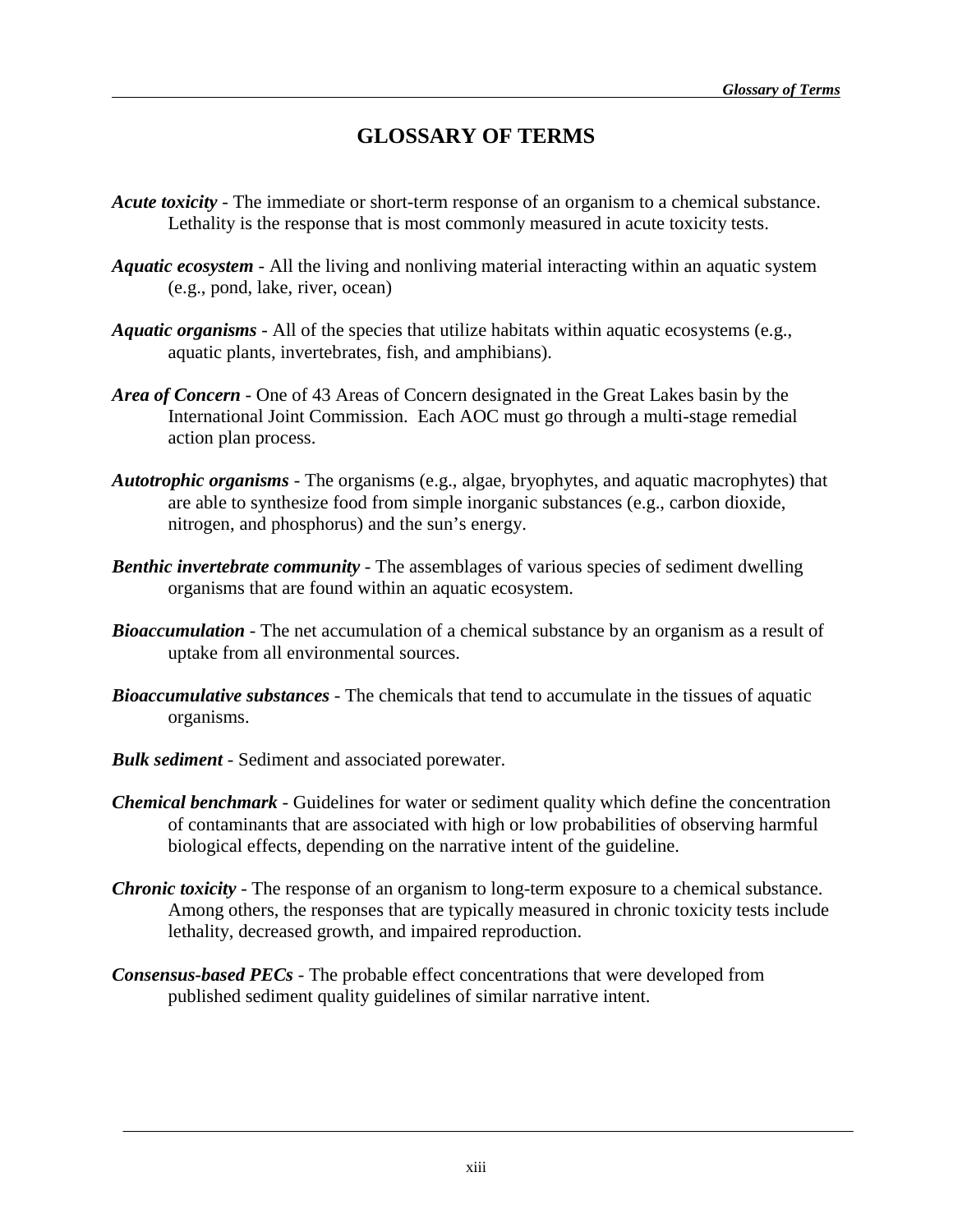# GLOSSARY OF TERMS

***Acute toxicity*** - The immediate or short-term response of an organism to a chemical substance. Lethality is the response that is most commonly measured in acute toxicity tests.

***Aquatic ecosystem*** - All the living and nonliving material interacting within an aquatic system (e.g., pond, lake, river, ocean)

***Aquatic organisms*** - All of the species that utilize habitats within aquatic ecosystems (e.g., aquatic plants, invertebrates, fish, and amphibians).

***Area of Concern*** - One of 43 Areas of Concern designated in the Great Lakes basin by the International Joint Commission. Each AOC must go through a multi-stage remedial action plan process.

***Autotrophic organisms*** - The organisms (e.g., algae, bryophytes, and aquatic macrophytes) that are able to synthesize food from simple inorganic substances (e.g., carbon dioxide, nitrogen, and phosphorus) and the sun's energy.

***Benthic invertebrate community*** - The assemblages of various species of sediment dwelling organisms that are found within an aquatic ecosystem.

***Bioaccumulation*** - The net accumulation of a chemical substance by an organism as a result of uptake from all environmental sources.

***Bioaccumulative substances*** - The chemicals that tend to accumulate in the tissues of aquatic organisms.

***Bulk sediment*** - Sediment and associated porewater.

***Chemical benchmark*** - Guidelines for water or sediment quality which define the concentration of contaminants that are associated with high or low probabilities of observing harmful biological effects, depending on the narrative intent of the guideline.

***Chronic toxicity*** - The response of an organism to long-term exposure to a chemical substance. Among others, the responses that are typically measured in chronic toxicity tests include lethality, decreased growth, and impaired reproduction.

***Consensus-based PECs*** - The probable effect concentrations that were developed from published sediment quality guidelines of similar narrative intent.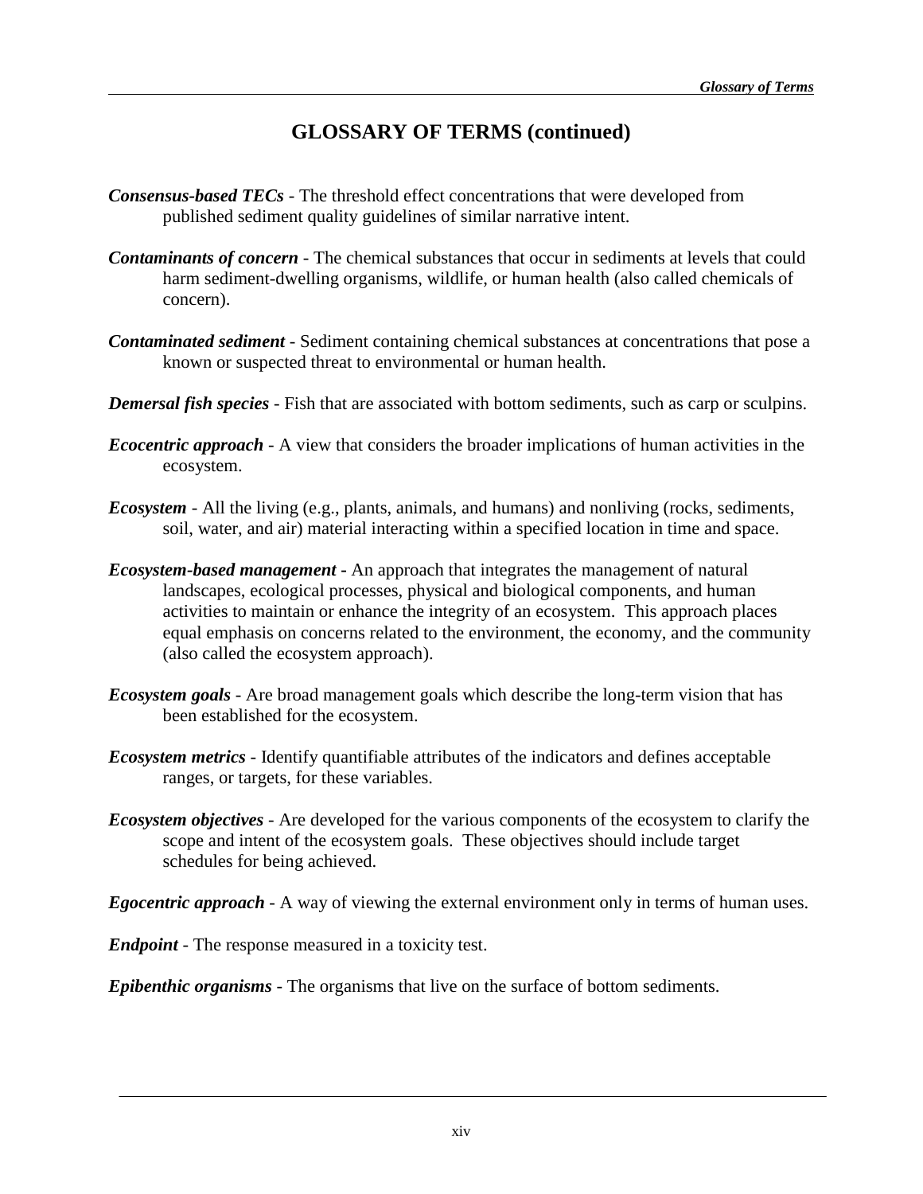# GLOSSARY OF TERMS (continued)

***Consensus-based TECs*** - The threshold effect concentrations that were developed from published sediment quality guidelines of similar narrative intent.

***Contaminants of concern*** - The chemical substances that occur in sediments at levels that could harm sediment-dwelling organisms, wildlife, or human health (also called chemicals of concern).

***Contaminated sediment*** - Sediment containing chemical substances at concentrations that pose a known or suspected threat to environmental or human health.

***Demersal fish species*** - Fish that are associated with bottom sediments, such as carp or sculpins.

***Ecocentric approach*** - A view that considers the broader implications of human activities in the ecosystem.

***Ecosystem*** - All the living (e.g., plants, animals, and humans) and nonliving (rocks, sediments, soil, water, and air) material interacting within a specified location in time and space.

***Ecosystem-based management*** - An approach that integrates the management of natural landscapes, ecological processes, physical and biological components, and human activities to maintain or enhance the integrity of an ecosystem. This approach places equal emphasis on concerns related to the environment, the economy, and the community (also called the ecosystem approach).

***Ecosystem goals*** - Are broad management goals which describe the long-term vision that has been established for the ecosystem.

***Ecosystem metrics*** - Identify quantifiable attributes of the indicators and defines acceptable ranges, or targets, for these variables.

***Ecosystem objectives*** - Are developed for the various components of the ecosystem to clarify the scope and intent of the ecosystem goals. These objectives should include target schedules for being achieved.

***Egocentric approach*** - A way of viewing the external environment only in terms of human uses.

***Endpoint*** - The response measured in a toxicity test.

***Epibenthic organisms*** - The organisms that live on the surface of bottom sediments.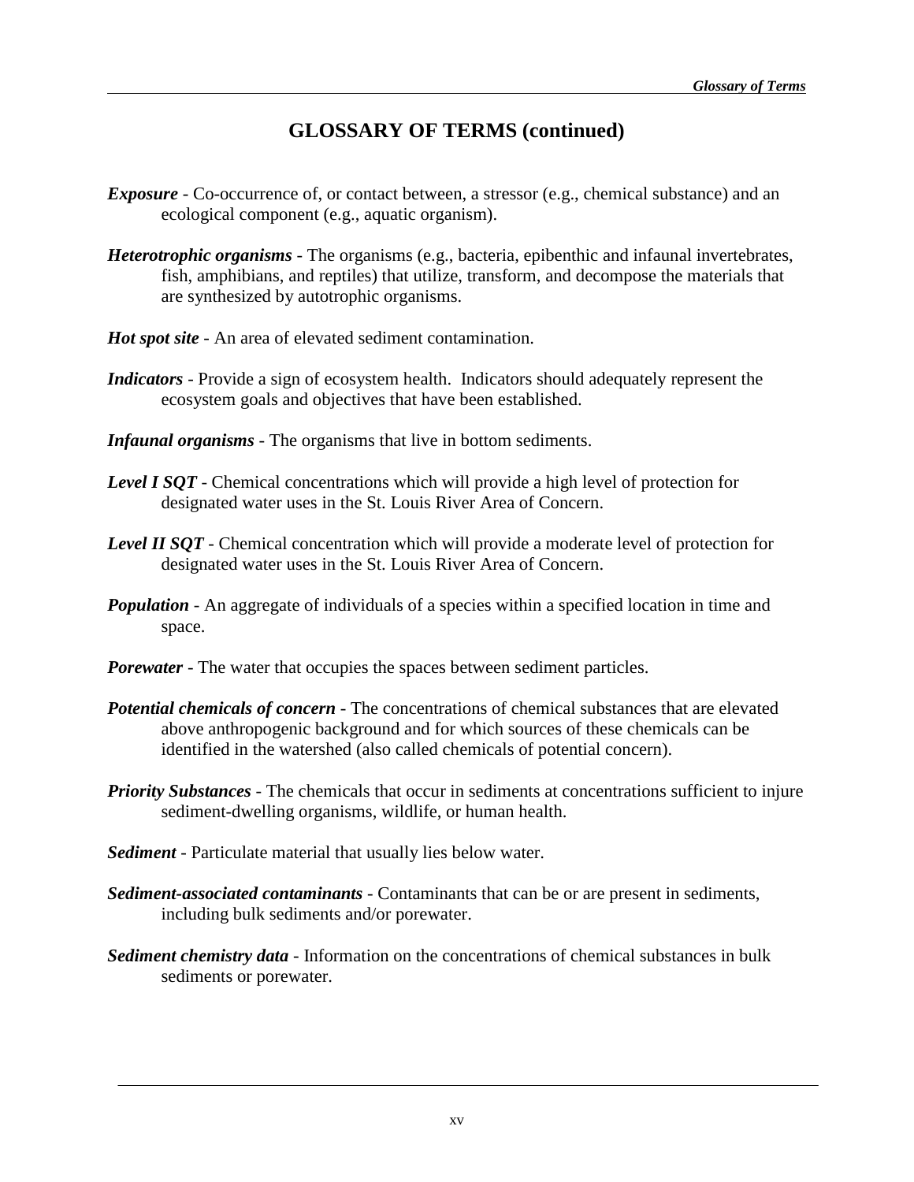## GLOSSARY OF TERMS (continued)

***Exposure*** - Co-occurrence of, or contact between, a stressor (e.g., chemical substance) and an ecological component (e.g., aquatic organism).

***Heterotrophic organisms*** - The organisms (e.g., bacteria, epibenthic and infaunal invertebrates, fish, amphibians, and reptiles) that utilize, transform, and decompose the materials that are synthesized by autotrophic organisms.

***Hot spot site*** - An area of elevated sediment contamination.

***Indicators*** - Provide a sign of ecosystem health. Indicators should adequately represent the ecosystem goals and objectives that have been established.

***Infaunal organisms*** - The organisms that live in bottom sediments.

***Level I SQT*** - Chemical concentrations which will provide a high level of protection for designated water uses in the St. Louis River Area of Concern.

***Level II SQT*** - Chemical concentration which will provide a moderate level of protection for designated water uses in the St. Louis River Area of Concern.

***Population*** - An aggregate of individuals of a species within a specified location in time and space.

***Porewater*** - The water that occupies the spaces between sediment particles.

***Potential chemicals of concern*** - The concentrations of chemical substances that are elevated above anthropogenic background and for which sources of these chemicals can be identified in the watershed (also called chemicals of potential concern).

***Priority Substances*** - The chemicals that occur in sediments at concentrations sufficient to injure sediment-dwelling organisms, wildlife, or human health.

***Sediment*** - Particulate material that usually lies below water.

***Sediment-associated contaminants*** - Contaminants that can be or are present in sediments, including bulk sediments and/or porewater.

***Sediment chemistry data*** - Information on the concentrations of chemical substances in bulk sediments or porewater.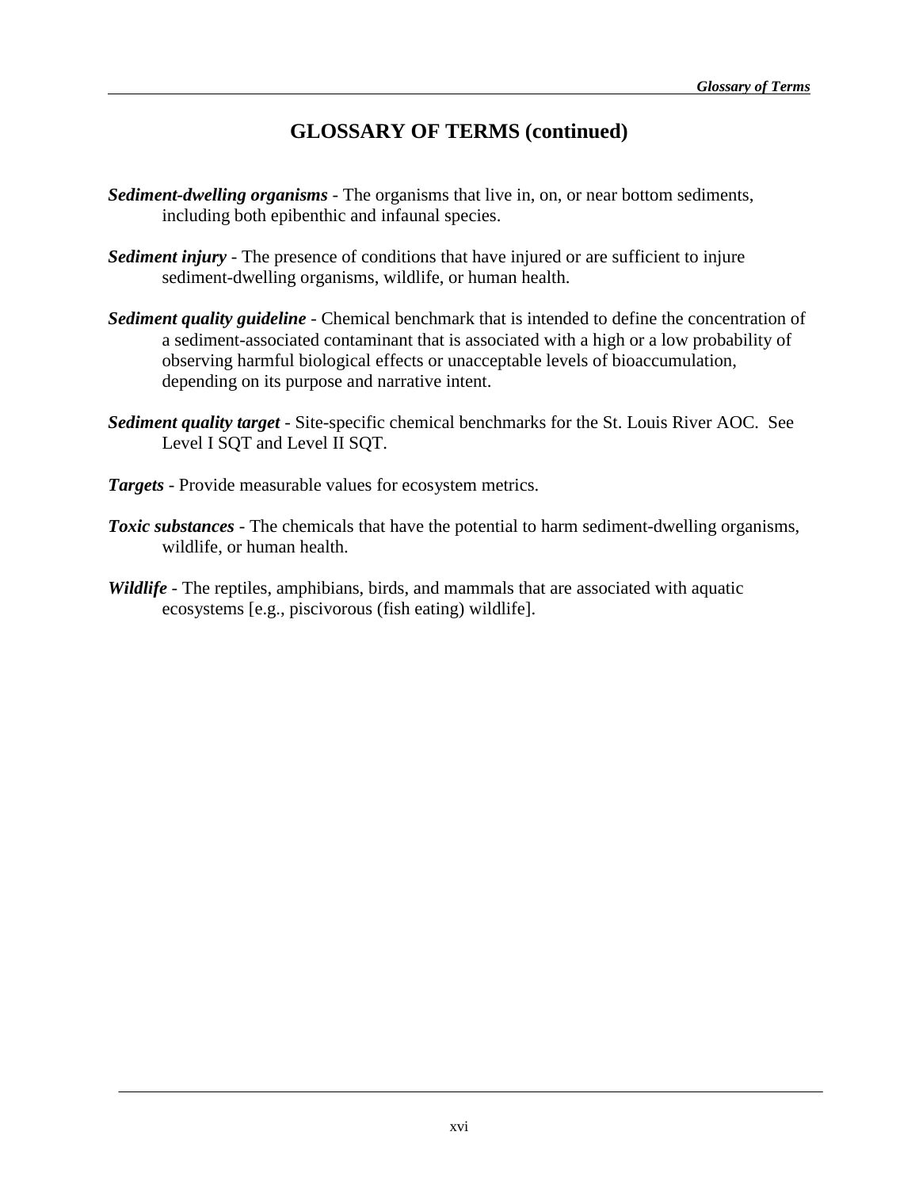## GLOSSARY OF TERMS (continued)

***Sediment-dwelling organisms*** - The organisms that live in, on, or near bottom sediments, including both epibenthic and infaunal species.

***Sediment injury*** - The presence of conditions that have injured or are sufficient to injure sediment-dwelling organisms, wildlife, or human health.

***Sediment quality guideline*** - Chemical benchmark that is intended to define the concentration of a sediment-associated contaminant that is associated with a high or a low probability of observing harmful biological effects or unacceptable levels of bioaccumulation, depending on its purpose and narrative intent.

***Sediment quality target*** - Site-specific chemical benchmarks for the St. Louis River AOC. See Level I SQT and Level II SQT.

***Targets*** - Provide measurable values for ecosystem metrics.

***Toxic substances*** - The chemicals that have the potential to harm sediment-dwelling organisms, wildlife, or human health.

***Wildlife*** - The reptiles, amphibians, birds, and mammals that are associated with aquatic ecosystems [e.g., piscivorous (fish eating) wildlife].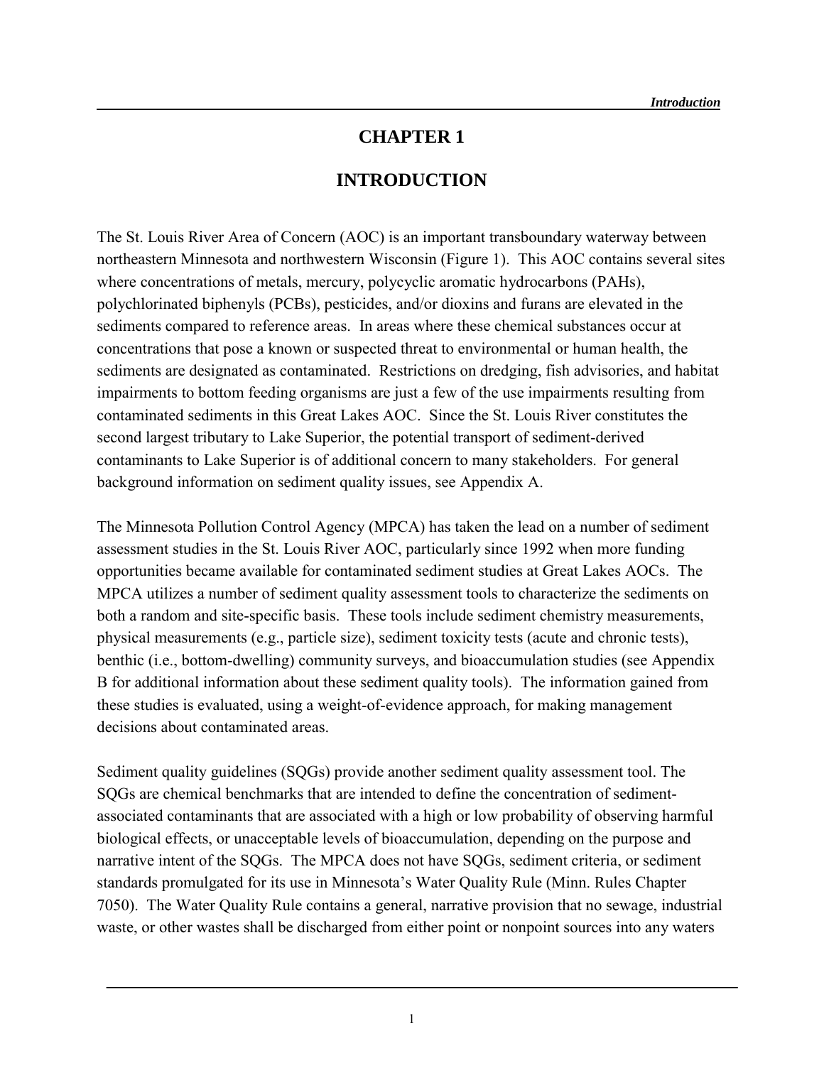# CHAPTER 1

# INTRODUCTION

The St. Louis River Area of Concern (AOC) is an important transboundary waterway between northeastern Minnesota and northwestern Wisconsin (Figure 1). This AOC contains several sites where concentrations of metals, mercury, polycyclic aromatic hydrocarbons (PAHs), polychlorinated biphenyls (PCBs), pesticides, and/or dioxins and furans are elevated in the sediments compared to reference areas. In areas where these chemical substances occur at concentrations that pose a known or suspected threat to environmental or human health, the sediments are designated as contaminated. Restrictions on dredging, fish advisories, and habitat impairments to bottom feeding organisms are just a few of the use impairments resulting from contaminated sediments in this Great Lakes AOC. Since the St. Louis River constitutes the second largest tributary to Lake Superior, the potential transport of sediment-derived contaminants to Lake Superior is of additional concern to many stakeholders. For general background information on sediment quality issues, see Appendix A.

The Minnesota Pollution Control Agency (MPCA) has taken the lead on a number of sediment assessment studies in the St. Louis River AOC, particularly since 1992 when more funding opportunities became available for contaminated sediment studies at Great Lakes AOCs. The MPCA utilizes a number of sediment quality assessment tools to characterize the sediments on both a random and site-specific basis. These tools include sediment chemistry measurements, physical measurements (e.g., particle size), sediment toxicity tests (acute and chronic tests), benthic (i.e., bottom-dwelling) community surveys, and bioaccumulation studies (see Appendix B for additional information about these sediment quality tools). The information gained from these studies is evaluated, using a weight-of-evidence approach, for making management decisions about contaminated areas.

Sediment quality guidelines (SQGs) provide another sediment quality assessment tool. The SQGs are chemical benchmarks that are intended to define the concentration of sediment-associated contaminants that are associated with a high or low probability of observing harmful biological effects, or unacceptable levels of bioaccumulation, depending on the purpose and narrative intent of the SQGs. The MPCA does not have SQGs, sediment criteria, or sediment standards promulgated for its use in Minnesota's Water Quality Rule (Minn. Rules Chapter 7050). The Water Quality Rule contains a general, narrative provision that no sewage, industrial waste, or other wastes shall be discharged from either point or nonpoint sources into any waters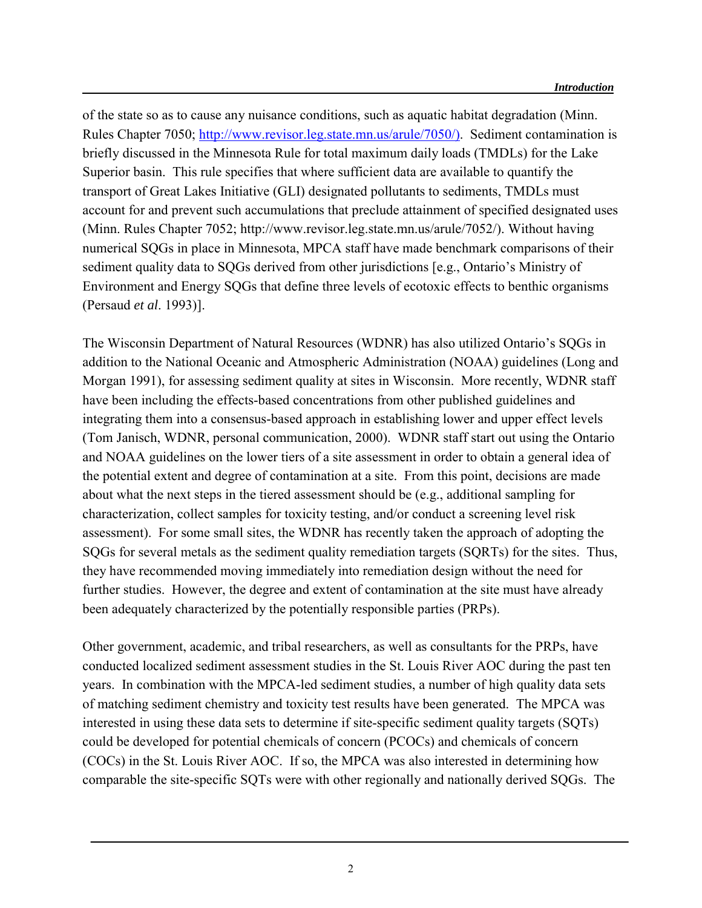of the state so as to cause any nuisance conditions, such as aquatic habitat degradation (Minn. Rules Chapter 7050; http://www.revisor.leg.state.mn.us/arule/7050/). Sediment contamination is briefly discussed in the Minnesota Rule for total maximum daily loads (TMDLs) for the Lake Superior basin. This rule specifies that where sufficient data are available to quantify the transport of Great Lakes Initiative (GLI) designated pollutants to sediments, TMDLs must account for and prevent such accumulations that preclude attainment of specified designated uses (Minn. Rules Chapter 7052; http://www.revisor.leg.state.mn.us/arule/7052/). Without having numerical SQGs in place in Minnesota, MPCA staff have made benchmark comparisons of their sediment quality data to SQGs derived from other jurisdictions [e.g., Ontario's Ministry of Environment and Energy SQGs that define three levels of ecotoxic effects to benthic organisms (Persaud *et al*. 1993)].

The Wisconsin Department of Natural Resources (WDNR) has also utilized Ontario's SQGs in addition to the National Oceanic and Atmospheric Administration (NOAA) guidelines (Long and Morgan 1991), for assessing sediment quality at sites in Wisconsin. More recently, WDNR staff have been including the effects-based concentrations from other published guidelines and integrating them into a consensus-based approach in establishing lower and upper effect levels (Tom Janisch, WDNR, personal communication, 2000). WDNR staff start out using the Ontario and NOAA guidelines on the lower tiers of a site assessment in order to obtain a general idea of the potential extent and degree of contamination at a site. From this point, decisions are made about what the next steps in the tiered assessment should be (e.g., additional sampling for characterization, collect samples for toxicity testing, and/or conduct a screening level risk assessment). For some small sites, the WDNR has recently taken the approach of adopting the SQGs for several metals as the sediment quality remediation targets (SQRTs) for the sites. Thus, they have recommended moving immediately into remediation design without the need for further studies. However, the degree and extent of contamination at the site must have already been adequately characterized by the potentially responsible parties (PRPs).

Other government, academic, and tribal researchers, as well as consultants for the PRPs, have conducted localized sediment assessment studies in the St. Louis River AOC during the past ten years. In combination with the MPCA-led sediment studies, a number of high quality data sets of matching sediment chemistry and toxicity test results have been generated. The MPCA was interested in using these data sets to determine if site-specific sediment quality targets (SQTs) could be developed for potential chemicals of concern (PCOCs) and chemicals of concern (COCs) in the St. Louis River AOC. If so, the MPCA was also interested in determining how comparable the site-specific SQTs were with other regionally and nationally derived SQGs. The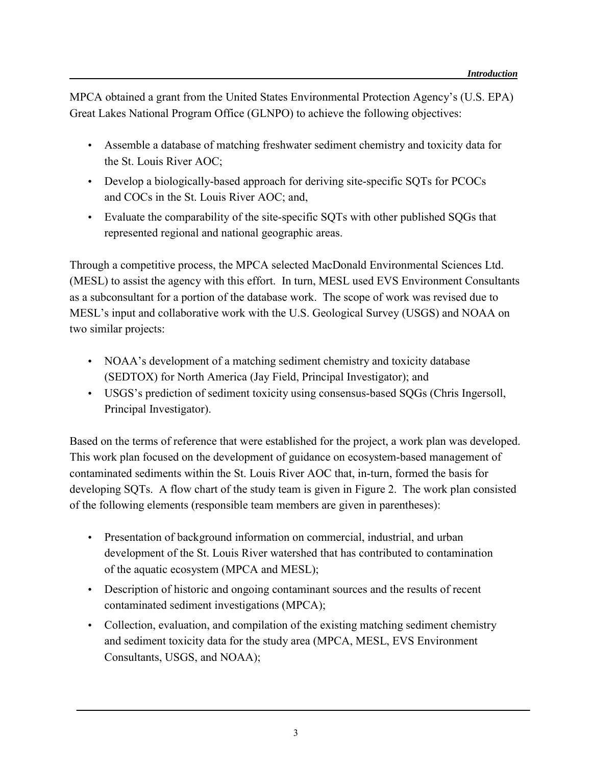MPCA obtained a grant from the United States Environmental Protection Agency's (U.S. EPA) Great Lakes National Program Office (GLNPO) to achieve the following objectives:

- Assemble a database of matching freshwater sediment chemistry and toxicity data for the St. Louis River AOC;
- Develop a biologically-based approach for deriving site-specific SQTs for PCOCs and COCs in the St. Louis River AOC; and,
- Evaluate the comparability of the site-specific SQTs with other published SQGs that represented regional and national geographic areas.

Through a competitive process, the MPCA selected MacDonald Environmental Sciences Ltd. (MESL) to assist the agency with this effort. In turn, MESL used EVS Environment Consultants as a subconsultant for a portion of the database work. The scope of work was revised due to MESL's input and collaborative work with the U.S. Geological Survey (USGS) and NOAA on two similar projects:

- NOAA's development of a matching sediment chemistry and toxicity database (SEDTOX) for North America (Jay Field, Principal Investigator); and
- USGS's prediction of sediment toxicity using consensus-based SQGs (Chris Ingersoll, Principal Investigator).

Based on the terms of reference that were established for the project, a work plan was developed. This work plan focused on the development of guidance on ecosystem-based management of contaminated sediments within the St. Louis River AOC that, in-turn, formed the basis for developing SQTs. A flow chart of the study team is given in Figure 2. The work plan consisted of the following elements (responsible team members are given in parentheses):

- Presentation of background information on commercial, industrial, and urban development of the St. Louis River watershed that has contributed to contamination of the aquatic ecosystem (MPCA and MESL);
- Description of historic and ongoing contaminant sources and the results of recent contaminated sediment investigations (MPCA);
- Collection, evaluation, and compilation of the existing matching sediment chemistry and sediment toxicity data for the study area (MPCA, MESL, EVS Environment Consultants, USGS, and NOAA);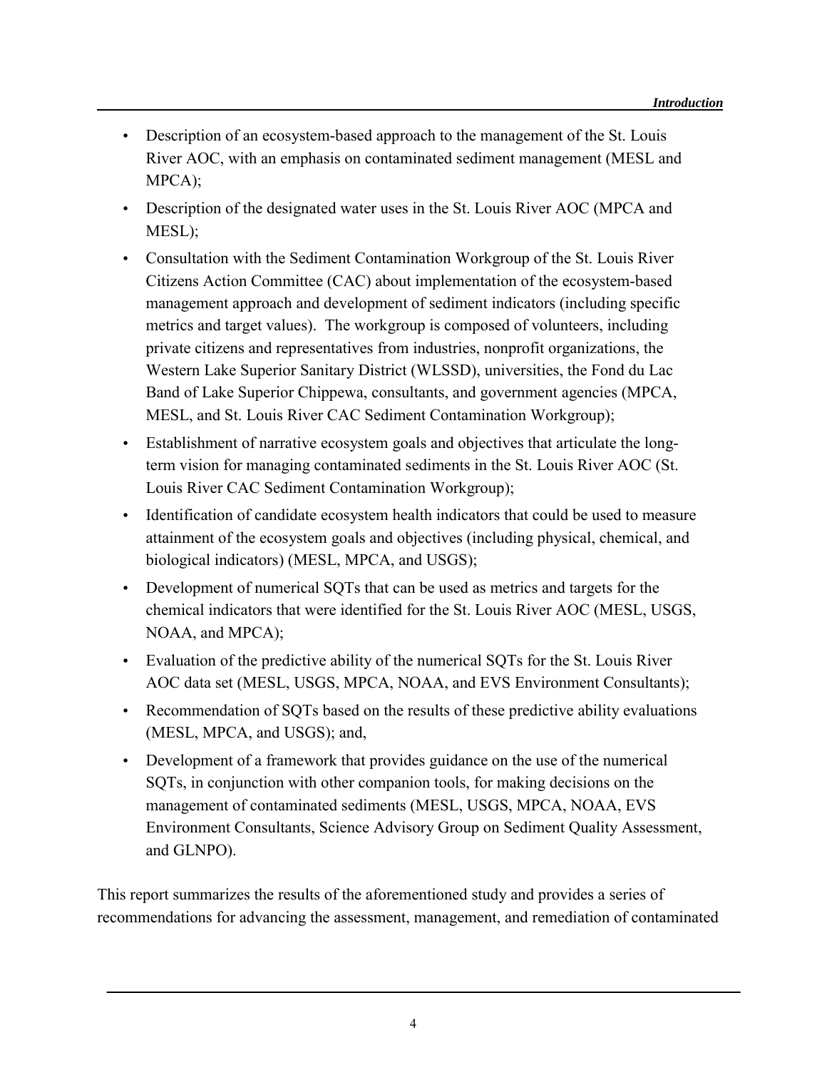- Description of an ecosystem-based approach to the management of the St. Louis River AOC, with an emphasis on contaminated sediment management (MESL and MPCA);
- Description of the designated water uses in the St. Louis River AOC (MPCA and MESL);
- Consultation with the Sediment Contamination Workgroup of the St. Louis River Citizens Action Committee (CAC) about implementation of the ecosystem-based management approach and development of sediment indicators (including specific metrics and target values). The workgroup is composed of volunteers, including private citizens and representatives from industries, nonprofit organizations, the Western Lake Superior Sanitary District (WLSSD), universities, the Fond du Lac Band of Lake Superior Chippewa, consultants, and government agencies (MPCA, MESL, and St. Louis River CAC Sediment Contamination Workgroup);
- Establishment of narrative ecosystem goals and objectives that articulate the long-term vision for managing contaminated sediments in the St. Louis River AOC (St. Louis River CAC Sediment Contamination Workgroup);
- Identification of candidate ecosystem health indicators that could be used to measure attainment of the ecosystem goals and objectives (including physical, chemical, and biological indicators) (MESL, MPCA, and USGS);
- Development of numerical SQTs that can be used as metrics and targets for the chemical indicators that were identified for the St. Louis River AOC (MESL, USGS, NOAA, and MPCA);
- Evaluation of the predictive ability of the numerical SQTs for the St. Louis River AOC data set (MESL, USGS, MPCA, NOAA, and EVS Environment Consultants);
- Recommendation of SQTs based on the results of these predictive ability evaluations (MESL, MPCA, and USGS); and,
- Development of a framework that provides guidance on the use of the numerical SQTs, in conjunction with other companion tools, for making decisions on the management of contaminated sediments (MESL, USGS, MPCA, NOAA, EVS Environment Consultants, Science Advisory Group on Sediment Quality Assessment, and GLNPO).

This report summarizes the results of the aforementioned study and provides a series of recommendations for advancing the assessment, management, and remediation of contaminated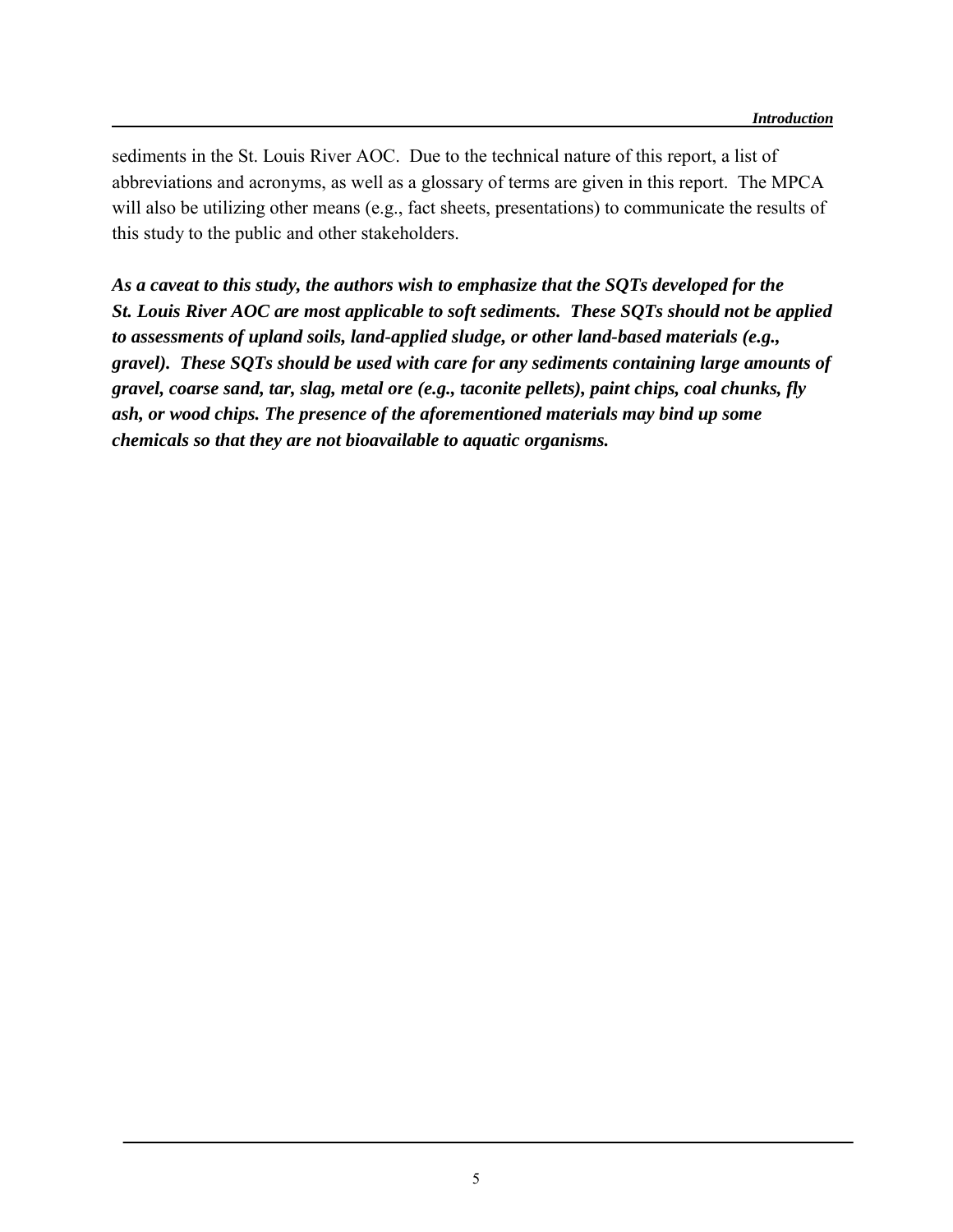sediments in the St. Louis River AOC. Due to the technical nature of this report, a list of abbreviations and acronyms, as well as a glossary of terms are given in this report. The MPCA will also be utilizing other means (e.g., fact sheets, presentations) to communicate the results of this study to the public and other stakeholders.

***As a caveat to this study, the authors wish to emphasize that the SQTs developed for the St. Louis River AOC are most applicable to soft sediments. These SQTs should not be applied to assessments of upland soils, land-applied sludge, or other land-based materials (e.g., gravel). These SQTs should be used with care for any sediments containing large amounts of gravel, coarse sand, tar, slag, metal ore (e.g., taconite pellets), paint chips, coal chunks, fly ash, or wood chips. The presence of the aforementioned materials may bind up some chemicals so that they are not bioavailable to aquatic organisms.***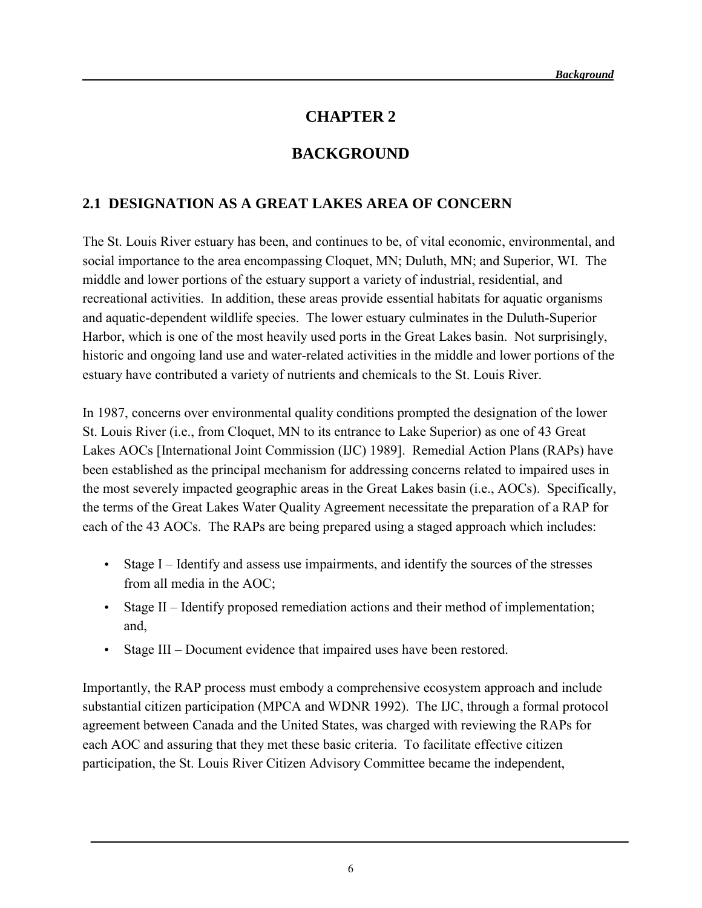# CHAPTER 2

# BACKGROUND

## 2.1 DESIGNATION AS A GREAT LAKES AREA OF CONCERN

The St. Louis River estuary has been, and continues to be, of vital economic, environmental, and social importance to the area encompassing Cloquet, MN; Duluth, MN; and Superior, WI. The middle and lower portions of the estuary support a variety of industrial, residential, and recreational activities. In addition, these areas provide essential habitats for aquatic organisms and aquatic-dependent wildlife species. The lower estuary culminates in the Duluth-Superior Harbor, which is one of the most heavily used ports in the Great Lakes basin. Not surprisingly, historic and ongoing land use and water-related activities in the middle and lower portions of the estuary have contributed a variety of nutrients and chemicals to the St. Louis River.

In 1987, concerns over environmental quality conditions prompted the designation of the lower St. Louis River (i.e., from Cloquet, MN to its entrance to Lake Superior) as one of 43 Great Lakes AOCs [International Joint Commission (IJC) 1989]. Remedial Action Plans (RAPs) have been established as the principal mechanism for addressing concerns related to impaired uses in the most severely impacted geographic areas in the Great Lakes basin (i.e., AOCs). Specifically, the terms of the Great Lakes Water Quality Agreement necessitate the preparation of a RAP for each of the 43 AOCs. The RAPs are being prepared using a staged approach which includes:

- Stage I – Identify and assess use impairments, and identify the sources of the stresses from all media in the AOC;
- Stage II – Identify proposed remediation actions and their method of implementation; and,
- Stage III – Document evidence that impaired uses have been restored.

Importantly, the RAP process must embody a comprehensive ecosystem approach and include substantial citizen participation (MPCA and WDNR 1992). The IJC, through a formal protocol agreement between Canada and the United States, was charged with reviewing the RAPs for each AOC and assuring that they met these basic criteria. To facilitate effective citizen participation, the St. Louis River Citizen Advisory Committee became the independent,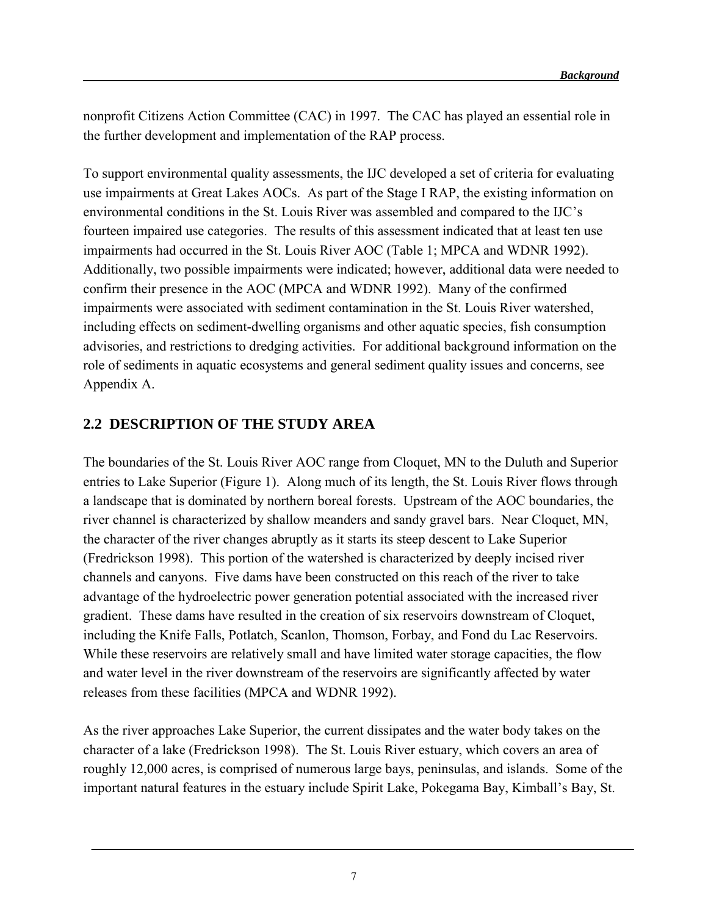nonprofit Citizens Action Committee (CAC) in 1997. The CAC has played an essential role in the further development and implementation of the RAP process.

To support environmental quality assessments, the IJC developed a set of criteria for evaluating use impairments at Great Lakes AOCs. As part of the Stage I RAP, the existing information on environmental conditions in the St. Louis River was assembled and compared to the IJC's fourteen impaired use categories. The results of this assessment indicated that at least ten use impairments had occurred in the St. Louis River AOC (Table 1; MPCA and WDNR 1992). Additionally, two possible impairments were indicated; however, additional data were needed to confirm their presence in the AOC (MPCA and WDNR 1992). Many of the confirmed impairments were associated with sediment contamination in the St. Louis River watershed, including effects on sediment-dwelling organisms and other aquatic species, fish consumption advisories, and restrictions to dredging activities. For additional background information on the role of sediments in aquatic ecosystems and general sediment quality issues and concerns, see Appendix A.

## 2.2 DESCRIPTION OF THE STUDY AREA

The boundaries of the St. Louis River AOC range from Cloquet, MN to the Duluth and Superior entries to Lake Superior (Figure 1). Along much of its length, the St. Louis River flows through a landscape that is dominated by northern boreal forests. Upstream of the AOC boundaries, the river channel is characterized by shallow meanders and sandy gravel bars. Near Cloquet, MN, the character of the river changes abruptly as it starts its steep descent to Lake Superior (Fredrickson 1998). This portion of the watershed is characterized by deeply incised river channels and canyons. Five dams have been constructed on this reach of the river to take advantage of the hydroelectric power generation potential associated with the increased river gradient. These dams have resulted in the creation of six reservoirs downstream of Cloquet, including the Knife Falls, Potlatch, Scanlon, Thomson, Forbay, and Fond du Lac Reservoirs. While these reservoirs are relatively small and have limited water storage capacities, the flow and water level in the river downstream of the reservoirs are significantly affected by water releases from these facilities (MPCA and WDNR 1992).

As the river approaches Lake Superior, the current dissipates and the water body takes on the character of a lake (Fredrickson 1998). The St. Louis River estuary, which covers an area of roughly 12,000 acres, is comprised of numerous large bays, peninsulas, and islands. Some of the important natural features in the estuary include Spirit Lake, Pokegama Bay, Kimball's Bay, St.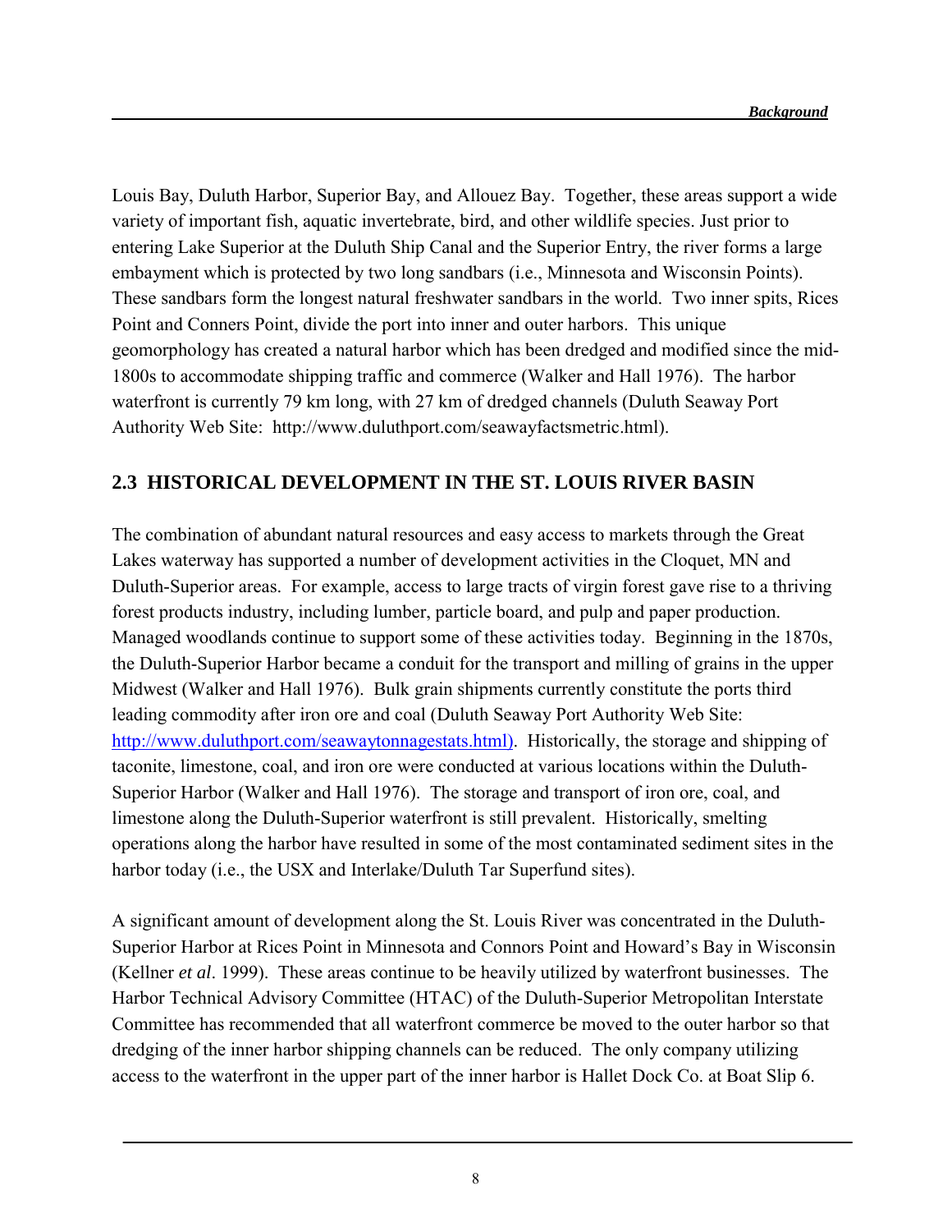Louis Bay, Duluth Harbor, Superior Bay, and Allouez Bay. Together, these areas support a wide variety of important fish, aquatic invertebrate, bird, and other wildlife species. Just prior to entering Lake Superior at the Duluth Ship Canal and the Superior Entry, the river forms a large embayment which is protected by two long sandbars (i.e., Minnesota and Wisconsin Points). These sandbars form the longest natural freshwater sandbars in the world. Two inner spits, Rices Point and Conners Point, divide the port into inner and outer harbors. This unique geomorphology has created a natural harbor which has been dredged and modified since the mid-1800s to accommodate shipping traffic and commerce (Walker and Hall 1976). The harbor waterfront is currently 79 km long, with 27 km of dredged channels (Duluth Seaway Port Authority Web Site: http://www.duluthport.com/seawayfactsmetric.html).

## 2.3 HISTORICAL DEVELOPMENT IN THE ST. LOUIS RIVER BASIN

The combination of abundant natural resources and easy access to markets through the Great Lakes waterway has supported a number of development activities in the Cloquet, MN and Duluth-Superior areas. For example, access to large tracts of virgin forest gave rise to a thriving forest products industry, including lumber, particle board, and pulp and paper production. Managed woodlands continue to support some of these activities today. Beginning in the 1870s, the Duluth-Superior Harbor became a conduit for the transport and milling of grains in the upper Midwest (Walker and Hall 1976). Bulk grain shipments currently constitute the ports third leading commodity after iron ore and coal (Duluth Seaway Port Authority Web Site: http://www.duluthport.com/seawaytonnagestats.html). Historically, the storage and shipping of taconite, limestone, coal, and iron ore were conducted at various locations within the Duluth-Superior Harbor (Walker and Hall 1976). The storage and transport of iron ore, coal, and limestone along the Duluth-Superior waterfront is still prevalent. Historically, smelting operations along the harbor have resulted in some of the most contaminated sediment sites in the harbor today (i.e., the USX and Interlake/Duluth Tar Superfund sites).

A significant amount of development along the St. Louis River was concentrated in the Duluth-Superior Harbor at Rices Point in Minnesota and Connors Point and Howard's Bay in Wisconsin (Kellner *et al*. 1999). These areas continue to be heavily utilized by waterfront businesses. The Harbor Technical Advisory Committee (HTAC) of the Duluth-Superior Metropolitan Interstate Committee has recommended that all waterfront commerce be moved to the outer harbor so that dredging of the inner harbor shipping channels can be reduced. The only company utilizing access to the waterfront in the upper part of the inner harbor is Hallet Dock Co. at Boat Slip 6.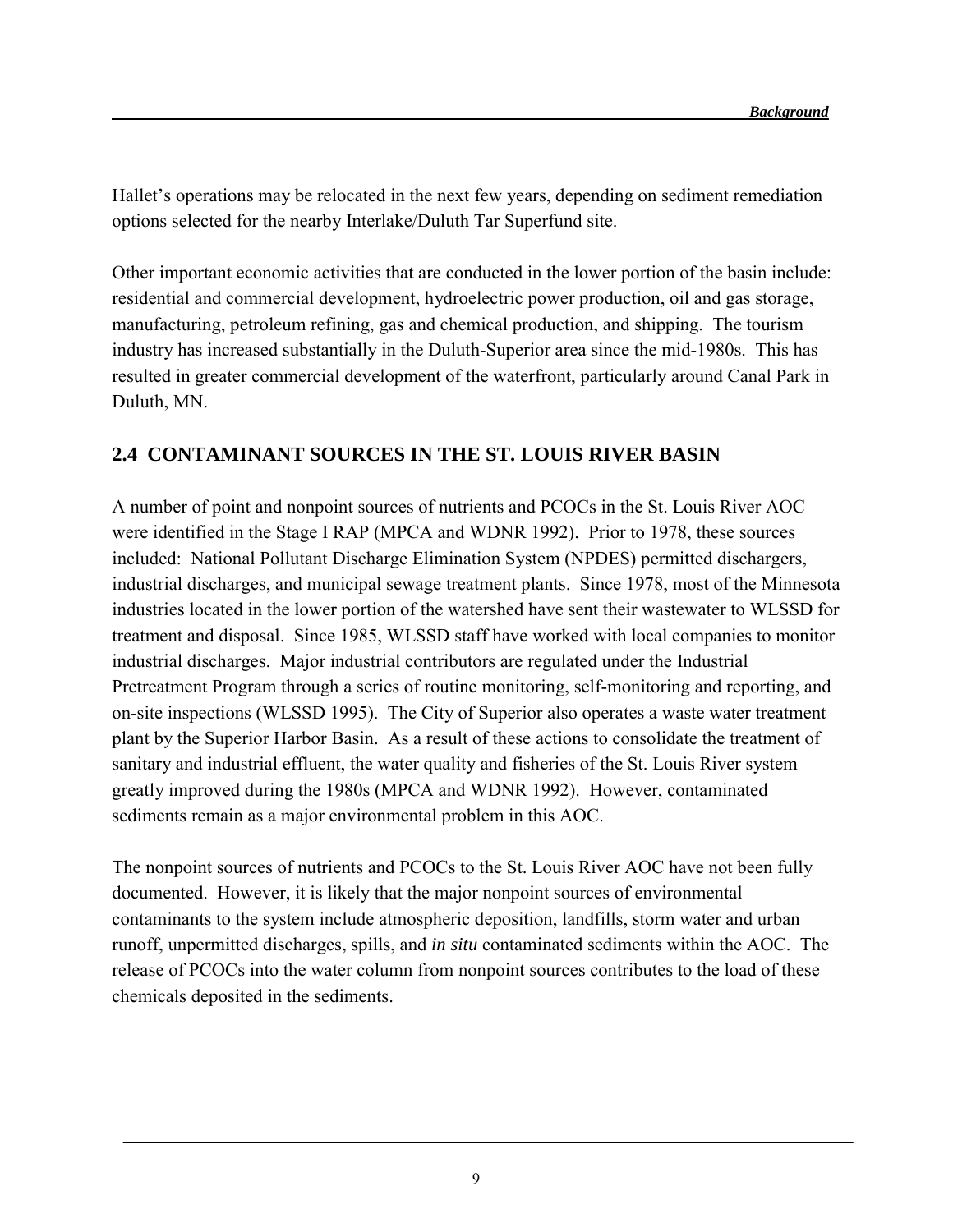Hallet's operations may be relocated in the next few years, depending on sediment remediation options selected for the nearby Interlake/Duluth Tar Superfund site.

Other important economic activities that are conducted in the lower portion of the basin include: residential and commercial development, hydroelectric power production, oil and gas storage, manufacturing, petroleum refining, gas and chemical production, and shipping. The tourism industry has increased substantially in the Duluth-Superior area since the mid-1980s. This has resulted in greater commercial development of the waterfront, particularly around Canal Park in Duluth, MN.

## 2.4 CONTAMINANT SOURCES IN THE ST. LOUIS RIVER BASIN

A number of point and nonpoint sources of nutrients and PCOCs in the St. Louis River AOC were identified in the Stage I RAP (MPCA and WDNR 1992). Prior to 1978, these sources included: National Pollutant Discharge Elimination System (NPDES) permitted dischargers, industrial discharges, and municipal sewage treatment plants. Since 1978, most of the Minnesota industries located in the lower portion of the watershed have sent their wastewater to WLSSD for treatment and disposal. Since 1985, WLSSD staff have worked with local companies to monitor industrial discharges. Major industrial contributors are regulated under the Industrial Pretreatment Program through a series of routine monitoring, self-monitoring and reporting, and on-site inspections (WLSSD 1995). The City of Superior also operates a waste water treatment plant by the Superior Harbor Basin. As a result of these actions to consolidate the treatment of sanitary and industrial effluent, the water quality and fisheries of the St. Louis River system greatly improved during the 1980s (MPCA and WDNR 1992). However, contaminated sediments remain as a major environmental problem in this AOC.

The nonpoint sources of nutrients and PCOCs to the St. Louis River AOC have not been fully documented. However, it is likely that the major nonpoint sources of environmental contaminants to the system include atmospheric deposition, landfills, storm water and urban runoff, unpermitted discharges, spills, and *in situ* contaminated sediments within the AOC. The release of PCOCs into the water column from nonpoint sources contributes to the load of these chemicals deposited in the sediments.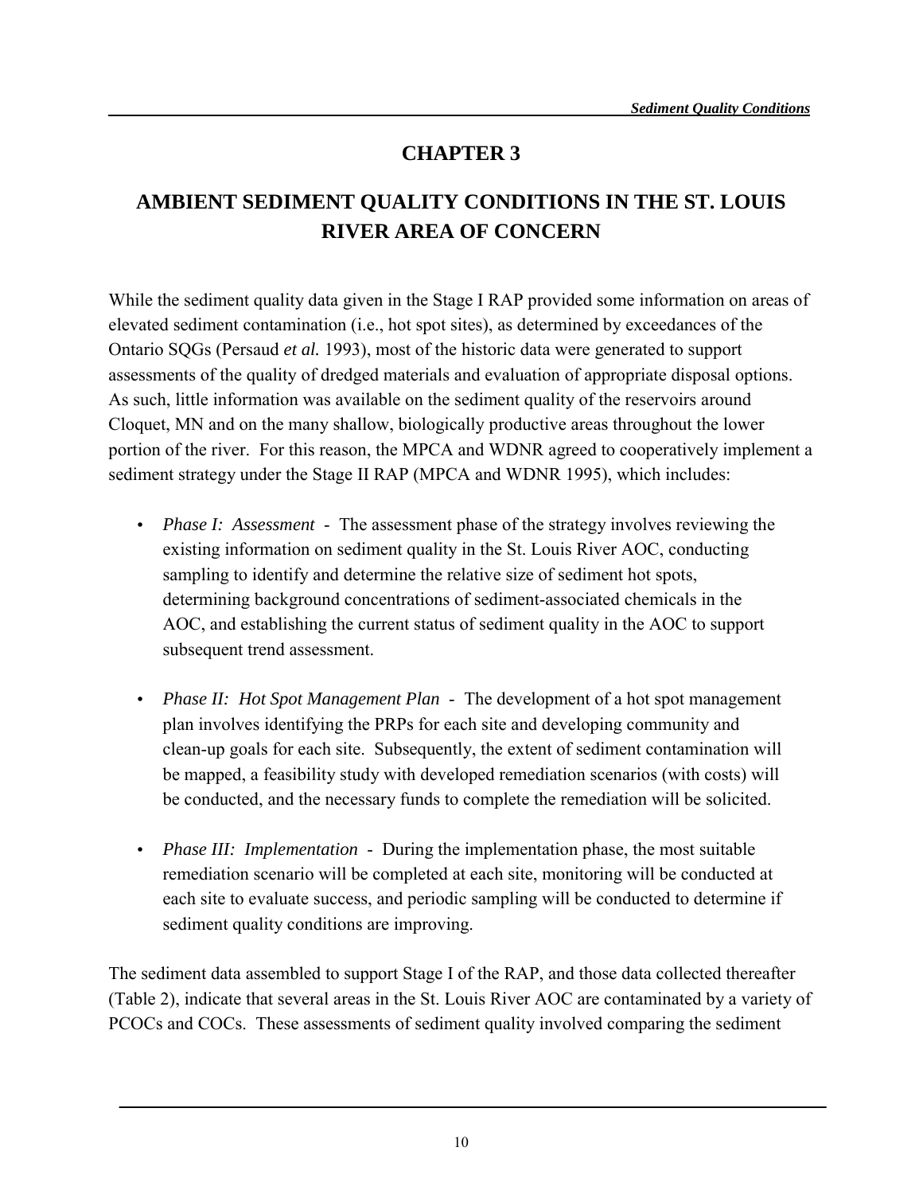# CHAPTER 3

## AMBIENT SEDIMENT QUALITY CONDITIONS IN THE ST. LOUIS RIVER AREA OF CONCERN

While the sediment quality data given in the Stage I RAP provided some information on areas of elevated sediment contamination (i.e., hot spot sites), as determined by exceedances of the Ontario SQGs (Persaud *et al.* 1993), most of the historic data were generated to support assessments of the quality of dredged materials and evaluation of appropriate disposal options. As such, little information was available on the sediment quality of the reservoirs around Cloquet, MN and on the many shallow, biologically productive areas throughout the lower portion of the river. For this reason, the MPCA and WDNR agreed to cooperatively implement a sediment strategy under the Stage II RAP (MPCA and WDNR 1995), which includes:

- *Phase I: Assessment* - The assessment phase of the strategy involves reviewing the existing information on sediment quality in the St. Louis River AOC, conducting sampling to identify and determine the relative size of sediment hot spots, determining background concentrations of sediment-associated chemicals in the AOC, and establishing the current status of sediment quality in the AOC to support subsequent trend assessment.

- *Phase II: Hot Spot Management Plan* - The development of a hot spot management plan involves identifying the PRPs for each site and developing community and clean-up goals for each site. Subsequently, the extent of sediment contamination will be mapped, a feasibility study with developed remediation scenarios (with costs) will be conducted, and the necessary funds to complete the remediation will be solicited.

- *Phase III: Implementation* - During the implementation phase, the most suitable remediation scenario will be completed at each site, monitoring will be conducted at each site to evaluate success, and periodic sampling will be conducted to determine if sediment quality conditions are improving.

The sediment data assembled to support Stage I of the RAP, and those data collected thereafter (Table 2), indicate that several areas in the St. Louis River AOC are contaminated by a variety of PCOCs and COCs. These assessments of sediment quality involved comparing the sediment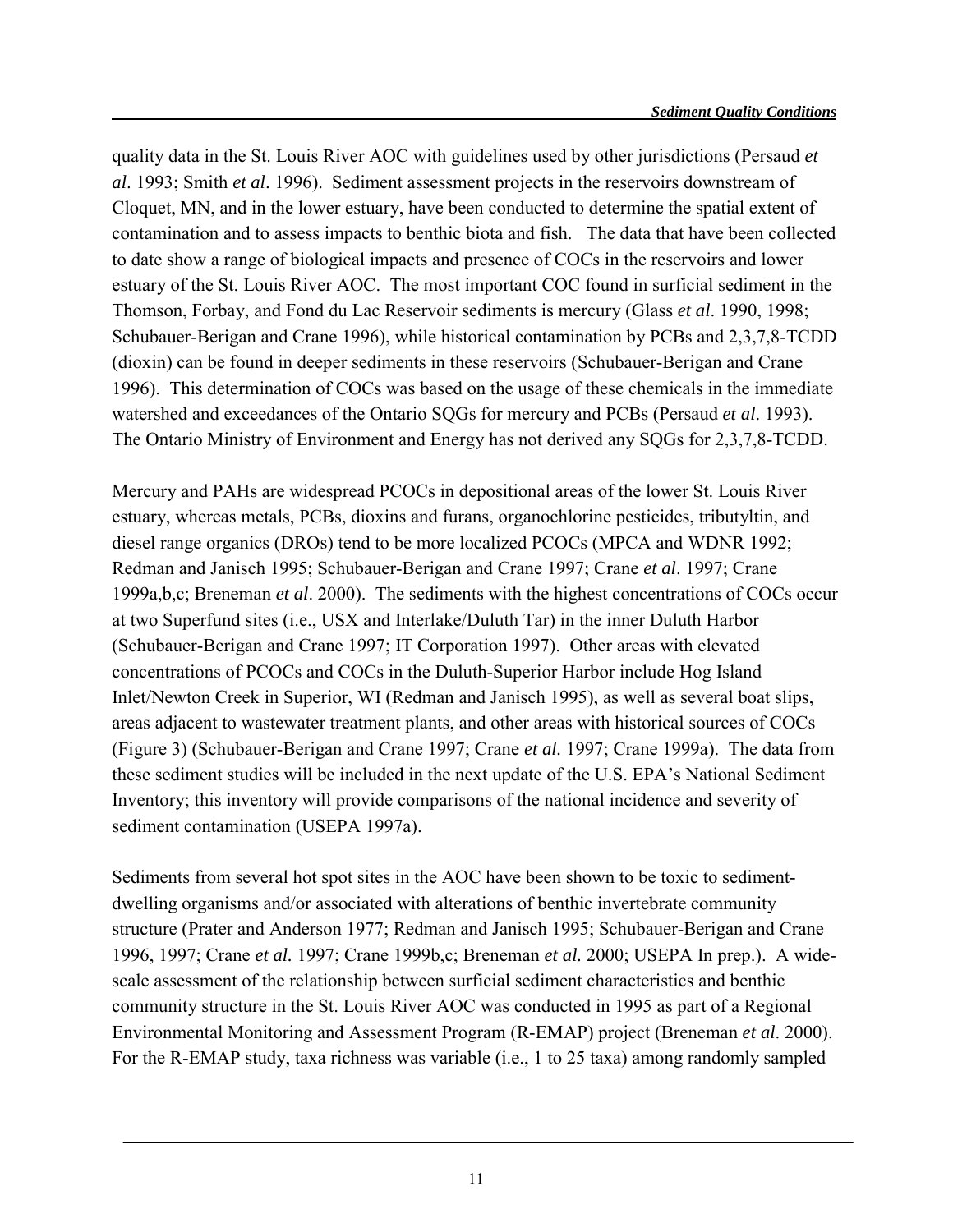quality data in the St. Louis River AOC with guidelines used by other jurisdictions (Persaud *et al*. 1993; Smith *et al*. 1996). Sediment assessment projects in the reservoirs downstream of Cloquet, MN, and in the lower estuary, have been conducted to determine the spatial extent of contamination and to assess impacts to benthic biota and fish. The data that have been collected to date show a range of biological impacts and presence of COCs in the reservoirs and lower estuary of the St. Louis River AOC. The most important COC found in surficial sediment in the Thomson, Forbay, and Fond du Lac Reservoir sediments is mercury (Glass *et al*. 1990, 1998; Schubauer-Berigan and Crane 1996), while historical contamination by PCBs and 2,3,7,8-TCDD (dioxin) can be found in deeper sediments in these reservoirs (Schubauer-Berigan and Crane 1996). This determination of COCs was based on the usage of these chemicals in the immediate watershed and exceedances of the Ontario SQGs for mercury and PCBs (Persaud *et al*. 1993). The Ontario Ministry of Environment and Energy has not derived any SQGs for 2,3,7,8-TCDD.

Mercury and PAHs are widespread PCOCs in depositional areas of the lower St. Louis River estuary, whereas metals, PCBs, dioxins and furans, organochlorine pesticides, tributyltin, and diesel range organics (DROs) tend to be more localized PCOCs (MPCA and WDNR 1992; Redman and Janisch 1995; Schubauer-Berigan and Crane 1997; Crane *et al*. 1997; Crane 1999a,b,c; Breneman *et al*. 2000). The sediments with the highest concentrations of COCs occur at two Superfund sites (i.e., USX and Interlake/Duluth Tar) in the inner Duluth Harbor (Schubauer-Berigan and Crane 1997; IT Corporation 1997). Other areas with elevated concentrations of PCOCs and COCs in the Duluth-Superior Harbor include Hog Island Inlet/Newton Creek in Superior, WI (Redman and Janisch 1995), as well as several boat slips, areas adjacent to wastewater treatment plants, and other areas with historical sources of COCs (Figure 3) (Schubauer-Berigan and Crane 1997; Crane *et al.* 1997; Crane 1999a). The data from these sediment studies will be included in the next update of the U.S. EPA's National Sediment Inventory; this inventory will provide comparisons of the national incidence and severity of sediment contamination (USEPA 1997a).

Sediments from several hot spot sites in the AOC have been shown to be toxic to sediment-dwelling organisms and/or associated with alterations of benthic invertebrate community structure (Prater and Anderson 1977; Redman and Janisch 1995; Schubauer-Berigan and Crane 1996, 1997; Crane *et al.* 1997; Crane 1999b,c; Breneman *et al.* 2000; USEPA In prep.). A wide-scale assessment of the relationship between surficial sediment characteristics and benthic community structure in the St. Louis River AOC was conducted in 1995 as part of a Regional Environmental Monitoring and Assessment Program (R-EMAP) project (Breneman *et al*. 2000). For the R-EMAP study, taxa richness was variable (i.e., 1 to 25 taxa) among randomly sampled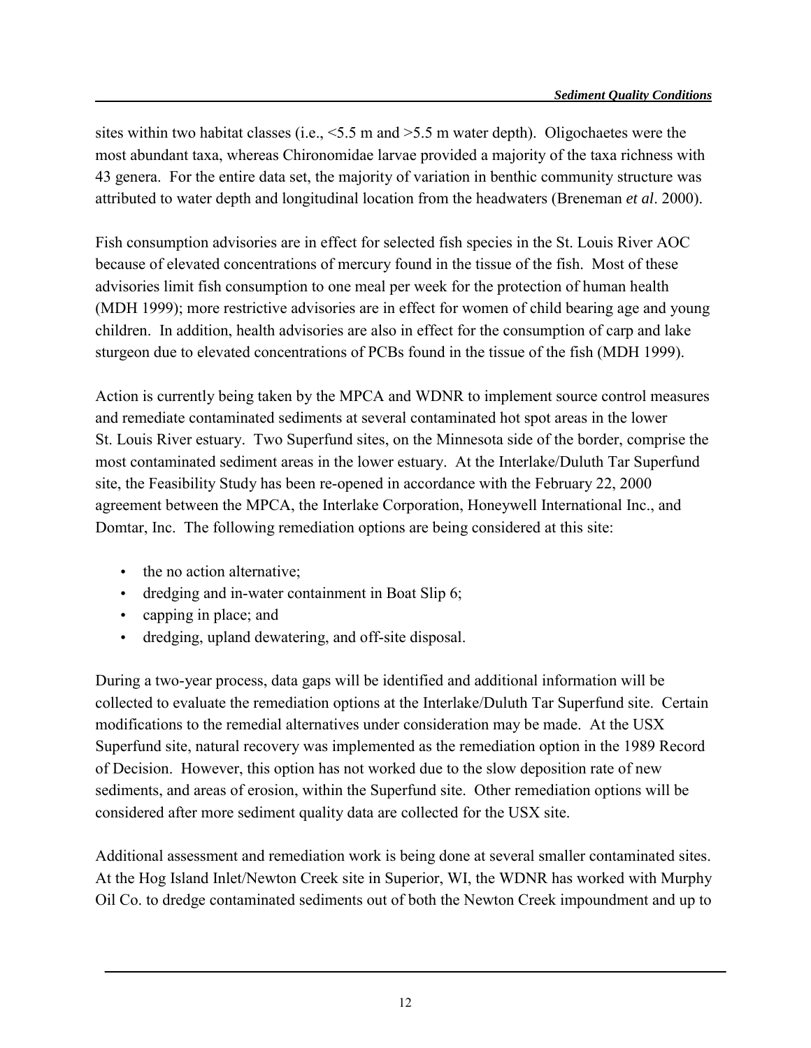sites within two habitat classes (i.e., <5.5 m and >5.5 m water depth). Oligochaetes were the most abundant taxa, whereas Chironomidae larvae provided a majority of the taxa richness with 43 genera. For the entire data set, the majority of variation in benthic community structure was attributed to water depth and longitudinal location from the headwaters (Breneman *et al*. 2000).

Fish consumption advisories are in effect for selected fish species in the St. Louis River AOC because of elevated concentrations of mercury found in the tissue of the fish. Most of these advisories limit fish consumption to one meal per week for the protection of human health (MDH 1999); more restrictive advisories are in effect for women of child bearing age and young children. In addition, health advisories are also in effect for the consumption of carp and lake sturgeon due to elevated concentrations of PCBs found in the tissue of the fish (MDH 1999).

Action is currently being taken by the MPCA and WDNR to implement source control measures and remediate contaminated sediments at several contaminated hot spot areas in the lower St. Louis River estuary. Two Superfund sites, on the Minnesota side of the border, comprise the most contaminated sediment areas in the lower estuary. At the Interlake/Duluth Tar Superfund site, the Feasibility Study has been re-opened in accordance with the February 22, 2000 agreement between the MPCA, the Interlake Corporation, Honeywell International Inc., and Domtar, Inc. The following remediation options are being considered at this site:

- the no action alternative;
- dredging and in-water containment in Boat Slip 6;
- capping in place; and
- dredging, upland dewatering, and off-site disposal.

During a two-year process, data gaps will be identified and additional information will be collected to evaluate the remediation options at the Interlake/Duluth Tar Superfund site. Certain modifications to the remedial alternatives under consideration may be made. At the USX Superfund site, natural recovery was implemented as the remediation option in the 1989 Record of Decision. However, this option has not worked due to the slow deposition rate of new sediments, and areas of erosion, within the Superfund site. Other remediation options will be considered after more sediment quality data are collected for the USX site.

Additional assessment and remediation work is being done at several smaller contaminated sites. At the Hog Island Inlet/Newton Creek site in Superior, WI, the WDNR has worked with Murphy Oil Co. to dredge contaminated sediments out of both the Newton Creek impoundment and up to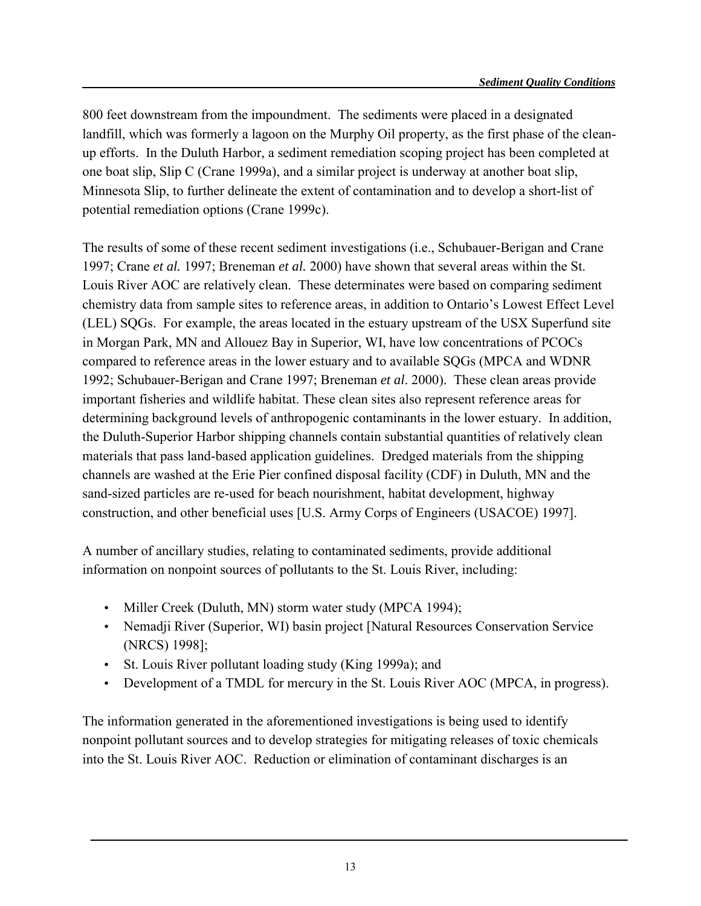800 feet downstream from the impoundment. The sediments were placed in a designated landfill, which was formerly a lagoon on the Murphy Oil property, as the first phase of the clean-up efforts. In the Duluth Harbor, a sediment remediation scoping project has been completed at one boat slip, Slip C (Crane 1999a), and a similar project is underway at another boat slip, Minnesota Slip, to further delineate the extent of contamination and to develop a short-list of potential remediation options (Crane 1999c).

The results of some of these recent sediment investigations (i.e., Schubauer-Berigan and Crane 1997; Crane *et al.* 1997; Breneman *et al.* 2000) have shown that several areas within the St. Louis River AOC are relatively clean. These determinates were based on comparing sediment chemistry data from sample sites to reference areas, in addition to Ontario's Lowest Effect Level (LEL) SQGs. For example, the areas located in the estuary upstream of the USX Superfund site in Morgan Park, MN and Allouez Bay in Superior, WI, have low concentrations of PCOCs compared to reference areas in the lower estuary and to available SQGs (MPCA and WDNR 1992; Schubauer-Berigan and Crane 1997; Breneman *et al*. 2000). These clean areas provide important fisheries and wildlife habitat. These clean sites also represent reference areas for determining background levels of anthropogenic contaminants in the lower estuary. In addition, the Duluth-Superior Harbor shipping channels contain substantial quantities of relatively clean materials that pass land-based application guidelines. Dredged materials from the shipping channels are washed at the Erie Pier confined disposal facility (CDF) in Duluth, MN and the sand-sized particles are re-used for beach nourishment, habitat development, highway construction, and other beneficial uses [U.S. Army Corps of Engineers (USACOE) 1997].

A number of ancillary studies, relating to contaminated sediments, provide additional information on nonpoint sources of pollutants to the St. Louis River, including:

- Miller Creek (Duluth, MN) storm water study (MPCA 1994);
- Nemadji River (Superior, WI) basin project [Natural Resources Conservation Service (NRCS) 1998];
- St. Louis River pollutant loading study (King 1999a); and
- Development of a TMDL for mercury in the St. Louis River AOC (MPCA, in progress).

The information generated in the aforementioned investigations is being used to identify nonpoint pollutant sources and to develop strategies for mitigating releases of toxic chemicals into the St. Louis River AOC. Reduction or elimination of contaminant discharges is an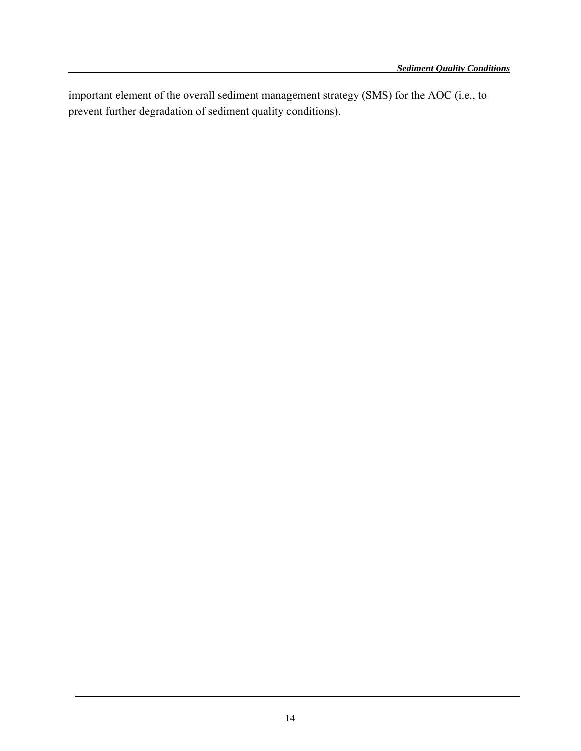important element of the overall sediment management strategy (SMS) for the AOC (i.e., to prevent further degradation of sediment quality conditions).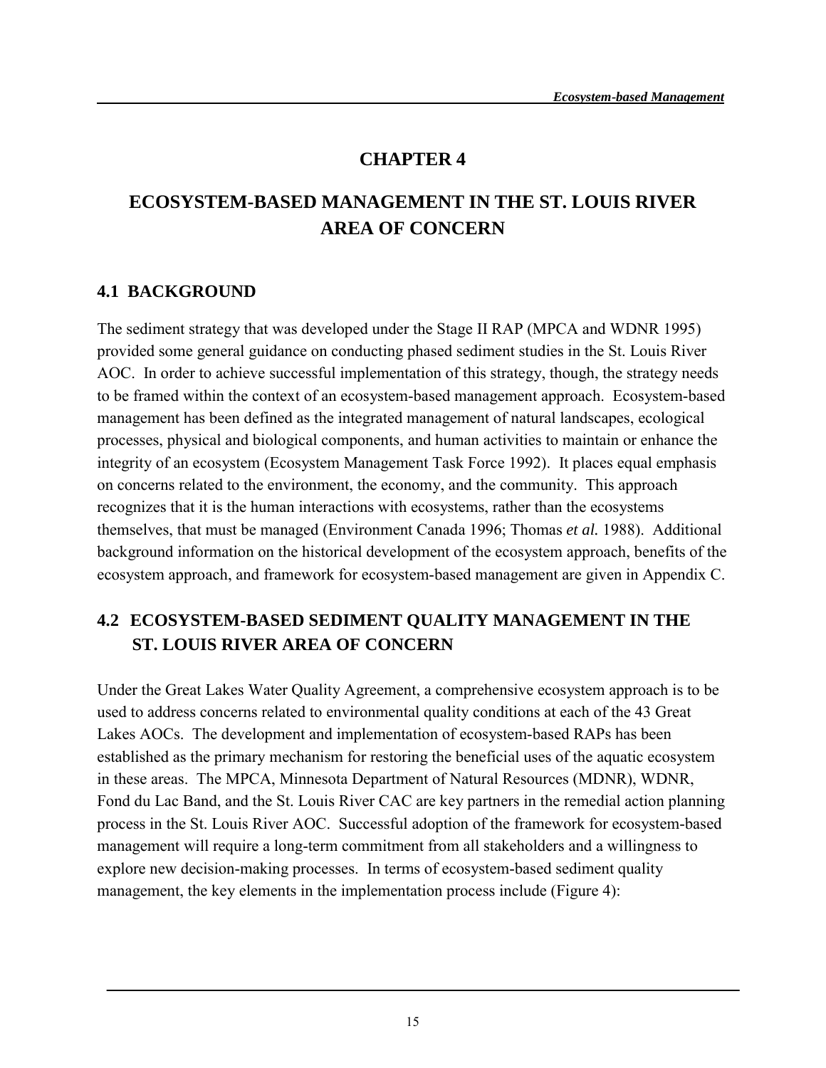# CHAPTER 4

# ECOSYSTEM-BASED MANAGEMENT IN THE ST. LOUIS RIVER AREA OF CONCERN

## 4.1 BACKGROUND

The sediment strategy that was developed under the Stage II RAP (MPCA and WDNR 1995) provided some general guidance on conducting phased sediment studies in the St. Louis River AOC. In order to achieve successful implementation of this strategy, though, the strategy needs to be framed within the context of an ecosystem-based management approach. Ecosystem-based management has been defined as the integrated management of natural landscapes, ecological processes, physical and biological components, and human activities to maintain or enhance the integrity of an ecosystem (Ecosystem Management Task Force 1992). It places equal emphasis on concerns related to the environment, the economy, and the community. This approach recognizes that it is the human interactions with ecosystems, rather than the ecosystems themselves, that must be managed (Environment Canada 1996; Thomas *et al.* 1988). Additional background information on the historical development of the ecosystem approach, benefits of the ecosystem approach, and framework for ecosystem-based management are given in Appendix C.

## 4.2 ECOSYSTEM-BASED SEDIMENT QUALITY MANAGEMENT IN THE ST. LOUIS RIVER AREA OF CONCERN

Under the Great Lakes Water Quality Agreement, a comprehensive ecosystem approach is to be used to address concerns related to environmental quality conditions at each of the 43 Great Lakes AOCs. The development and implementation of ecosystem-based RAPs has been established as the primary mechanism for restoring the beneficial uses of the aquatic ecosystem in these areas. The MPCA, Minnesota Department of Natural Resources (MDNR), WDNR, Fond du Lac Band, and the St. Louis River CAC are key partners in the remedial action planning process in the St. Louis River AOC. Successful adoption of the framework for ecosystem-based management will require a long-term commitment from all stakeholders and a willingness to explore new decision-making processes. In terms of ecosystem-based sediment quality management, the key elements in the implementation process include (Figure 4):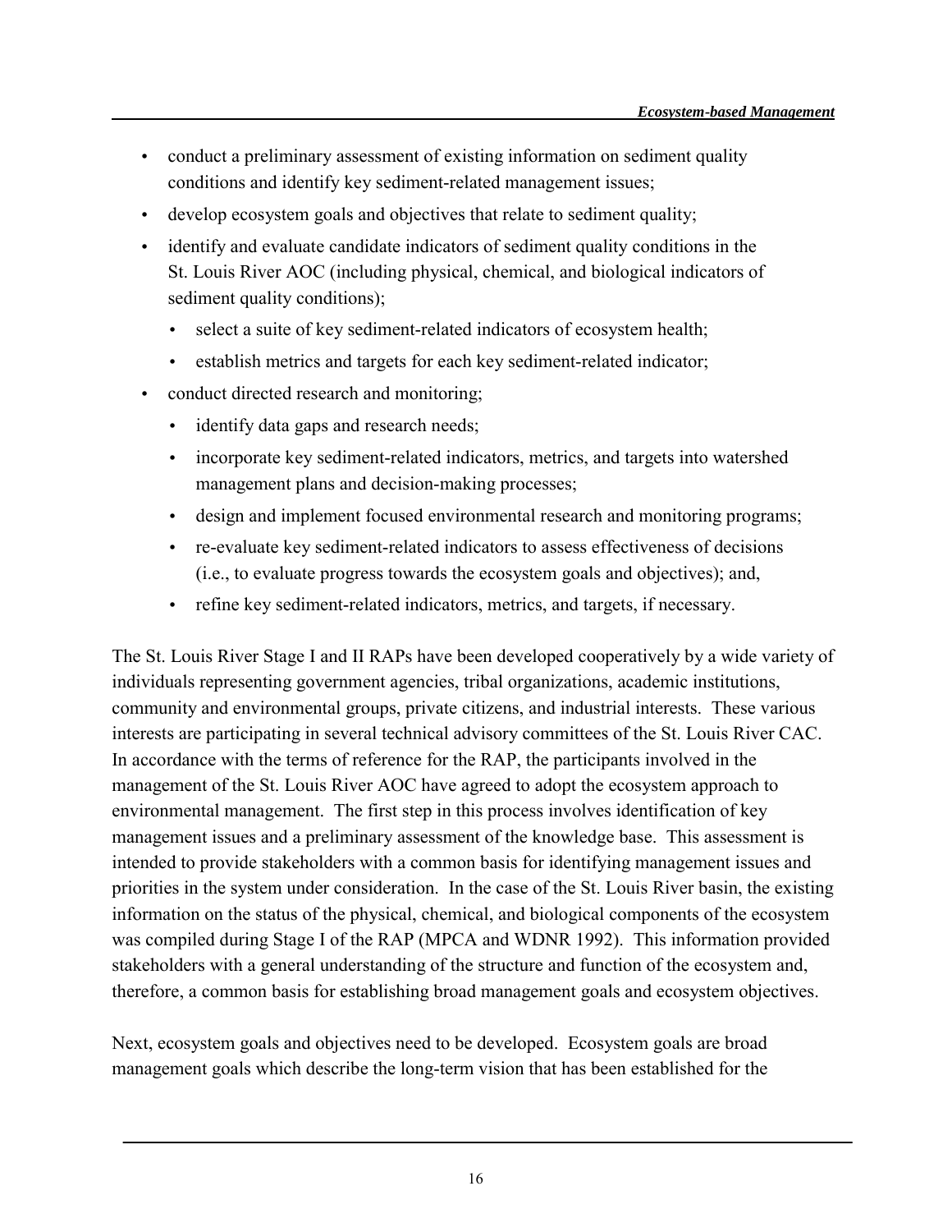- conduct a preliminary assessment of existing information on sediment quality conditions and identify key sediment-related management issues;
- develop ecosystem goals and objectives that relate to sediment quality;
- identify and evaluate candidate indicators of sediment quality conditions in the St. Louis River AOC (including physical, chemical, and biological indicators of sediment quality conditions);
  - select a suite of key sediment-related indicators of ecosystem health;
  - establish metrics and targets for each key sediment-related indicator;
- conduct directed research and monitoring;
  - identify data gaps and research needs;
  - incorporate key sediment-related indicators, metrics, and targets into watershed management plans and decision-making processes;
  - design and implement focused environmental research and monitoring programs;
  - re-evaluate key sediment-related indicators to assess effectiveness of decisions (i.e., to evaluate progress towards the ecosystem goals and objectives); and,
  - refine key sediment-related indicators, metrics, and targets, if necessary.

The St. Louis River Stage I and II RAPs have been developed cooperatively by a wide variety of individuals representing government agencies, tribal organizations, academic institutions, community and environmental groups, private citizens, and industrial interests. These various interests are participating in several technical advisory committees of the St. Louis River CAC. In accordance with the terms of reference for the RAP, the participants involved in the management of the St. Louis River AOC have agreed to adopt the ecosystem approach to environmental management. The first step in this process involves identification of key management issues and a preliminary assessment of the knowledge base. This assessment is intended to provide stakeholders with a common basis for identifying management issues and priorities in the system under consideration. In the case of the St. Louis River basin, the existing information on the status of the physical, chemical, and biological components of the ecosystem was compiled during Stage I of the RAP (MPCA and WDNR 1992). This information provided stakeholders with a general understanding of the structure and function of the ecosystem and, therefore, a common basis for establishing broad management goals and ecosystem objectives.

Next, ecosystem goals and objectives need to be developed. Ecosystem goals are broad management goals which describe the long-term vision that has been established for the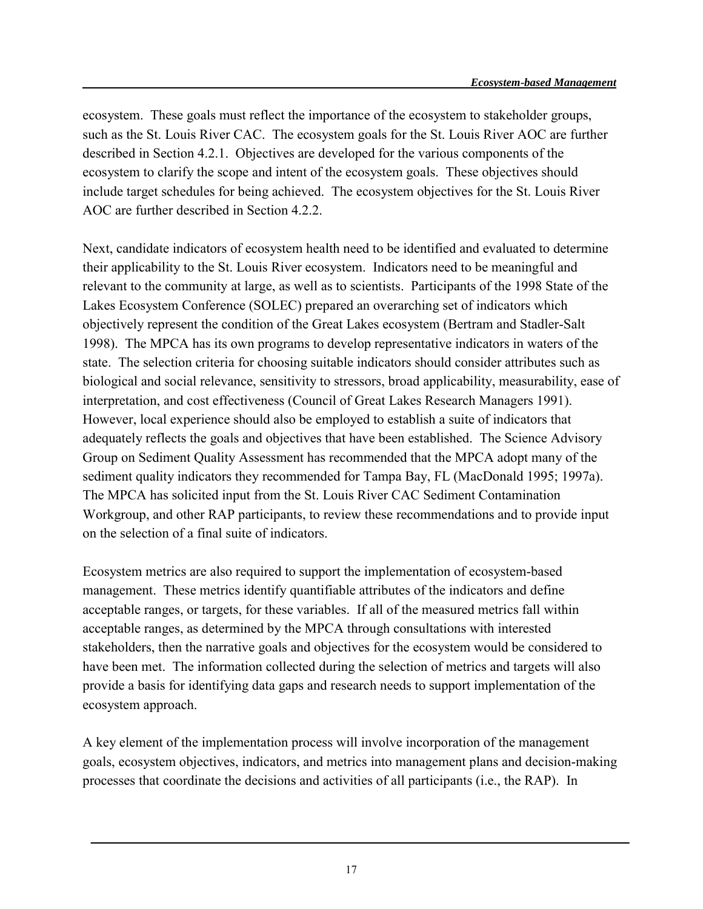ecosystem. These goals must reflect the importance of the ecosystem to stakeholder groups, such as the St. Louis River CAC. The ecosystem goals for the St. Louis River AOC are further described in Section 4.2.1. Objectives are developed for the various components of the ecosystem to clarify the scope and intent of the ecosystem goals. These objectives should include target schedules for being achieved. The ecosystem objectives for the St. Louis River AOC are further described in Section 4.2.2.

Next, candidate indicators of ecosystem health need to be identified and evaluated to determine their applicability to the St. Louis River ecosystem. Indicators need to be meaningful and relevant to the community at large, as well as to scientists. Participants of the 1998 State of the Lakes Ecosystem Conference (SOLEC) prepared an overarching set of indicators which objectively represent the condition of the Great Lakes ecosystem (Bertram and Stadler-Salt 1998). The MPCA has its own programs to develop representative indicators in waters of the state. The selection criteria for choosing suitable indicators should consider attributes such as biological and social relevance, sensitivity to stressors, broad applicability, measurability, ease of interpretation, and cost effectiveness (Council of Great Lakes Research Managers 1991). However, local experience should also be employed to establish a suite of indicators that adequately reflects the goals and objectives that have been established. The Science Advisory Group on Sediment Quality Assessment has recommended that the MPCA adopt many of the sediment quality indicators they recommended for Tampa Bay, FL (MacDonald 1995; 1997a). The MPCA has solicited input from the St. Louis River CAC Sediment Contamination Workgroup, and other RAP participants, to review these recommendations and to provide input on the selection of a final suite of indicators.

Ecosystem metrics are also required to support the implementation of ecosystem-based management. These metrics identify quantifiable attributes of the indicators and define acceptable ranges, or targets, for these variables. If all of the measured metrics fall within acceptable ranges, as determined by the MPCA through consultations with interested stakeholders, then the narrative goals and objectives for the ecosystem would be considered to have been met. The information collected during the selection of metrics and targets will also provide a basis for identifying data gaps and research needs to support implementation of the ecosystem approach.

A key element of the implementation process will involve incorporation of the management goals, ecosystem objectives, indicators, and metrics into management plans and decision-making processes that coordinate the decisions and activities of all participants (i.e., the RAP). In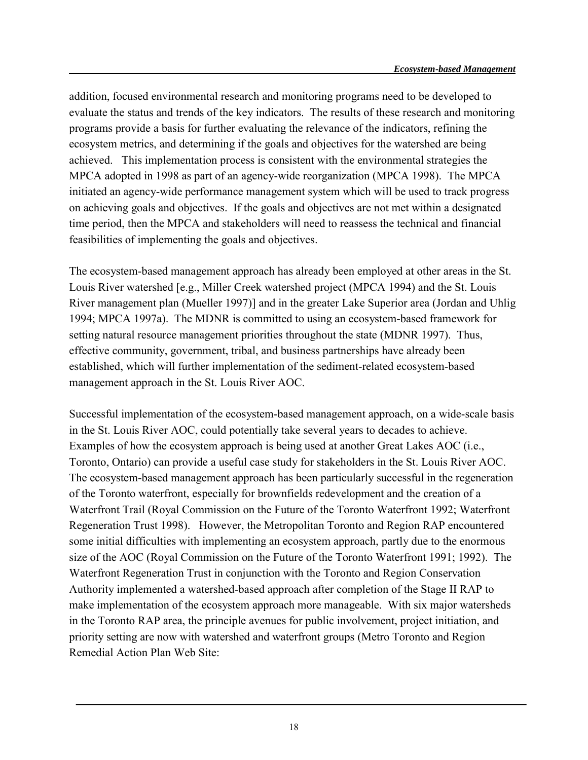addition, focused environmental research and monitoring programs need to be developed to evaluate the status and trends of the key indicators. The results of these research and monitoring programs provide a basis for further evaluating the relevance of the indicators, refining the ecosystem metrics, and determining if the goals and objectives for the watershed are being achieved. This implementation process is consistent with the environmental strategies the MPCA adopted in 1998 as part of an agency-wide reorganization (MPCA 1998). The MPCA initiated an agency-wide performance management system which will be used to track progress on achieving goals and objectives. If the goals and objectives are not met within a designated time period, then the MPCA and stakeholders will need to reassess the technical and financial feasibilities of implementing the goals and objectives.

The ecosystem-based management approach has already been employed at other areas in the St. Louis River watershed [e.g., Miller Creek watershed project (MPCA 1994) and the St. Louis River management plan (Mueller 1997)] and in the greater Lake Superior area (Jordan and Uhlig 1994; MPCA 1997a). The MDNR is committed to using an ecosystem-based framework for setting natural resource management priorities throughout the state (MDNR 1997). Thus, effective community, government, tribal, and business partnerships have already been established, which will further implementation of the sediment-related ecosystem-based management approach in the St. Louis River AOC.

Successful implementation of the ecosystem-based management approach, on a wide-scale basis in the St. Louis River AOC, could potentially take several years to decades to achieve. Examples of how the ecosystem approach is being used at another Great Lakes AOC (i.e., Toronto, Ontario) can provide a useful case study for stakeholders in the St. Louis River AOC. The ecosystem-based management approach has been particularly successful in the regeneration of the Toronto waterfront, especially for brownfields redevelopment and the creation of a Waterfront Trail (Royal Commission on the Future of the Toronto Waterfront 1992; Waterfront Regeneration Trust 1998). However, the Metropolitan Toronto and Region RAP encountered some initial difficulties with implementing an ecosystem approach, partly due to the enormous size of the AOC (Royal Commission on the Future of the Toronto Waterfront 1991; 1992). The Waterfront Regeneration Trust in conjunction with the Toronto and Region Conservation Authority implemented a watershed-based approach after completion of the Stage II RAP to make implementation of the ecosystem approach more manageable. With six major watersheds in the Toronto RAP area, the principle avenues for public involvement, project initiation, and priority setting are now with watershed and waterfront groups (Metro Toronto and Region Remedial Action Plan Web Site: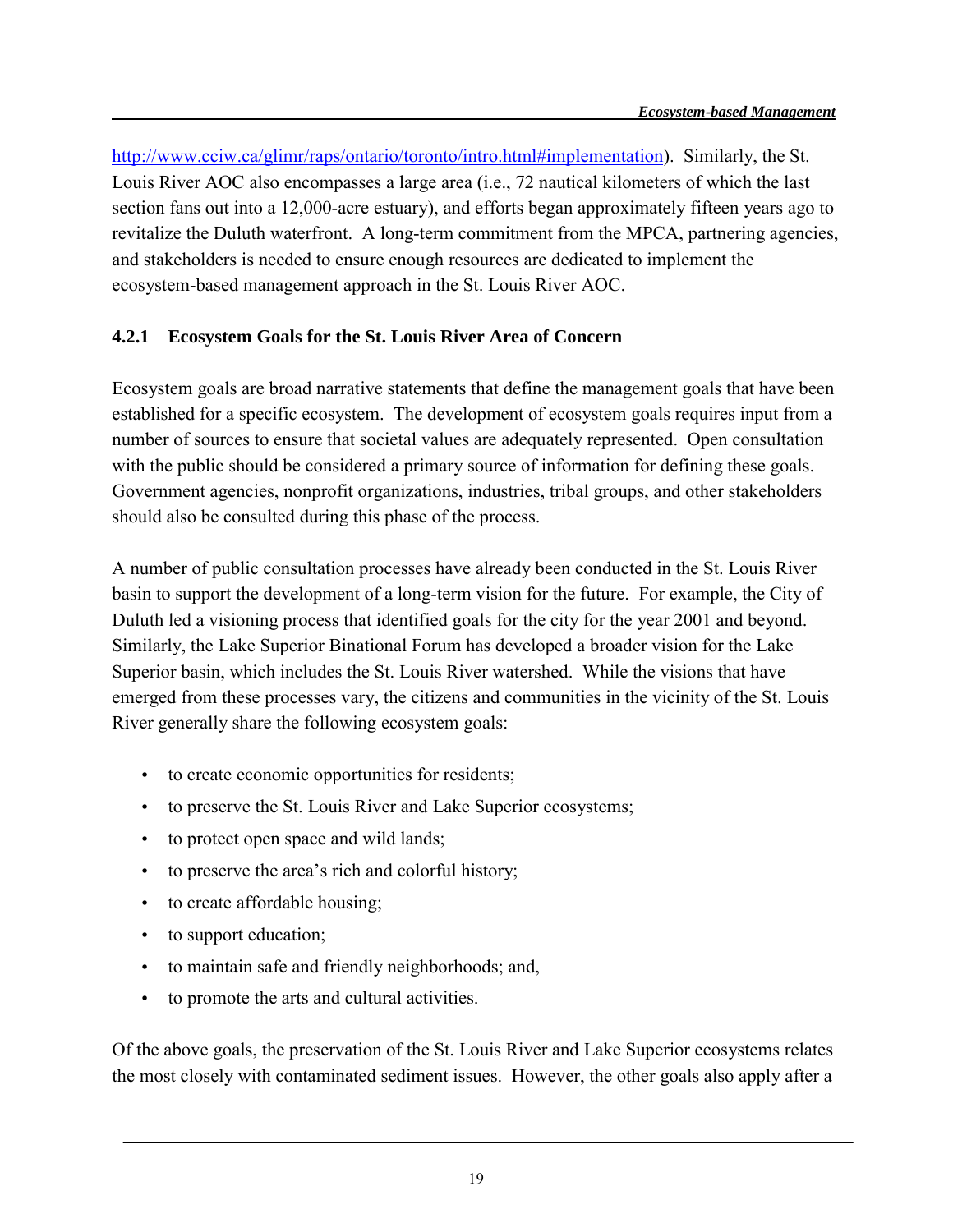http://www.cciw.ca/glimr/raps/ontario/toronto/intro.html#implementation). Similarly, the St. Louis River AOC also encompasses a large area (i.e., 72 nautical kilometers of which the last section fans out into a 12,000-acre estuary), and efforts began approximately fifteen years ago to revitalize the Duluth waterfront. A long-term commitment from the MPCA, partnering agencies, and stakeholders is needed to ensure enough resources are dedicated to implement the ecosystem-based management approach in the St. Louis River AOC.

### 4.2.1 Ecosystem Goals for the St. Louis River Area of Concern

Ecosystem goals are broad narrative statements that define the management goals that have been established for a specific ecosystem. The development of ecosystem goals requires input from a number of sources to ensure that societal values are adequately represented. Open consultation with the public should be considered a primary source of information for defining these goals. Government agencies, nonprofit organizations, industries, tribal groups, and other stakeholders should also be consulted during this phase of the process.

A number of public consultation processes have already been conducted in the St. Louis River basin to support the development of a long-term vision for the future. For example, the City of Duluth led a visioning process that identified goals for the city for the year 2001 and beyond. Similarly, the Lake Superior Binational Forum has developed a broader vision for the Lake Superior basin, which includes the St. Louis River watershed. While the visions that have emerged from these processes vary, the citizens and communities in the vicinity of the St. Louis River generally share the following ecosystem goals:

- to create economic opportunities for residents;
- to preserve the St. Louis River and Lake Superior ecosystems;
- to protect open space and wild lands;
- to preserve the area's rich and colorful history;
- to create affordable housing;
- to support education;
- to maintain safe and friendly neighborhoods; and,
- to promote the arts and cultural activities.

Of the above goals, the preservation of the St. Louis River and Lake Superior ecosystems relates the most closely with contaminated sediment issues. However, the other goals also apply after a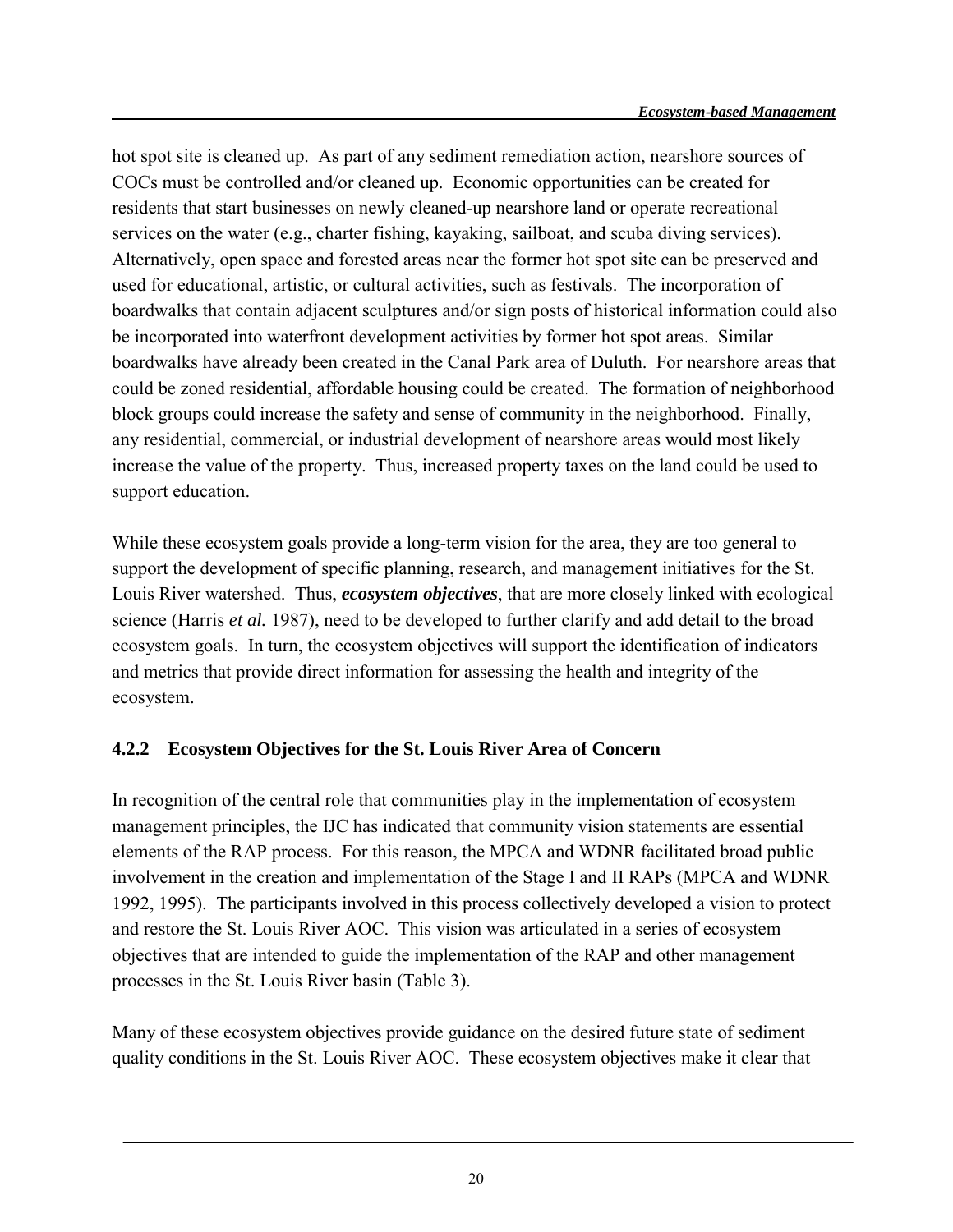hot spot site is cleaned up. As part of any sediment remediation action, nearshore sources of COCs must be controlled and/or cleaned up. Economic opportunities can be created for residents that start businesses on newly cleaned-up nearshore land or operate recreational services on the water (e.g., charter fishing, kayaking, sailboat, and scuba diving services). Alternatively, open space and forested areas near the former hot spot site can be preserved and used for educational, artistic, or cultural activities, such as festivals. The incorporation of boardwalks that contain adjacent sculptures and/or sign posts of historical information could also be incorporated into waterfront development activities by former hot spot areas. Similar boardwalks have already been created in the Canal Park area of Duluth. For nearshore areas that could be zoned residential, affordable housing could be created. The formation of neighborhood block groups could increase the safety and sense of community in the neighborhood. Finally, any residential, commercial, or industrial development of nearshore areas would most likely increase the value of the property. Thus, increased property taxes on the land could be used to support education.

While these ecosystem goals provide a long-term vision for the area, they are too general to support the development of specific planning, research, and management initiatives for the St. Louis River watershed. Thus, ***ecosystem objectives***, that are more closely linked with ecological science (Harris *et al.* 1987), need to be developed to further clarify and add detail to the broad ecosystem goals. In turn, the ecosystem objectives will support the identification of indicators and metrics that provide direct information for assessing the health and integrity of the ecosystem.

### 4.2.2 Ecosystem Objectives for the St. Louis River Area of Concern

In recognition of the central role that communities play in the implementation of ecosystem management principles, the IJC has indicated that community vision statements are essential elements of the RAP process. For this reason, the MPCA and WDNR facilitated broad public involvement in the creation and implementation of the Stage I and II RAPs (MPCA and WDNR 1992, 1995). The participants involved in this process collectively developed a vision to protect and restore the St. Louis River AOC. This vision was articulated in a series of ecosystem objectives that are intended to guide the implementation of the RAP and other management processes in the St. Louis River basin (Table 3).

Many of these ecosystem objectives provide guidance on the desired future state of sediment quality conditions in the St. Louis River AOC. These ecosystem objectives make it clear that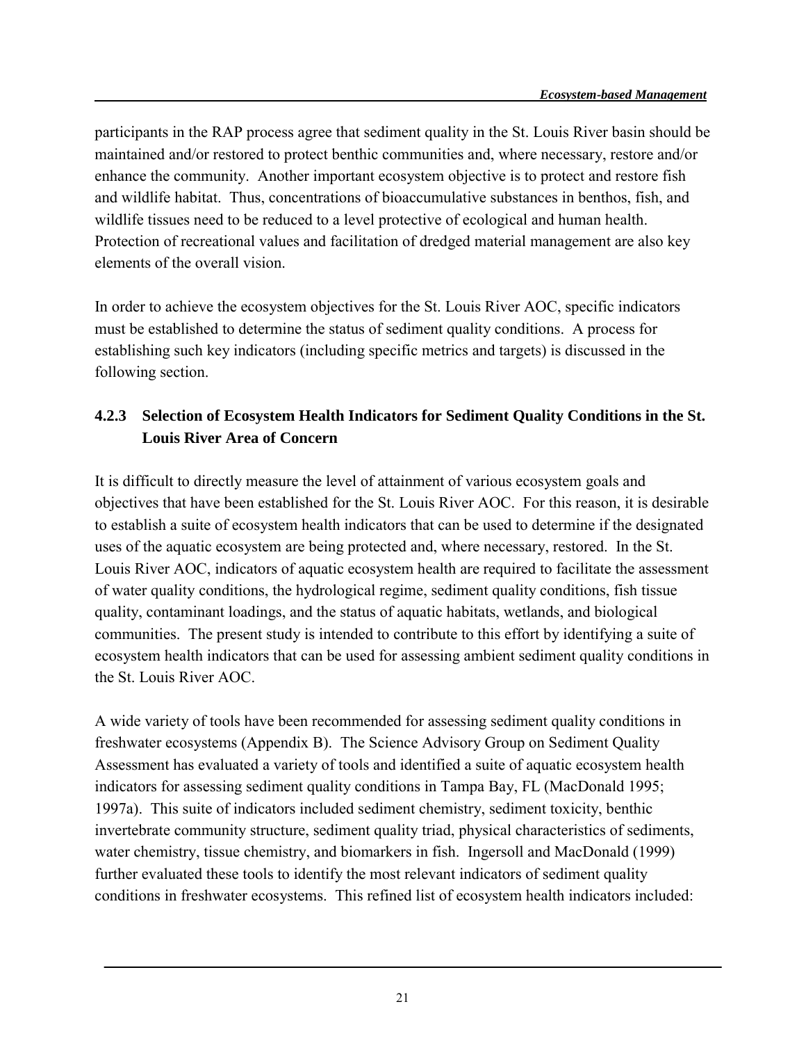participants in the RAP process agree that sediment quality in the St. Louis River basin should be maintained and/or restored to protect benthic communities and, where necessary, restore and/or enhance the community. Another important ecosystem objective is to protect and restore fish and wildlife habitat. Thus, concentrations of bioaccumulative substances in benthos, fish, and wildlife tissues need to be reduced to a level protective of ecological and human health. Protection of recreational values and facilitation of dredged material management are also key elements of the overall vision.

In order to achieve the ecosystem objectives for the St. Louis River AOC, specific indicators must be established to determine the status of sediment quality conditions. A process for establishing such key indicators (including specific metrics and targets) is discussed in the following section.

### 4.2.3 Selection of Ecosystem Health Indicators for Sediment Quality Conditions in the St. Louis River Area of Concern

It is difficult to directly measure the level of attainment of various ecosystem goals and objectives that have been established for the St. Louis River AOC. For this reason, it is desirable to establish a suite of ecosystem health indicators that can be used to determine if the designated uses of the aquatic ecosystem are being protected and, where necessary, restored. In the St. Louis River AOC, indicators of aquatic ecosystem health are required to facilitate the assessment of water quality conditions, the hydrological regime, sediment quality conditions, fish tissue quality, contaminant loadings, and the status of aquatic habitats, wetlands, and biological communities. The present study is intended to contribute to this effort by identifying a suite of ecosystem health indicators that can be used for assessing ambient sediment quality conditions in the St. Louis River AOC.

A wide variety of tools have been recommended for assessing sediment quality conditions in freshwater ecosystems (Appendix B). The Science Advisory Group on Sediment Quality Assessment has evaluated a variety of tools and identified a suite of aquatic ecosystem health indicators for assessing sediment quality conditions in Tampa Bay, FL (MacDonald 1995; 1997a). This suite of indicators included sediment chemistry, sediment toxicity, benthic invertebrate community structure, sediment quality triad, physical characteristics of sediments, water chemistry, tissue chemistry, and biomarkers in fish. Ingersoll and MacDonald (1999) further evaluated these tools to identify the most relevant indicators of sediment quality conditions in freshwater ecosystems. This refined list of ecosystem health indicators included: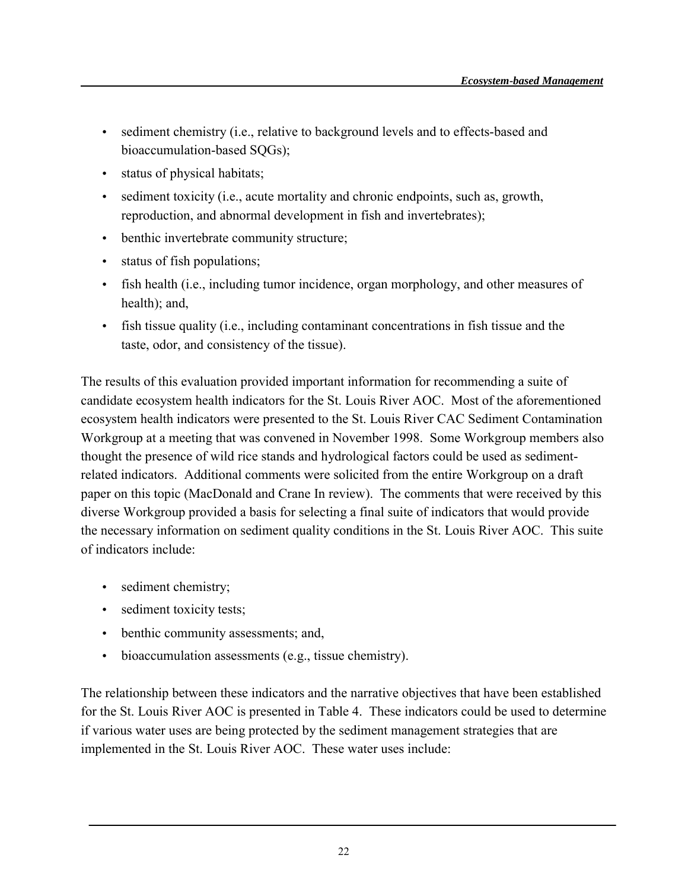- sediment chemistry (i.e., relative to background levels and to effects-based and bioaccumulation-based SQGs);
- status of physical habitats;
- sediment toxicity (i.e., acute mortality and chronic endpoints, such as, growth, reproduction, and abnormal development in fish and invertebrates);
- benthic invertebrate community structure;
- status of fish populations;
- fish health (i.e., including tumor incidence, organ morphology, and other measures of health); and,
- fish tissue quality (i.e., including contaminant concentrations in fish tissue and the taste, odor, and consistency of the tissue).

The results of this evaluation provided important information for recommending a suite of candidate ecosystem health indicators for the St. Louis River AOC. Most of the aforementioned ecosystem health indicators were presented to the St. Louis River CAC Sediment Contamination Workgroup at a meeting that was convened in November 1998. Some Workgroup members also thought the presence of wild rice stands and hydrological factors could be used as sediment-related indicators. Additional comments were solicited from the entire Workgroup on a draft paper on this topic (MacDonald and Crane In review). The comments that were received by this diverse Workgroup provided a basis for selecting a final suite of indicators that would provide the necessary information on sediment quality conditions in the St. Louis River AOC. This suite of indicators include:

- sediment chemistry;
- sediment toxicity tests;
- benthic community assessments; and,
- bioaccumulation assessments (e.g., tissue chemistry).

The relationship between these indicators and the narrative objectives that have been established for the St. Louis River AOC is presented in Table 4. These indicators could be used to determine if various water uses are being protected by the sediment management strategies that are implemented in the St. Louis River AOC. These water uses include: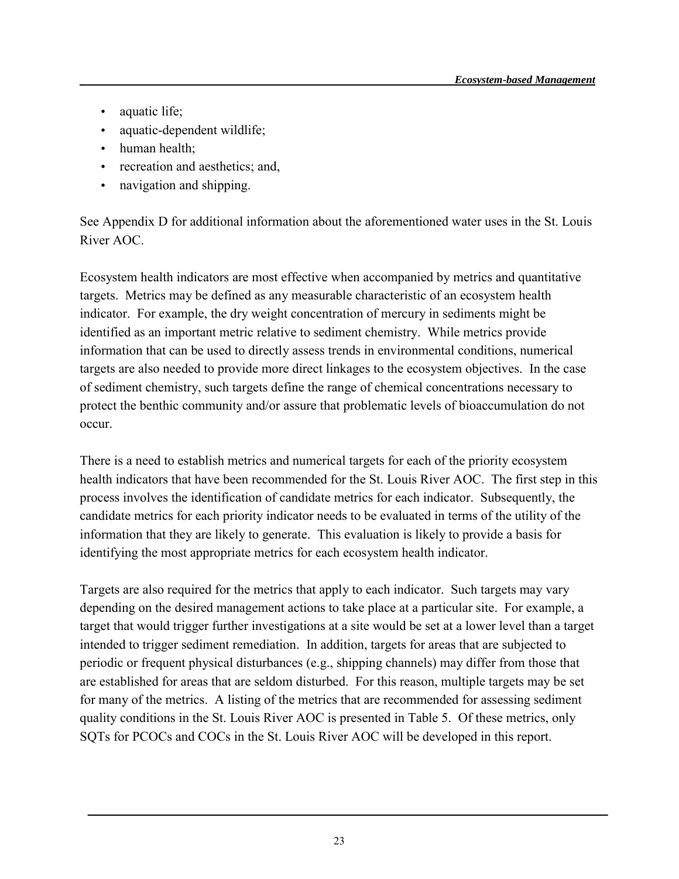- aquatic life;
- aquatic-dependent wildlife;
- human health;
- recreation and aesthetics; and,
- navigation and shipping.

See Appendix D for additional information about the aforementioned water uses in the St. Louis River AOC.

Ecosystem health indicators are most effective when accompanied by metrics and quantitative targets. Metrics may be defined as any measurable characteristic of an ecosystem health indicator. For example, the dry weight concentration of mercury in sediments might be identified as an important metric relative to sediment chemistry. While metrics provide information that can be used to directly assess trends in environmental conditions, numerical targets are also needed to provide more direct linkages to the ecosystem objectives. In the case of sediment chemistry, such targets define the range of chemical concentrations necessary to protect the benthic community and/or assure that problematic levels of bioaccumulation do not occur.

There is a need to establish metrics and numerical targets for each of the priority ecosystem health indicators that have been recommended for the St. Louis River AOC. The first step in this process involves the identification of candidate metrics for each indicator. Subsequently, the candidate metrics for each priority indicator needs to be evaluated in terms of the utility of the information that they are likely to generate. This evaluation is likely to provide a basis for identifying the most appropriate metrics for each ecosystem health indicator.

Targets are also required for the metrics that apply to each indicator. Such targets may vary depending on the desired management actions to take place at a particular site. For example, a target that would trigger further investigations at a site would be set at a lower level than a target intended to trigger sediment remediation. In addition, targets for areas that are subjected to periodic or frequent physical disturbances (e.g., shipping channels) may differ from those that are established for areas that are seldom disturbed. For this reason, multiple targets may be set for many of the metrics. A listing of the metrics that are recommended for assessing sediment quality conditions in the St. Louis River AOC is presented in Table 5. Of these metrics, only SQTs for PCOCs and COCs in the St. Louis River AOC will be developed in this report.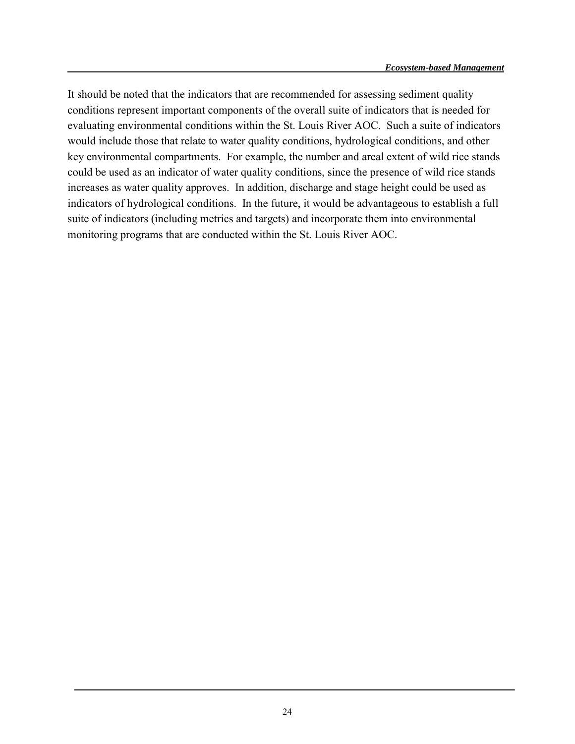It should be noted that the indicators that are recommended for assessing sediment quality conditions represent important components of the overall suite of indicators that is needed for evaluating environmental conditions within the St. Louis River AOC. Such a suite of indicators would include those that relate to water quality conditions, hydrological conditions, and other key environmental compartments. For example, the number and areal extent of wild rice stands could be used as an indicator of water quality conditions, since the presence of wild rice stands increases as water quality approves. In addition, discharge and stage height could be used as indicators of hydrological conditions. In the future, it would be advantageous to establish a full suite of indicators (including metrics and targets) and incorporate them into environmental monitoring programs that are conducted within the St. Louis River AOC.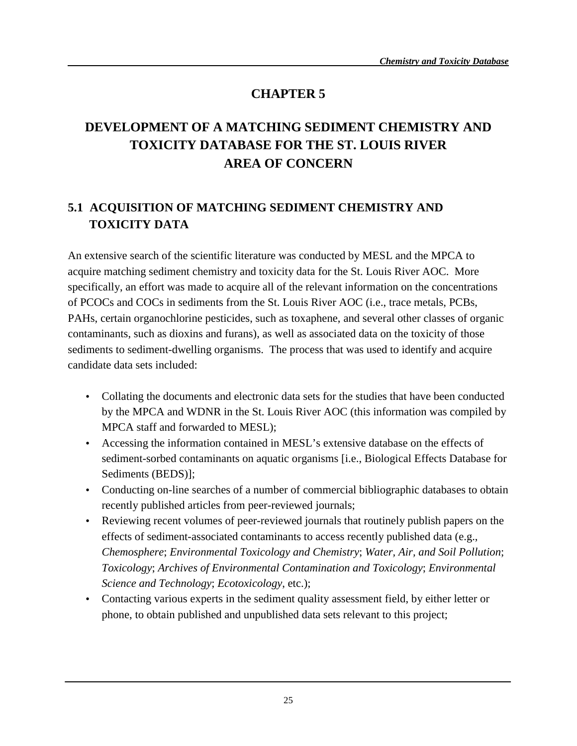# CHAPTER 5

# DEVELOPMENT OF A MATCHING SEDIMENT CHEMISTRY AND TOXICITY DATABASE FOR THE ST. LOUIS RIVER AREA OF CONCERN

## 5.1 ACQUISITION OF MATCHING SEDIMENT CHEMISTRY AND TOXICITY DATA

An extensive search of the scientific literature was conducted by MESL and the MPCA to acquire matching sediment chemistry and toxicity data for the St. Louis River AOC. More specifically, an effort was made to acquire all of the relevant information on the concentrations of PCOCs and COCs in sediments from the St. Louis River AOC (i.e., trace metals, PCBs, PAHs, certain organochlorine pesticides, such as toxaphene, and several other classes of organic contaminants, such as dioxins and furans), as well as associated data on the toxicity of those sediments to sediment-dwelling organisms. The process that was used to identify and acquire candidate data sets included:

- Collating the documents and electronic data sets for the studies that have been conducted by the MPCA and WDNR in the St. Louis River AOC (this information was compiled by MPCA staff and forwarded to MESL);
- Accessing the information contained in MESL's extensive database on the effects of sediment-sorbed contaminants on aquatic organisms [i.e., Biological Effects Database for Sediments (BEDS)];
- Conducting on-line searches of a number of commercial bibliographic databases to obtain recently published articles from peer-reviewed journals;
- Reviewing recent volumes of peer-reviewed journals that routinely publish papers on the effects of sediment-associated contaminants to access recently published data (e.g., *Chemosphere*; *Environmental Toxicology and Chemistry*; *Water, Air, and Soil Pollution*; *Toxicology*; *Archives of Environmental Contamination and Toxicology*; *Environmental Science and Technology*; *Ecotoxicology*, etc.);
- Contacting various experts in the sediment quality assessment field, by either letter or phone, to obtain published and unpublished data sets relevant to this project;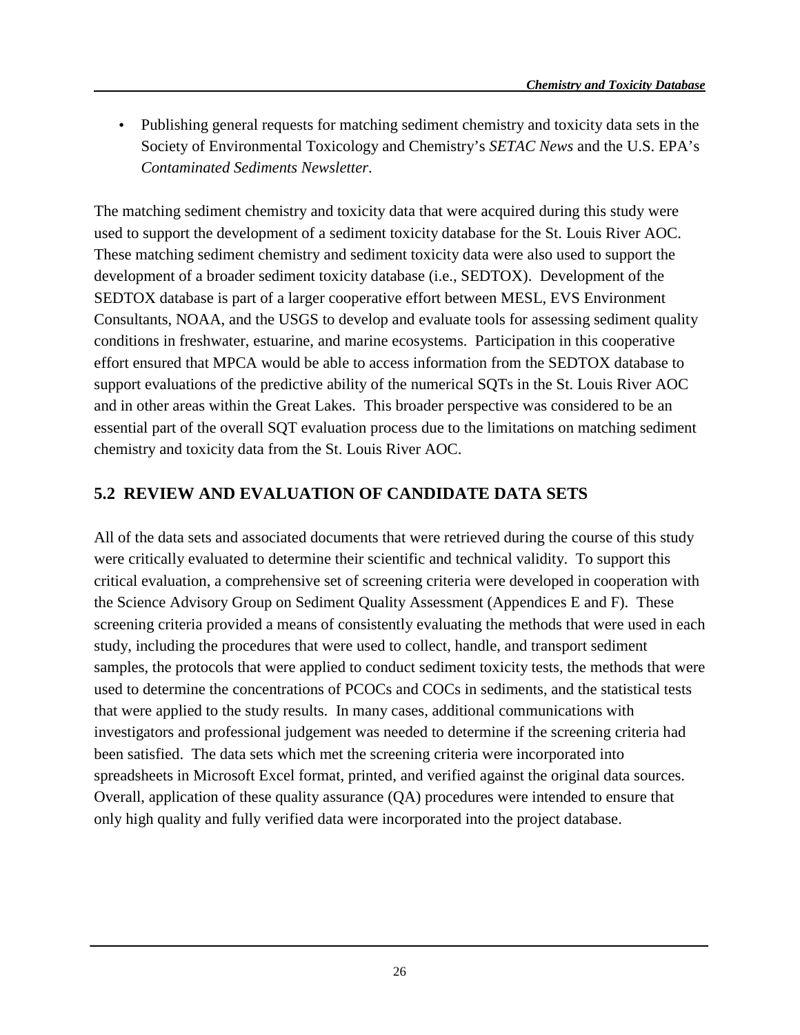- Publishing general requests for matching sediment chemistry and toxicity data sets in the Society of Environmental Toxicology and Chemistry's *SETAC News* and the U.S. EPA's *Contaminated Sediments Newsletter*.

The matching sediment chemistry and toxicity data that were acquired during this study were used to support the development of a sediment toxicity database for the St. Louis River AOC. These matching sediment chemistry and sediment toxicity data were also used to support the development of a broader sediment toxicity database (i.e., SEDTOX). Development of the SEDTOX database is part of a larger cooperative effort between MESL, EVS Environment Consultants, NOAA, and the USGS to develop and evaluate tools for assessing sediment quality conditions in freshwater, estuarine, and marine ecosystems. Participation in this cooperative effort ensured that MPCA would be able to access information from the SEDTOX database to support evaluations of the predictive ability of the numerical SQTs in the St. Louis River AOC and in other areas within the Great Lakes. This broader perspective was considered to be an essential part of the overall SQT evaluation process due to the limitations on matching sediment chemistry and toxicity data from the St. Louis River AOC.

## 5.2 REVIEW AND EVALUATION OF CANDIDATE DATA SETS

All of the data sets and associated documents that were retrieved during the course of this study were critically evaluated to determine their scientific and technical validity. To support this critical evaluation, a comprehensive set of screening criteria were developed in cooperation with the Science Advisory Group on Sediment Quality Assessment (Appendices E and F). These screening criteria provided a means of consistently evaluating the methods that were used in each study, including the procedures that were used to collect, handle, and transport sediment samples, the protocols that were applied to conduct sediment toxicity tests, the methods that were used to determine the concentrations of PCOCs and COCs in sediments, and the statistical tests that were applied to the study results. In many cases, additional communications with investigators and professional judgement was needed to determine if the screening criteria had been satisfied. The data sets which met the screening criteria were incorporated into spreadsheets in Microsoft Excel format, printed, and verified against the original data sources. Overall, application of these quality assurance (QA) procedures were intended to ensure that only high quality and fully verified data were incorporated into the project database.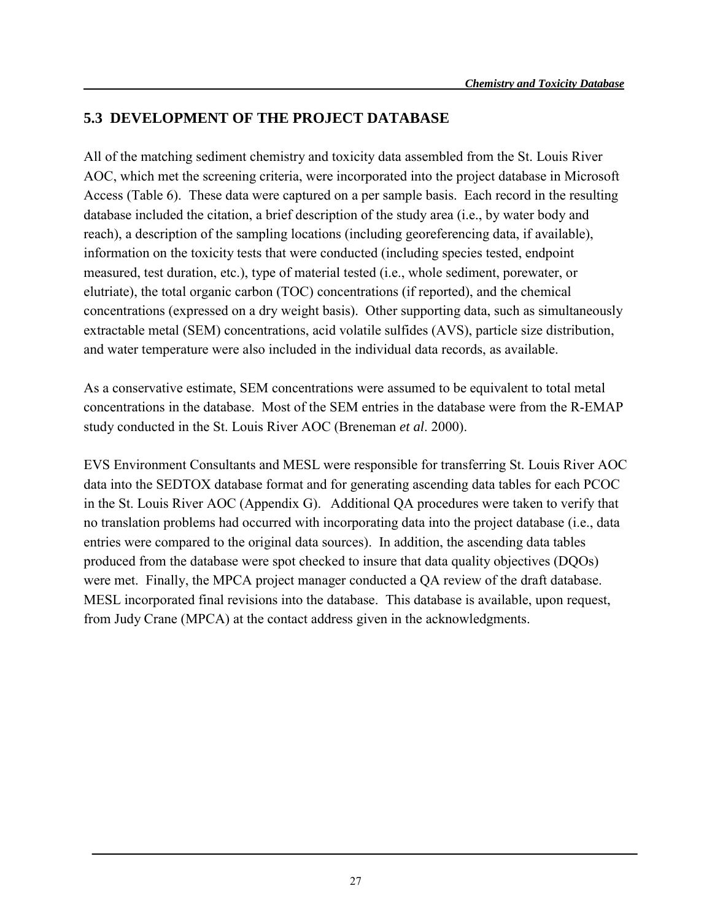## 5.3 DEVELOPMENT OF THE PROJECT DATABASE

All of the matching sediment chemistry and toxicity data assembled from the St. Louis River AOC, which met the screening criteria, were incorporated into the project database in Microsoft Access (Table 6). These data were captured on a per sample basis. Each record in the resulting database included the citation, a brief description of the study area (i.e., by water body and reach), a description of the sampling locations (including georeferencing data, if available), information on the toxicity tests that were conducted (including species tested, endpoint measured, test duration, etc.), type of material tested (i.e., whole sediment, porewater, or elutriate), the total organic carbon (TOC) concentrations (if reported), and the chemical concentrations (expressed on a dry weight basis). Other supporting data, such as simultaneously extractable metal (SEM) concentrations, acid volatile sulfides (AVS), particle size distribution, and water temperature were also included in the individual data records, as available.

As a conservative estimate, SEM concentrations were assumed to be equivalent to total metal concentrations in the database. Most of the SEM entries in the database were from the R-EMAP study conducted in the St. Louis River AOC (Breneman *et al*. 2000).

EVS Environment Consultants and MESL were responsible for transferring St. Louis River AOC data into the SEDTOX database format and for generating ascending data tables for each PCOC in the St. Louis River AOC (Appendix G). Additional QA procedures were taken to verify that no translation problems had occurred with incorporating data into the project database (i.e., data entries were compared to the original data sources). In addition, the ascending data tables produced from the database were spot checked to insure that data quality objectives (DQOs) were met. Finally, the MPCA project manager conducted a QA review of the draft database. MESL incorporated final revisions into the database. This database is available, upon request, from Judy Crane (MPCA) at the contact address given in the acknowledgments.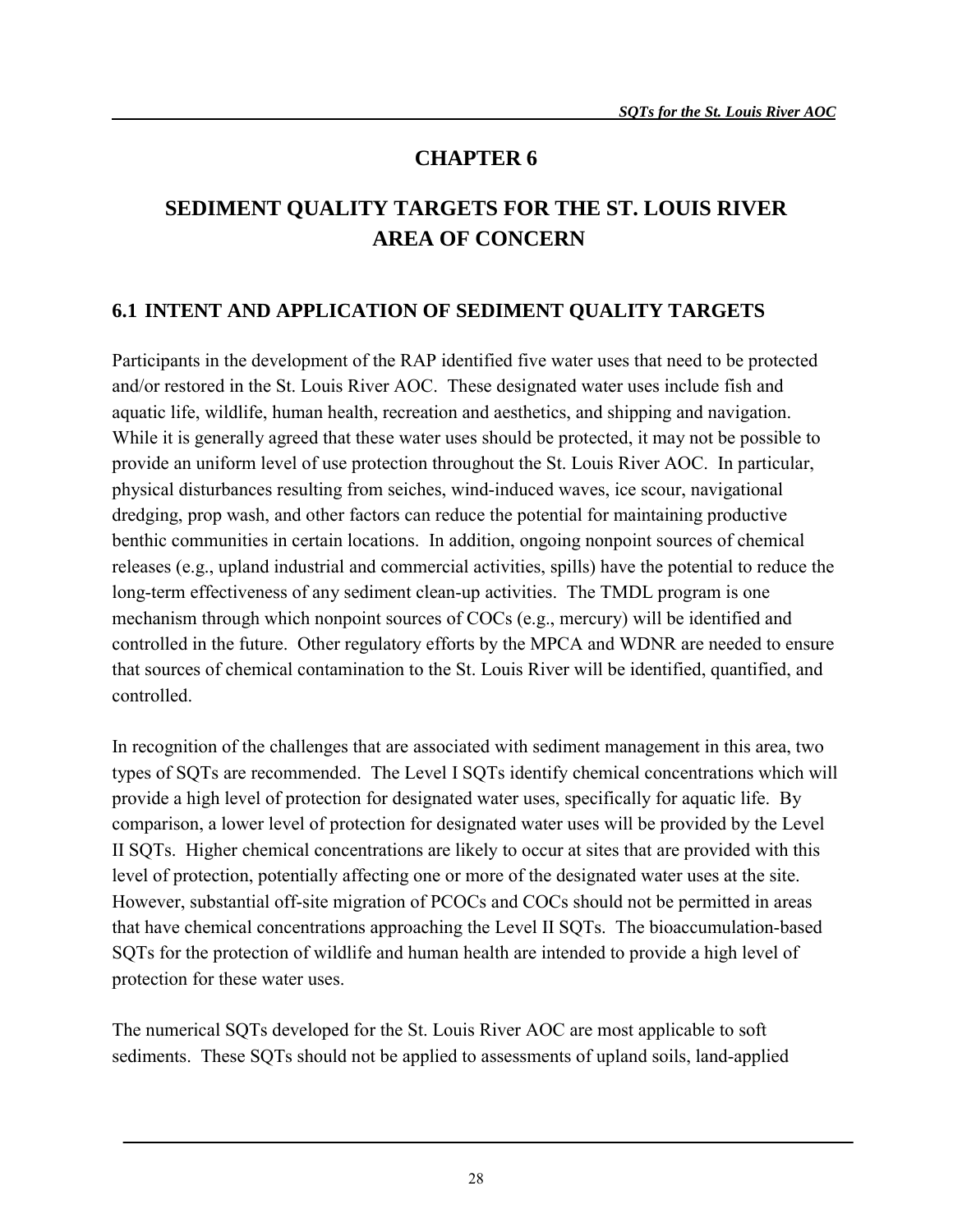# CHAPTER 6

# SEDIMENT QUALITY TARGETS FOR THE ST. LOUIS RIVER AREA OF CONCERN

## 6.1 INTENT AND APPLICATION OF SEDIMENT QUALITY TARGETS

Participants in the development of the RAP identified five water uses that need to be protected and/or restored in the St. Louis River AOC. These designated water uses include fish and aquatic life, wildlife, human health, recreation and aesthetics, and shipping and navigation. While it is generally agreed that these water uses should be protected, it may not be possible to provide an uniform level of use protection throughout the St. Louis River AOC. In particular, physical disturbances resulting from seiches, wind-induced waves, ice scour, navigational dredging, prop wash, and other factors can reduce the potential for maintaining productive benthic communities in certain locations. In addition, ongoing nonpoint sources of chemical releases (e.g., upland industrial and commercial activities, spills) have the potential to reduce the long-term effectiveness of any sediment clean-up activities. The TMDL program is one mechanism through which nonpoint sources of COCs (e.g., mercury) will be identified and controlled in the future. Other regulatory efforts by the MPCA and WDNR are needed to ensure that sources of chemical contamination to the St. Louis River will be identified, quantified, and controlled.

In recognition of the challenges that are associated with sediment management in this area, two types of SQTs are recommended. The Level I SQTs identify chemical concentrations which will provide a high level of protection for designated water uses, specifically for aquatic life. By comparison, a lower level of protection for designated water uses will be provided by the Level II SQTs. Higher chemical concentrations are likely to occur at sites that are provided with this level of protection, potentially affecting one or more of the designated water uses at the site. However, substantial off-site migration of PCOCs and COCs should not be permitted in areas that have chemical concentrations approaching the Level II SQTs. The bioaccumulation-based SQTs for the protection of wildlife and human health are intended to provide a high level of protection for these water uses.

The numerical SQTs developed for the St. Louis River AOC are most applicable to soft sediments. These SQTs should not be applied to assessments of upland soils, land-applied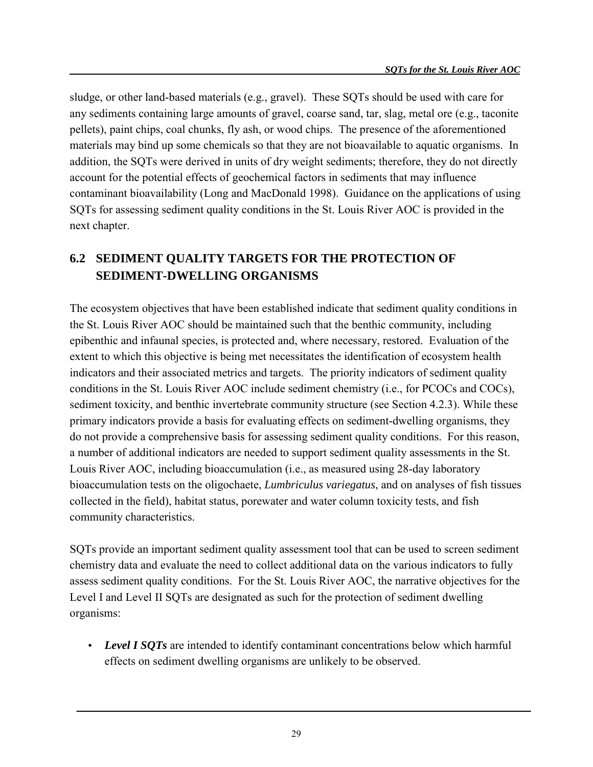sludge, or other land-based materials (e.g., gravel). These SQTs should be used with care for any sediments containing large amounts of gravel, coarse sand, tar, slag, metal ore (e.g., taconite pellets), paint chips, coal chunks, fly ash, or wood chips. The presence of the aforementioned materials may bind up some chemicals so that they are not bioavailable to aquatic organisms. In addition, the SQTs were derived in units of dry weight sediments; therefore, they do not directly account for the potential effects of geochemical factors in sediments that may influence contaminant bioavailability (Long and MacDonald 1998). Guidance on the applications of using SQTs for assessing sediment quality conditions in the St. Louis River AOC is provided in the next chapter.

## 6.2 SEDIMENT QUALITY TARGETS FOR THE PROTECTION OF SEDIMENT-DWELLING ORGANISMS

The ecosystem objectives that have been established indicate that sediment quality conditions in the St. Louis River AOC should be maintained such that the benthic community, including epibenthic and infaunal species, is protected and, where necessary, restored. Evaluation of the extent to which this objective is being met necessitates the identification of ecosystem health indicators and their associated metrics and targets. The priority indicators of sediment quality conditions in the St. Louis River AOC include sediment chemistry (i.e., for PCOCs and COCs), sediment toxicity, and benthic invertebrate community structure (see Section 4.2.3). While these primary indicators provide a basis for evaluating effects on sediment-dwelling organisms, they do not provide a comprehensive basis for assessing sediment quality conditions. For this reason, a number of additional indicators are needed to support sediment quality assessments in the St. Louis River AOC, including bioaccumulation (i.e., as measured using 28-day laboratory bioaccumulation tests on the oligochaete, *Lumbriculus variegatus*, and on analyses of fish tissues collected in the field), habitat status, porewater and water column toxicity tests, and fish community characteristics.

SQTs provide an important sediment quality assessment tool that can be used to screen sediment chemistry data and evaluate the need to collect additional data on the various indicators to fully assess sediment quality conditions. For the St. Louis River AOC, the narrative objectives for the Level I and Level II SQTs are designated as such for the protection of sediment dwelling organisms:

- ***Level I SQTs*** are intended to identify contaminant concentrations below which harmful effects on sediment dwelling organisms are unlikely to be observed.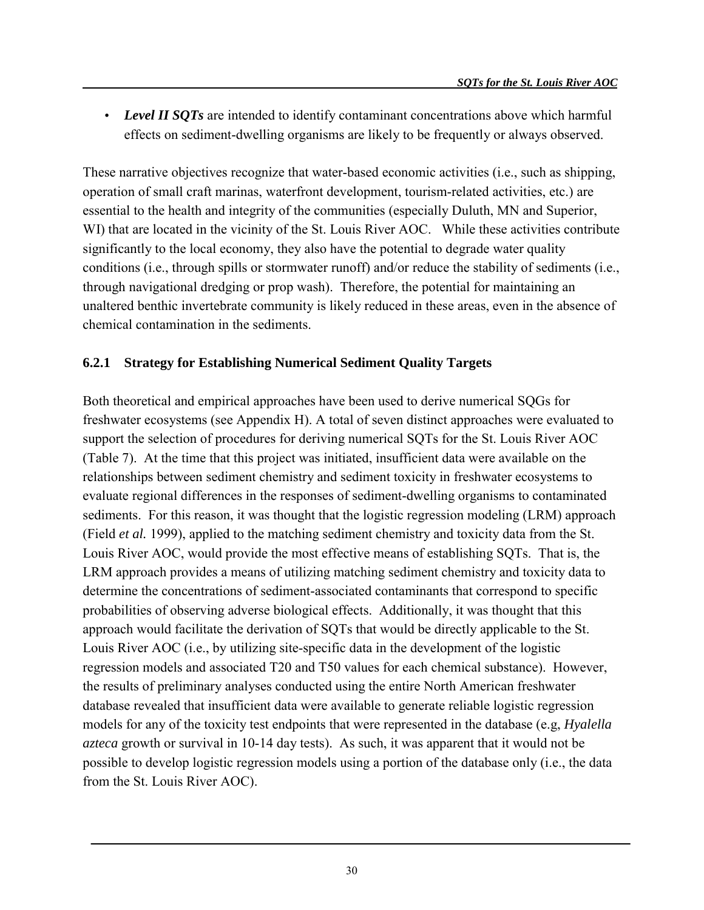- ***Level II SQTs*** are intended to identify contaminant concentrations above which harmful effects on sediment-dwelling organisms are likely to be frequently or always observed.

These narrative objectives recognize that water-based economic activities (i.e., such as shipping, operation of small craft marinas, waterfront development, tourism-related activities, etc.) are essential to the health and integrity of the communities (especially Duluth, MN and Superior, WI) that are located in the vicinity of the St. Louis River AOC. While these activities contribute significantly to the local economy, they also have the potential to degrade water quality conditions (i.e., through spills or stormwater runoff) and/or reduce the stability of sediments (i.e., through navigational dredging or prop wash). Therefore, the potential for maintaining an unaltered benthic invertebrate community is likely reduced in these areas, even in the absence of chemical contamination in the sediments.

### 6.2.1 Strategy for Establishing Numerical Sediment Quality Targets

Both theoretical and empirical approaches have been used to derive numerical SQGs for freshwater ecosystems (see Appendix H). A total of seven distinct approaches were evaluated to support the selection of procedures for deriving numerical SQTs for the St. Louis River AOC (Table 7). At the time that this project was initiated, insufficient data were available on the relationships between sediment chemistry and sediment toxicity in freshwater ecosystems to evaluate regional differences in the responses of sediment-dwelling organisms to contaminated sediments. For this reason, it was thought that the logistic regression modeling (LRM) approach (Field *et al.* 1999), applied to the matching sediment chemistry and toxicity data from the St. Louis River AOC, would provide the most effective means of establishing SQTs. That is, the LRM approach provides a means of utilizing matching sediment chemistry and toxicity data to determine the concentrations of sediment-associated contaminants that correspond to specific probabilities of observing adverse biological effects. Additionally, it was thought that this approach would facilitate the derivation of SQTs that would be directly applicable to the St. Louis River AOC (i.e., by utilizing site-specific data in the development of the logistic regression models and associated T20 and T50 values for each chemical substance). However, the results of preliminary analyses conducted using the entire North American freshwater database revealed that insufficient data were available to generate reliable logistic regression models for any of the toxicity test endpoints that were represented in the database (e.g, *Hyalella azteca* growth or survival in 10-14 day tests). As such, it was apparent that it would not be possible to develop logistic regression models using a portion of the database only (i.e., the data from the St. Louis River AOC).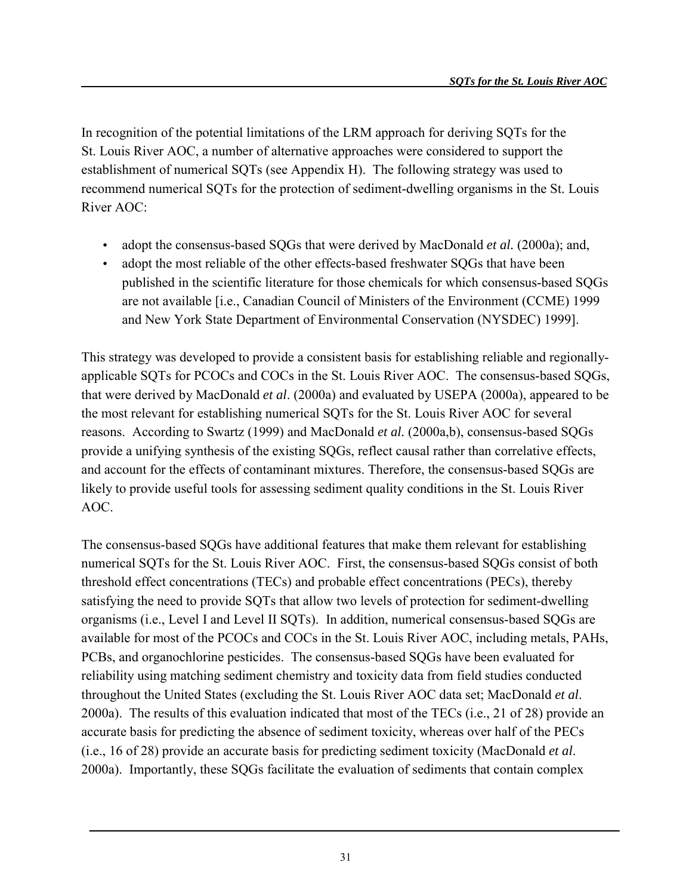In recognition of the potential limitations of the LRM approach for deriving SQTs for the St. Louis River AOC, a number of alternative approaches were considered to support the establishment of numerical SQTs (see Appendix H). The following strategy was used to recommend numerical SQTs for the protection of sediment-dwelling organisms in the St. Louis River AOC:

- adopt the consensus-based SQGs that were derived by MacDonald *et al.* (2000a); and,
- adopt the most reliable of the other effects-based freshwater SQGs that have been published in the scientific literature for those chemicals for which consensus-based SQGs are not available [i.e., Canadian Council of Ministers of the Environment (CCME) 1999 and New York State Department of Environmental Conservation (NYSDEC) 1999].

This strategy was developed to provide a consistent basis for establishing reliable and regionally-applicable SQTs for PCOCs and COCs in the St. Louis River AOC. The consensus-based SQGs, that were derived by MacDonald *et al*. (2000a) and evaluated by USEPA (2000a), appeared to be the most relevant for establishing numerical SQTs for the St. Louis River AOC for several reasons. According to Swartz (1999) and MacDonald *et al.* (2000a,b), consensus-based SQGs provide a unifying synthesis of the existing SQGs, reflect causal rather than correlative effects, and account for the effects of contaminant mixtures. Therefore, the consensus-based SQGs are likely to provide useful tools for assessing sediment quality conditions in the St. Louis River AOC.

The consensus-based SQGs have additional features that make them relevant for establishing numerical SQTs for the St. Louis River AOC. First, the consensus-based SQGs consist of both threshold effect concentrations (TECs) and probable effect concentrations (PECs), thereby satisfying the need to provide SQTs that allow two levels of protection for sediment-dwelling organisms (i.e., Level I and Level II SQTs). In addition, numerical consensus-based SQGs are available for most of the PCOCs and COCs in the St. Louis River AOC, including metals, PAHs, PCBs, and organochlorine pesticides. The consensus-based SQGs have been evaluated for reliability using matching sediment chemistry and toxicity data from field studies conducted throughout the United States (excluding the St. Louis River AOC data set; MacDonald *et al*. 2000a). The results of this evaluation indicated that most of the TECs (i.e., 21 of 28) provide an accurate basis for predicting the absence of sediment toxicity, whereas over half of the PECs (i.e., 16 of 28) provide an accurate basis for predicting sediment toxicity (MacDonald *et al*. 2000a). Importantly, these SQGs facilitate the evaluation of sediments that contain complex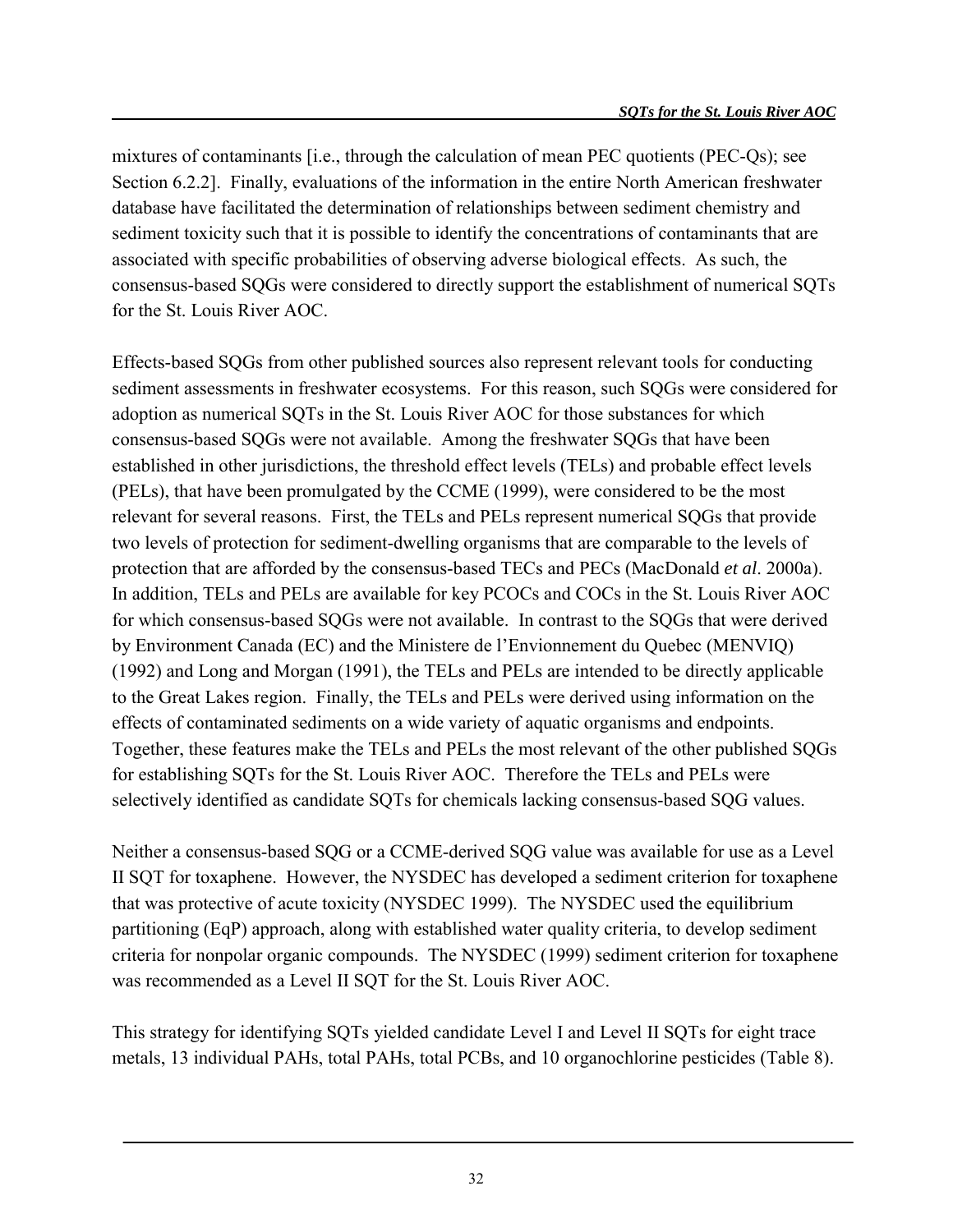mixtures of contaminants [i.e., through the calculation of mean PEC quotients (PEC-Qs); see Section 6.2.2]. Finally, evaluations of the information in the entire North American freshwater database have facilitated the determination of relationships between sediment chemistry and sediment toxicity such that it is possible to identify the concentrations of contaminants that are associated with specific probabilities of observing adverse biological effects. As such, the consensus-based SQGs were considered to directly support the establishment of numerical SQTs for the St. Louis River AOC.

Effects-based SQGs from other published sources also represent relevant tools for conducting sediment assessments in freshwater ecosystems. For this reason, such SQGs were considered for adoption as numerical SQTs in the St. Louis River AOC for those substances for which consensus-based SQGs were not available. Among the freshwater SQGs that have been established in other jurisdictions, the threshold effect levels (TELs) and probable effect levels (PELs), that have been promulgated by the CCME (1999), were considered to be the most relevant for several reasons. First, the TELs and PELs represent numerical SQGs that provide two levels of protection for sediment-dwelling organisms that are comparable to the levels of protection that are afforded by the consensus-based TECs and PECs (MacDonald *et al*. 2000a). In addition, TELs and PELs are available for key PCOCs and COCs in the St. Louis River AOC for which consensus-based SQGs were not available. In contrast to the SQGs that were derived by Environment Canada (EC) and the Ministere de l'Envionnement du Quebec (MENVIQ) (1992) and Long and Morgan (1991), the TELs and PELs are intended to be directly applicable to the Great Lakes region. Finally, the TELs and PELs were derived using information on the effects of contaminated sediments on a wide variety of aquatic organisms and endpoints. Together, these features make the TELs and PELs the most relevant of the other published SQGs for establishing SQTs for the St. Louis River AOC. Therefore the TELs and PELs were selectively identified as candidate SQTs for chemicals lacking consensus-based SQG values.

Neither a consensus-based SQG or a CCME-derived SQG value was available for use as a Level II SQT for toxaphene. However, the NYSDEC has developed a sediment criterion for toxaphene that was protective of acute toxicity (NYSDEC 1999). The NYSDEC used the equilibrium partitioning (EqP) approach, along with established water quality criteria, to develop sediment criteria for nonpolar organic compounds. The NYSDEC (1999) sediment criterion for toxaphene was recommended as a Level II SQT for the St. Louis River AOC.

This strategy for identifying SQTs yielded candidate Level I and Level II SQTs for eight trace metals, 13 individual PAHs, total PAHs, total PCBs, and 10 organochlorine pesticides (Table 8).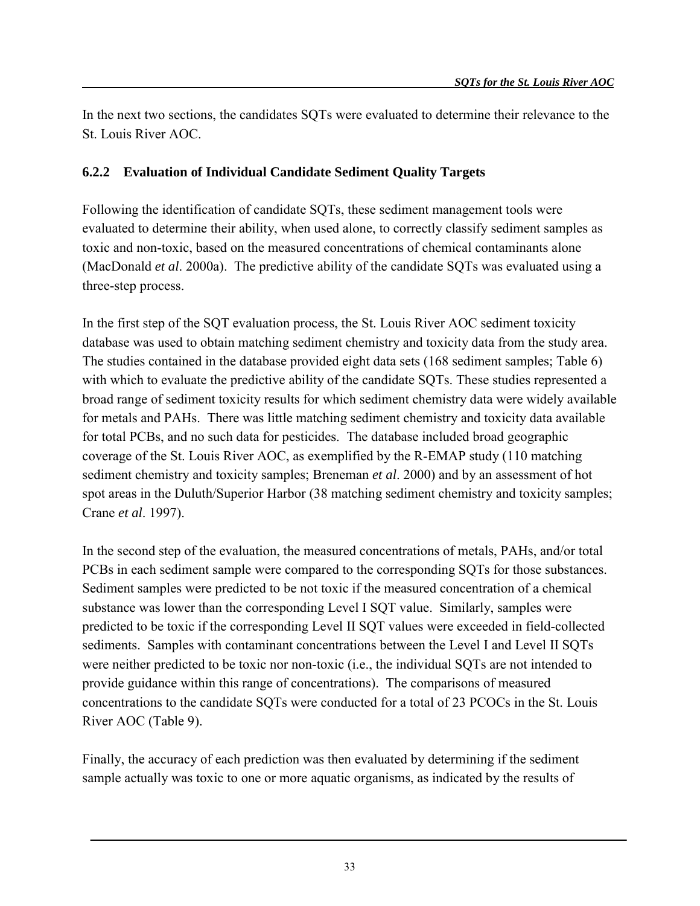In the next two sections, the candidates SQTs were evaluated to determine their relevance to the St. Louis River AOC.

### 6.2.2 Evaluation of Individual Candidate Sediment Quality Targets

Following the identification of candidate SQTs, these sediment management tools were evaluated to determine their ability, when used alone, to correctly classify sediment samples as toxic and non-toxic, based on the measured concentrations of chemical contaminants alone (MacDonald *et al*. 2000a). The predictive ability of the candidate SQTs was evaluated using a three-step process.

In the first step of the SQT evaluation process, the St. Louis River AOC sediment toxicity database was used to obtain matching sediment chemistry and toxicity data from the study area. The studies contained in the database provided eight data sets (168 sediment samples; Table 6) with which to evaluate the predictive ability of the candidate SQTs. These studies represented a broad range of sediment toxicity results for which sediment chemistry data were widely available for metals and PAHs. There was little matching sediment chemistry and toxicity data available for total PCBs, and no such data for pesticides. The database included broad geographic coverage of the St. Louis River AOC, as exemplified by the R-EMAP study (110 matching sediment chemistry and toxicity samples; Breneman *et al*. 2000) and by an assessment of hot spot areas in the Duluth/Superior Harbor (38 matching sediment chemistry and toxicity samples; Crane *et al*. 1997).

In the second step of the evaluation, the measured concentrations of metals, PAHs, and/or total PCBs in each sediment sample were compared to the corresponding SQTs for those substances. Sediment samples were predicted to be not toxic if the measured concentration of a chemical substance was lower than the corresponding Level I SQT value. Similarly, samples were predicted to be toxic if the corresponding Level II SQT values were exceeded in field-collected sediments. Samples with contaminant concentrations between the Level I and Level II SQTs were neither predicted to be toxic nor non-toxic (i.e., the individual SQTs are not intended to provide guidance within this range of concentrations). The comparisons of measured concentrations to the candidate SQTs were conducted for a total of 23 PCOCs in the St. Louis River AOC (Table 9).

Finally, the accuracy of each prediction was then evaluated by determining if the sediment sample actually was toxic to one or more aquatic organisms, as indicated by the results of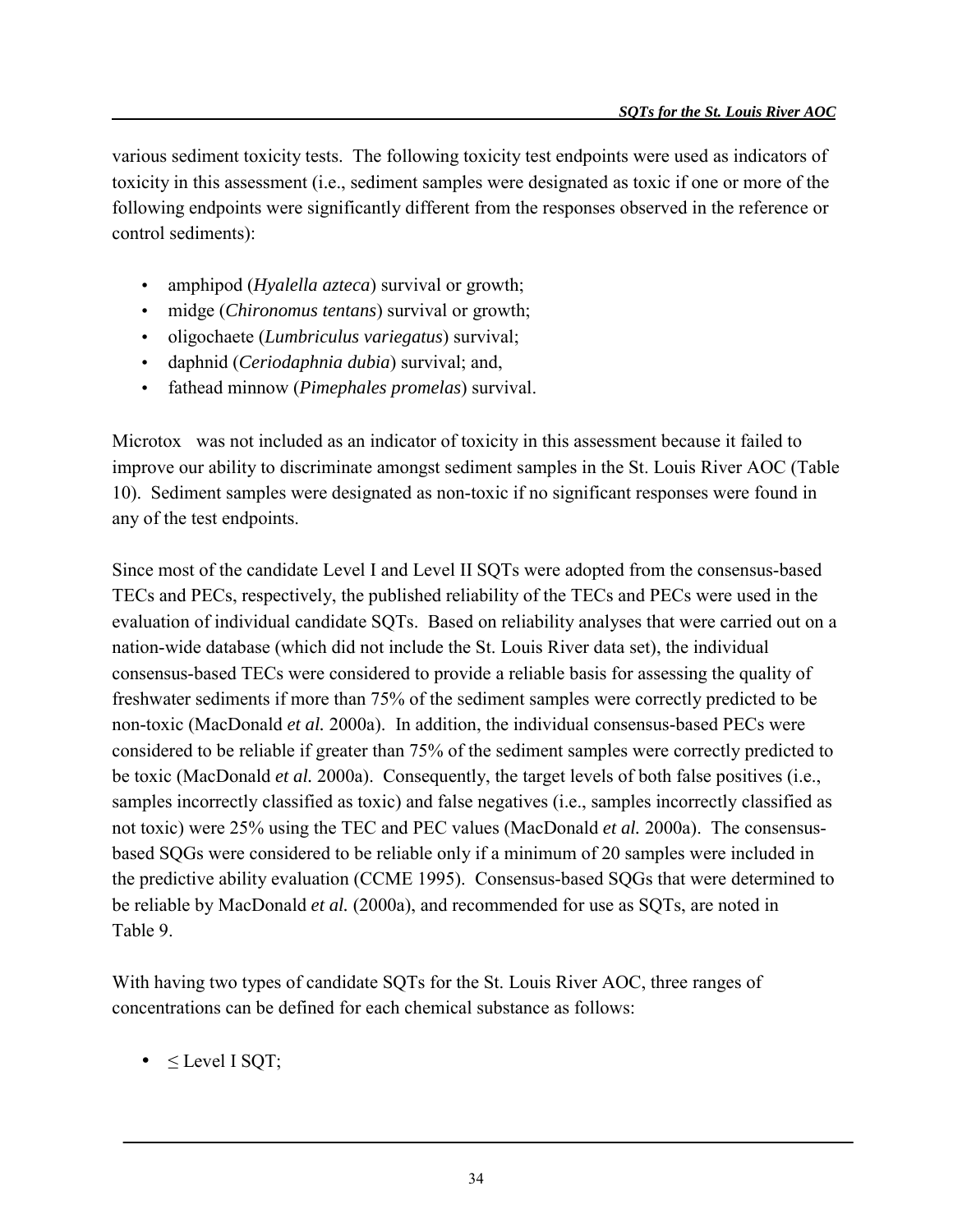various sediment toxicity tests. The following toxicity test endpoints were used as indicators of toxicity in this assessment (i.e., sediment samples were designated as toxic if one or more of the following endpoints were significantly different from the responses observed in the reference or control sediments):

- amphipod (*Hyalella azteca*) survival or growth;
- midge (*Chironomus tentans*) survival or growth;
- oligochaete (*Lumbriculus variegatus*) survival;
- daphnid (*Ceriodaphnia dubia*) survival; and,
- fathead minnow (*Pimephales promelas*) survival.

Microtox was not included as an indicator of toxicity in this assessment because it failed to improve our ability to discriminate amongst sediment samples in the St. Louis River AOC (Table 10). Sediment samples were designated as non-toxic if no significant responses were found in any of the test endpoints.

Since most of the candidate Level I and Level II SQTs were adopted from the consensus-based TECs and PECs, respectively, the published reliability of the TECs and PECs were used in the evaluation of individual candidate SQTs. Based on reliability analyses that were carried out on a nation-wide database (which did not include the St. Louis River data set), the individual consensus-based TECs were considered to provide a reliable basis for assessing the quality of freshwater sediments if more than 75% of the sediment samples were correctly predicted to be non-toxic (MacDonald *et al.* 2000a). In addition, the individual consensus-based PECs were considered to be reliable if greater than 75% of the sediment samples were correctly predicted to be toxic (MacDonald *et al.* 2000a). Consequently, the target levels of both false positives (i.e., samples incorrectly classified as toxic) and false negatives (i.e., samples incorrectly classified as not toxic) were 25% using the TEC and PEC values (MacDonald *et al.* 2000a). The consensus-based SQGs were considered to be reliable only if a minimum of 20 samples were included in the predictive ability evaluation (CCME 1995). Consensus-based SQGs that were determined to be reliable by MacDonald *et al.* (2000a), and recommended for use as SQTs, are noted in Table 9.

With having two types of candidate SQTs for the St. Louis River AOC, three ranges of concentrations can be defined for each chemical substance as follows:

- $\leq$ Level I SQT;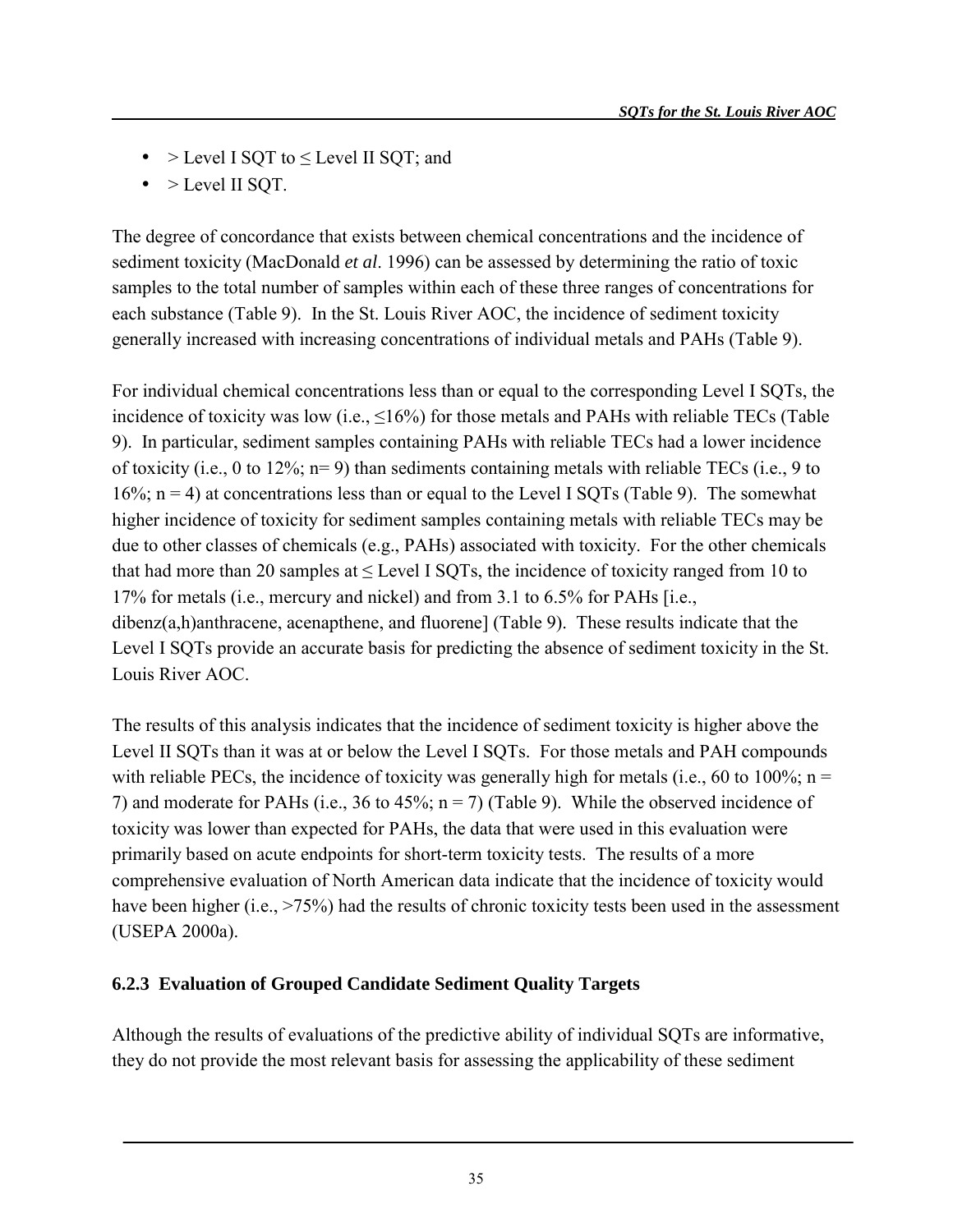- > Level I SQT to ≤ Level II SQT; and
- > Level II SQT.

The degree of concordance that exists between chemical concentrations and the incidence of sediment toxicity (MacDonald *et al*. 1996) can be assessed by determining the ratio of toxic samples to the total number of samples within each of these three ranges of concentrations for each substance (Table 9). In the St. Louis River AOC, the incidence of sediment toxicity generally increased with increasing concentrations of individual metals and PAHs (Table 9).

For individual chemical concentrations less than or equal to the corresponding Level I SQTs, the incidence of toxicity was low (i.e., ≤16%) for those metals and PAHs with reliable TECs (Table 9). In particular, sediment samples containing PAHs with reliable TECs had a lower incidence of toxicity (i.e., 0 to 12%; n= 9) than sediments containing metals with reliable TECs (i.e., 9 to 16%; n = 4) at concentrations less than or equal to the Level I SQTs (Table 9). The somewhat higher incidence of toxicity for sediment samples containing metals with reliable TECs may be due to other classes of chemicals (e.g., PAHs) associated with toxicity. For the other chemicals that had more than 20 samples at ≤ Level I SQTs, the incidence of toxicity ranged from 10 to 17% for metals (i.e., mercury and nickel) and from 3.1 to 6.5% for PAHs [i.e., dibenz(a,h)anthracene, acenapthene, and fluorene] (Table 9). These results indicate that the Level I SQTs provide an accurate basis for predicting the absence of sediment toxicity in the St. Louis River AOC.

The results of this analysis indicates that the incidence of sediment toxicity is higher above the Level II SQTs than it was at or below the Level I SQTs. For those metals and PAH compounds with reliable PECs, the incidence of toxicity was generally high for metals (i.e., 60 to 100%; n = 7) and moderate for PAHs (i.e., 36 to 45%; n = 7) (Table 9). While the observed incidence of toxicity was lower than expected for PAHs, the data that were used in this evaluation were primarily based on acute endpoints for short-term toxicity tests. The results of a more comprehensive evaluation of North American data indicate that the incidence of toxicity would have been higher (i.e., >75%) had the results of chronic toxicity tests been used in the assessment (USEPA 2000a).

### 6.2.3 Evaluation of Grouped Candidate Sediment Quality Targets

Although the results of evaluations of the predictive ability of individual SQTs are informative, they do not provide the most relevant basis for assessing the applicability of these sediment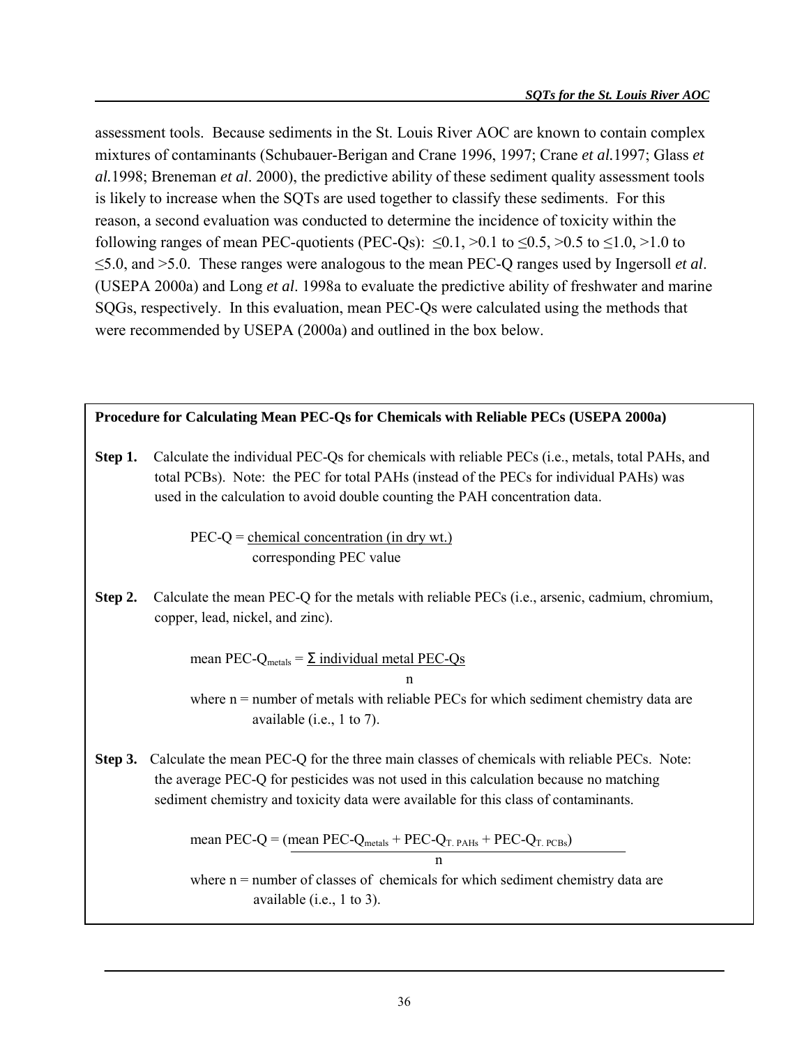assessment tools. Because sediments in the St. Louis River AOC are known to contain complex mixtures of contaminants (Schubauer-Berigan and Crane 1996, 1997; Crane *et al.*1997; Glass *et al.*1998; Breneman *et al*. 2000), the predictive ability of these sediment quality assessment tools is likely to increase when the SQTs are used together to classify these sediments. For this reason, a second evaluation was conducted to determine the incidence of toxicity within the following ranges of mean PEC-quotients (PEC-Qs): ≤0.1, >0.1 to ≤0.5, >0.5 to ≤1.0, >1.0 to ≤5.0, and >5.0. These ranges were analogous to the mean PEC-Q ranges used by Ingersoll *et al*. (USEPA 2000a) and Long *et al*. 1998a to evaluate the predictive ability of freshwater and marine SQGs, respectively. In this evaluation, mean PEC-Qs were calculated using the methods that were recommended by USEPA (2000a) and outlined in the box below.

**Procedure for Calculating Mean PEC-Qs for Chemicals with Reliable PECs (USEPA 2000a)**

**Step 1.** Calculate the individual PEC-Qs for chemicals with reliable PECs (i.e., metals, total PAHs, and total PCBs). Note: the PEC for total PAHs (instead of the PECs for individual PAHs) was used in the calculation to avoid double counting the PAH concentration data.

$$\text{PEC-Q} = \frac{\text{chemical concentration (in dry wt.)}}{\text{corresponding PEC value}}$$

**Step 2.** Calculate the mean PEC-Q for the metals with reliable PECs (i.e., arsenic, cadmium, chromium, copper, lead, nickel, and zinc).

$$\text{mean PEC-Q}_{metals} = \frac{\Sigma \text{ individual metal PEC-Qs}}{n}$$

where n = number of metals with reliable PECs for which sediment chemistry data are available (i.e., 1 to 7).

**Step 3.** Calculate the mean PEC-Q for the three main classes of chemicals with reliable PECs. Note: the average PEC-Q for pesticides was not used in this calculation because no matching sediment chemistry and toxicity data were available for this class of contaminants.

$$\text{mean PEC-Q} = \frac{(\text{mean PEC-Q}_{metals} + \text{PEC-Q}_{T.\ PAHs} + \text{PEC-Q}_{T.\ PCBs})}{n}$$

where n = number of classes of chemicals for which sediment chemistry data are available (i.e., 1 to 3).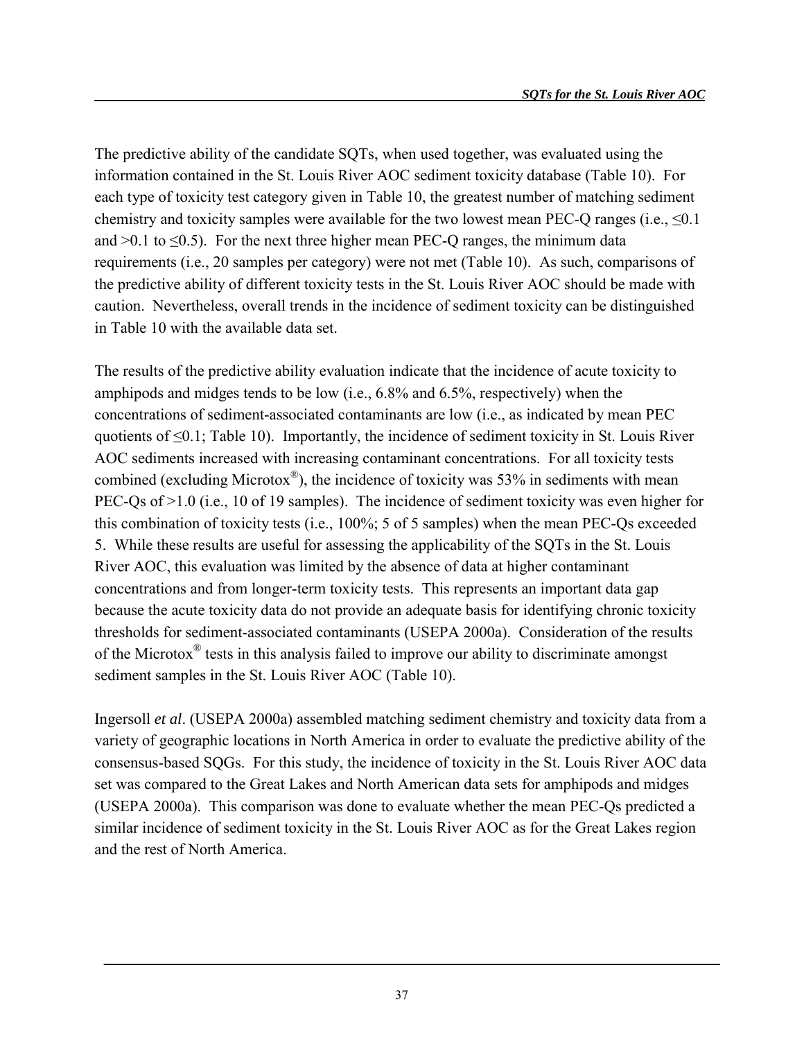The predictive ability of the candidate SQTs, when used together, was evaluated using the information contained in the St. Louis River AOC sediment toxicity database (Table 10). For each type of toxicity test category given in Table 10, the greatest number of matching sediment chemistry and toxicity samples were available for the two lowest mean PEC-Q ranges (i.e., $\leq 0.1$ and $>0.1$ to $\leq 0.5$). For the next three higher mean PEC-Q ranges, the minimum data requirements (i.e., 20 samples per category) were not met (Table 10). As such, comparisons of the predictive ability of different toxicity tests in the St. Louis River AOC should be made with caution. Nevertheless, overall trends in the incidence of sediment toxicity can be distinguished in Table 10 with the available data set.

The results of the predictive ability evaluation indicate that the incidence of acute toxicity to amphipods and midges tends to be low (i.e., 6.8% and 6.5%, respectively) when the concentrations of sediment-associated contaminants are low (i.e., as indicated by mean PEC quotients of $\leq 0.1$; Table 10). Importantly, the incidence of sediment toxicity in St. Louis River AOC sediments increased with increasing contaminant concentrations. For all toxicity tests combined (excluding Microtox®), the incidence of toxicity was 53% in sediments with mean PEC-Qs of $>1.0$ (i.e., 10 of 19 samples). The incidence of sediment toxicity was even higher for this combination of toxicity tests (i.e., 100%; 5 of 5 samples) when the mean PEC-Qs exceeded 5. While these results are useful for assessing the applicability of the SQTs in the St. Louis River AOC, this evaluation was limited by the absence of data at higher contaminant concentrations and from longer-term toxicity tests. This represents an important data gap because the acute toxicity data do not provide an adequate basis for identifying chronic toxicity thresholds for sediment-associated contaminants (USEPA 2000a). Consideration of the results of the Microtox® tests in this analysis failed to improve our ability to discriminate amongst sediment samples in the St. Louis River AOC (Table 10).

Ingersoll *et al*. (USEPA 2000a) assembled matching sediment chemistry and toxicity data from a variety of geographic locations in North America in order to evaluate the predictive ability of the consensus-based SQGs. For this study, the incidence of toxicity in the St. Louis River AOC data set was compared to the Great Lakes and North American data sets for amphipods and midges (USEPA 2000a). This comparison was done to evaluate whether the mean PEC-Qs predicted a similar incidence of sediment toxicity in the St. Louis River AOC as for the Great Lakes region and the rest of North America.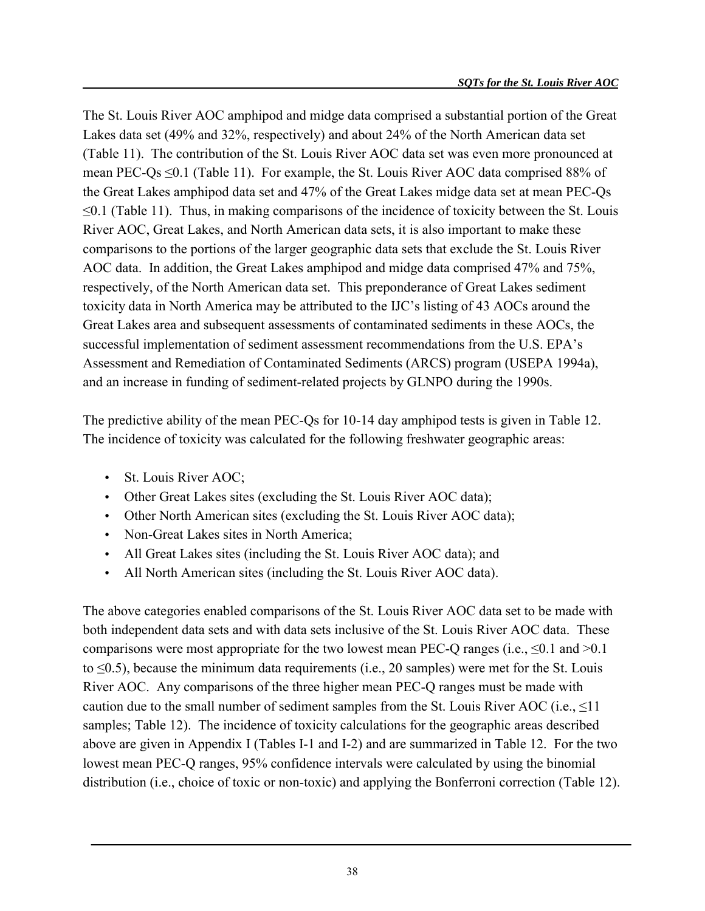The St. Louis River AOC amphipod and midge data comprised a substantial portion of the Great Lakes data set (49% and 32%, respectively) and about 24% of the North American data set (Table 11). The contribution of the St. Louis River AOC data set was even more pronounced at mean PEC-Qs ≤0.1 (Table 11). For example, the St. Louis River AOC data comprised 88% of the Great Lakes amphipod data set and 47% of the Great Lakes midge data set at mean PEC-Qs ≤0.1 (Table 11). Thus, in making comparisons of the incidence of toxicity between the St. Louis River AOC, Great Lakes, and North American data sets, it is also important to make these comparisons to the portions of the larger geographic data sets that exclude the St. Louis River AOC data. In addition, the Great Lakes amphipod and midge data comprised 47% and 75%, respectively, of the North American data set. This preponderance of Great Lakes sediment toxicity data in North America may be attributed to the IJC's listing of 43 AOCs around the Great Lakes area and subsequent assessments of contaminated sediments in these AOCs, the successful implementation of sediment assessment recommendations from the U.S. EPA's Assessment and Remediation of Contaminated Sediments (ARCS) program (USEPA 1994a), and an increase in funding of sediment-related projects by GLNPO during the 1990s.

The predictive ability of the mean PEC-Qs for 10-14 day amphipod tests is given in Table 12. The incidence of toxicity was calculated for the following freshwater geographic areas:

- St. Louis River AOC;
- Other Great Lakes sites (excluding the St. Louis River AOC data);
- Other North American sites (excluding the St. Louis River AOC data);
- Non-Great Lakes sites in North America;
- All Great Lakes sites (including the St. Louis River AOC data); and
- All North American sites (including the St. Louis River AOC data).

The above categories enabled comparisons of the St. Louis River AOC data set to be made with both independent data sets and with data sets inclusive of the St. Louis River AOC data. These comparisons were most appropriate for the two lowest mean PEC-Q ranges (i.e., ≤0.1 and >0.1 to ≤0.5), because the minimum data requirements (i.e., 20 samples) were met for the St. Louis River AOC. Any comparisons of the three higher mean PEC-Q ranges must be made with caution due to the small number of sediment samples from the St. Louis River AOC (i.e., ≤11 samples; Table 12). The incidence of toxicity calculations for the geographic areas described above are given in Appendix I (Tables I-1 and I-2) and are summarized in Table 12. For the two lowest mean PEC-Q ranges, 95% confidence intervals were calculated by using the binomial distribution (i.e., choice of toxic or non-toxic) and applying the Bonferroni correction (Table 12).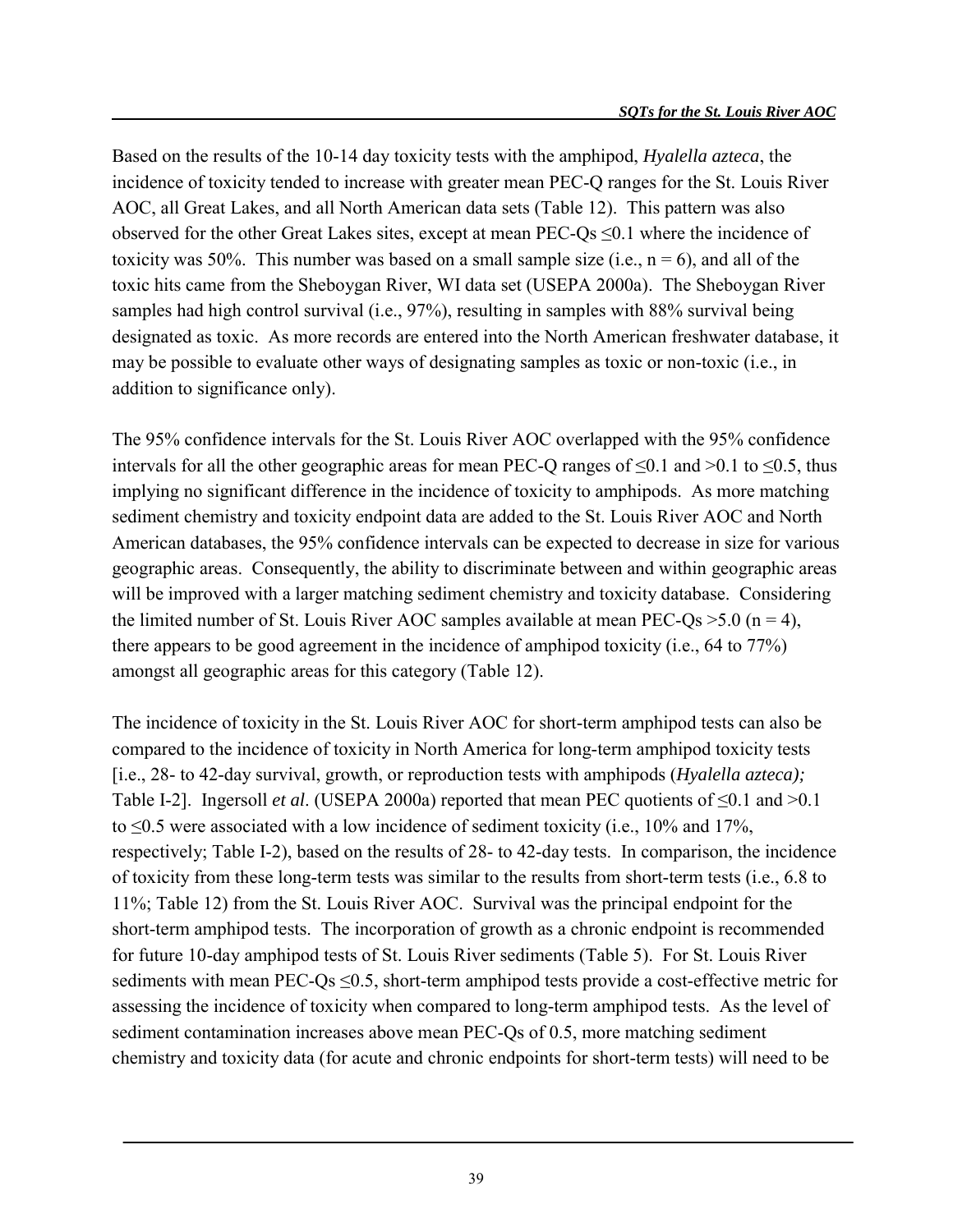Based on the results of the 10-14 day toxicity tests with the amphipod, *Hyalella azteca*, the incidence of toxicity tended to increase with greater mean PEC-Q ranges for the St. Louis River AOC, all Great Lakes, and all North American data sets (Table 12). This pattern was also observed for the other Great Lakes sites, except at mean PEC-Qs ≤0.1 where the incidence of toxicity was 50%. This number was based on a small sample size (i.e., n = 6), and all of the toxic hits came from the Sheboygan River, WI data set (USEPA 2000a). The Sheboygan River samples had high control survival (i.e., 97%), resulting in samples with 88% survival being designated as toxic. As more records are entered into the North American freshwater database, it may be possible to evaluate other ways of designating samples as toxic or non-toxic (i.e., in addition to significance only).

The 95% confidence intervals for the St. Louis River AOC overlapped with the 95% confidence intervals for all the other geographic areas for mean PEC-Q ranges of ≤0.1 and >0.1 to ≤0.5, thus implying no significant difference in the incidence of toxicity to amphipods. As more matching sediment chemistry and toxicity endpoint data are added to the St. Louis River AOC and North American databases, the 95% confidence intervals can be expected to decrease in size for various geographic areas. Consequently, the ability to discriminate between and within geographic areas will be improved with a larger matching sediment chemistry and toxicity database. Considering the limited number of St. Louis River AOC samples available at mean PEC-Qs >5.0 (n = 4), there appears to be good agreement in the incidence of amphipod toxicity (i.e., 64 to 77%) amongst all geographic areas for this category (Table 12).

The incidence of toxicity in the St. Louis River AOC for short-term amphipod tests can also be compared to the incidence of toxicity in North America for long-term amphipod toxicity tests [i.e., 28- to 42-day survival, growth, or reproduction tests with amphipods (*Hyalella azteca);* Table I-2]. Ingersoll *et al*. (USEPA 2000a) reported that mean PEC quotients of ≤0.1 and >0.1 to ≤0.5 were associated with a low incidence of sediment toxicity (i.e., 10% and 17%, respectively; Table I-2), based on the results of 28- to 42-day tests. In comparison, the incidence of toxicity from these long-term tests was similar to the results from short-term tests (i.e., 6.8 to 11%; Table 12) from the St. Louis River AOC. Survival was the principal endpoint for the short-term amphipod tests. The incorporation of growth as a chronic endpoint is recommended for future 10-day amphipod tests of St. Louis River sediments (Table 5). For St. Louis River sediments with mean PEC-Qs ≤0.5, short-term amphipod tests provide a cost-effective metric for assessing the incidence of toxicity when compared to long-term amphipod tests. As the level of sediment contamination increases above mean PEC-Qs of 0.5, more matching sediment chemistry and toxicity data (for acute and chronic endpoints for short-term tests) will need to be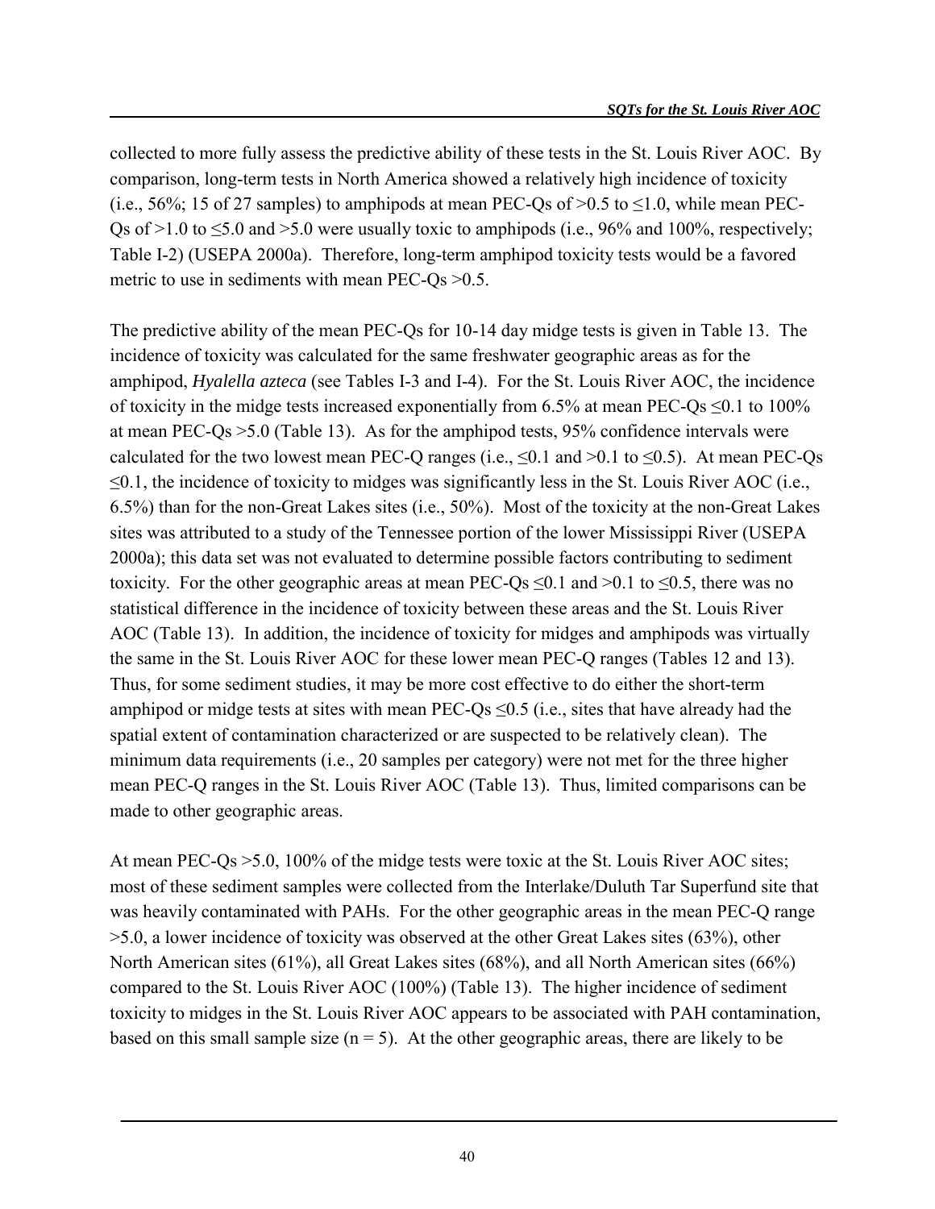collected to more fully assess the predictive ability of these tests in the St. Louis River AOC. By comparison, long-term tests in North America showed a relatively high incidence of toxicity (i.e., 56%; 15 of 27 samples) to amphipods at mean PEC-Qs of >0.5 to ≤1.0, while mean PEC-Qs of >1.0 to ≤5.0 and >5.0 were usually toxic to amphipods (i.e., 96% and 100%, respectively; Table I-2) (USEPA 2000a). Therefore, long-term amphipod toxicity tests would be a favored metric to use in sediments with mean PEC-Qs >0.5.

The predictive ability of the mean PEC-Qs for 10-14 day midge tests is given in Table 13. The incidence of toxicity was calculated for the same freshwater geographic areas as for the amphipod, *Hyalella azteca* (see Tables I-3 and I-4). For the St. Louis River AOC, the incidence of toxicity in the midge tests increased exponentially from 6.5% at mean PEC-Qs ≤0.1 to 100% at mean PEC-Qs >5.0 (Table 13). As for the amphipod tests, 95% confidence intervals were calculated for the two lowest mean PEC-Q ranges (i.e., ≤0.1 and >0.1 to ≤0.5). At mean PEC-Qs ≤0.1, the incidence of toxicity to midges was significantly less in the St. Louis River AOC (i.e., 6.5%) than for the non-Great Lakes sites (i.e., 50%). Most of the toxicity at the non-Great Lakes sites was attributed to a study of the Tennessee portion of the lower Mississippi River (USEPA 2000a); this data set was not evaluated to determine possible factors contributing to sediment toxicity. For the other geographic areas at mean PEC-Qs ≤0.1 and >0.1 to ≤0.5, there was no statistical difference in the incidence of toxicity between these areas and the St. Louis River AOC (Table 13). In addition, the incidence of toxicity for midges and amphipods was virtually the same in the St. Louis River AOC for these lower mean PEC-Q ranges (Tables 12 and 13). Thus, for some sediment studies, it may be more cost effective to do either the short-term amphipod or midge tests at sites with mean PEC-Qs ≤0.5 (i.e., sites that have already had the spatial extent of contamination characterized or are suspected to be relatively clean). The minimum data requirements (i.e., 20 samples per category) were not met for the three higher mean PEC-Q ranges in the St. Louis River AOC (Table 13). Thus, limited comparisons can be made to other geographic areas.

At mean PEC-Qs >5.0, 100% of the midge tests were toxic at the St. Louis River AOC sites; most of these sediment samples were collected from the Interlake/Duluth Tar Superfund site that was heavily contaminated with PAHs. For the other geographic areas in the mean PEC-Q range >5.0, a lower incidence of toxicity was observed at the other Great Lakes sites (63%), other North American sites (61%), all Great Lakes sites (68%), and all North American sites (66%) compared to the St. Louis River AOC (100%) (Table 13). The higher incidence of sediment toxicity to midges in the St. Louis River AOC appears to be associated with PAH contamination, based on this small sample size ($n = 5$). At the other geographic areas, there are likely to be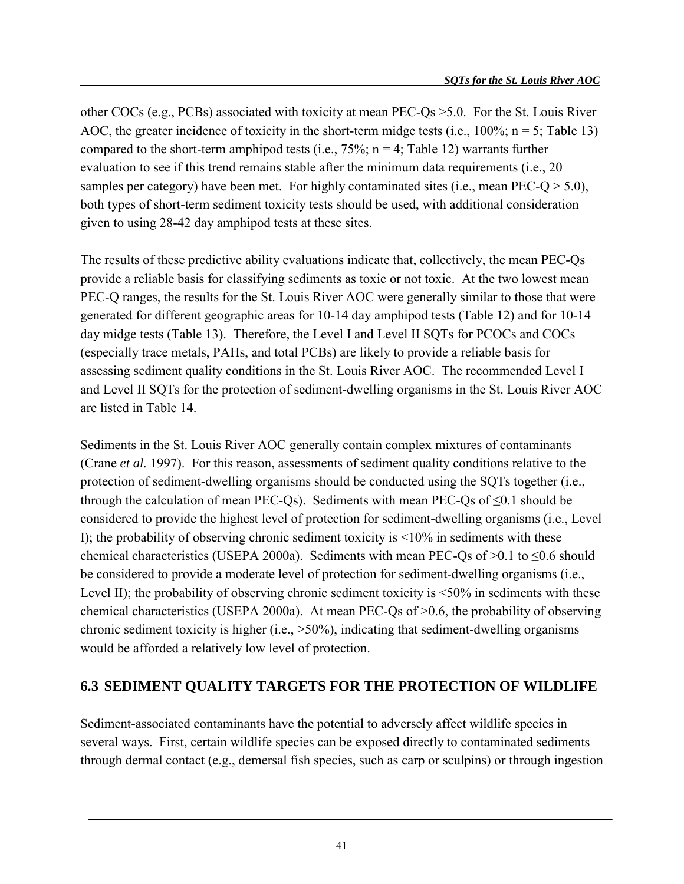other COCs (e.g., PCBs) associated with toxicity at mean PEC-Qs >5.0. For the St. Louis River AOC, the greater incidence of toxicity in the short-term midge tests (i.e., 100%; n = 5; Table 13) compared to the short-term amphipod tests (i.e., 75%; n = 4; Table 12) warrants further evaluation to see if this trend remains stable after the minimum data requirements (i.e., 20 samples per category) have been met. For highly contaminated sites (i.e., mean PEC-Q > 5.0), both types of short-term sediment toxicity tests should be used, with additional consideration given to using 28-42 day amphipod tests at these sites.

The results of these predictive ability evaluations indicate that, collectively, the mean PEC-Qs provide a reliable basis for classifying sediments as toxic or not toxic. At the two lowest mean PEC-Q ranges, the results for the St. Louis River AOC were generally similar to those that were generated for different geographic areas for 10-14 day amphipod tests (Table 12) and for 10-14 day midge tests (Table 13). Therefore, the Level I and Level II SQTs for PCOCs and COCs (especially trace metals, PAHs, and total PCBs) are likely to provide a reliable basis for assessing sediment quality conditions in the St. Louis River AOC. The recommended Level I and Level II SQTs for the protection of sediment-dwelling organisms in the St. Louis River AOC are listed in Table 14.

Sediments in the St. Louis River AOC generally contain complex mixtures of contaminants (Crane *et al.* 1997). For this reason, assessments of sediment quality conditions relative to the protection of sediment-dwelling organisms should be conducted using the SQTs together (i.e., through the calculation of mean PEC-Qs). Sediments with mean PEC-Qs of ≤0.1 should be considered to provide the highest level of protection for sediment-dwelling organisms (i.e., Level I); the probability of observing chronic sediment toxicity is <10% in sediments with these chemical characteristics (USEPA 2000a). Sediments with mean PEC-Qs of >0.1 to ≤0.6 should be considered to provide a moderate level of protection for sediment-dwelling organisms (i.e., Level II); the probability of observing chronic sediment toxicity is <50% in sediments with these chemical characteristics (USEPA 2000a). At mean PEC-Qs of >0.6, the probability of observing chronic sediment toxicity is higher (i.e., >50%), indicating that sediment-dwelling organisms would be afforded a relatively low level of protection.

## 6.3 SEDIMENT QUALITY TARGETS FOR THE PROTECTION OF WILDLIFE

Sediment-associated contaminants have the potential to adversely affect wildlife species in several ways. First, certain wildlife species can be exposed directly to contaminated sediments through dermal contact (e.g., demersal fish species, such as carp or sculpins) or through ingestion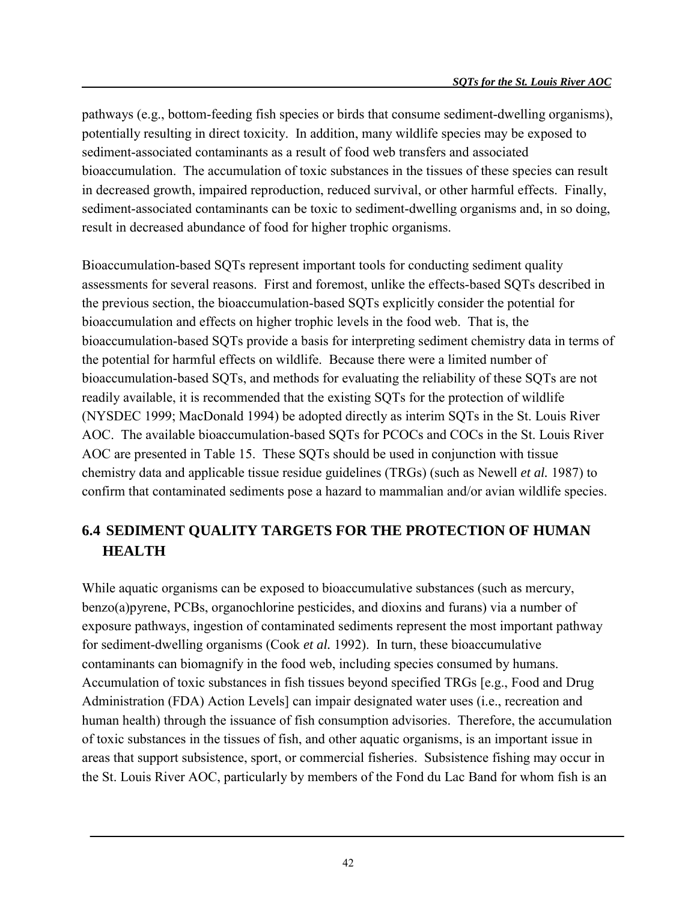pathways (e.g., bottom-feeding fish species or birds that consume sediment-dwelling organisms), potentially resulting in direct toxicity. In addition, many wildlife species may be exposed to sediment-associated contaminants as a result of food web transfers and associated bioaccumulation. The accumulation of toxic substances in the tissues of these species can result in decreased growth, impaired reproduction, reduced survival, or other harmful effects. Finally, sediment-associated contaminants can be toxic to sediment-dwelling organisms and, in so doing, result in decreased abundance of food for higher trophic organisms.

Bioaccumulation-based SQTs represent important tools for conducting sediment quality assessments for several reasons. First and foremost, unlike the effects-based SQTs described in the previous section, the bioaccumulation-based SQTs explicitly consider the potential for bioaccumulation and effects on higher trophic levels in the food web. That is, the bioaccumulation-based SQTs provide a basis for interpreting sediment chemistry data in terms of the potential for harmful effects on wildlife. Because there were a limited number of bioaccumulation-based SQTs, and methods for evaluating the reliability of these SQTs are not readily available, it is recommended that the existing SQTs for the protection of wildlife (NYSDEC 1999; MacDonald 1994) be adopted directly as interim SQTs in the St. Louis River AOC. The available bioaccumulation-based SQTs for PCOCs and COCs in the St. Louis River AOC are presented in Table 15. These SQTs should be used in conjunction with tissue chemistry data and applicable tissue residue guidelines (TRGs) (such as Newell *et al.* 1987) to confirm that contaminated sediments pose a hazard to mammalian and/or avian wildlife species.

## 6.4 SEDIMENT QUALITY TARGETS FOR THE PROTECTION OF HUMAN HEALTH

While aquatic organisms can be exposed to bioaccumulative substances (such as mercury, benzo(a)pyrene, PCBs, organochlorine pesticides, and dioxins and furans) via a number of exposure pathways, ingestion of contaminated sediments represent the most important pathway for sediment-dwelling organisms (Cook *et al.* 1992). In turn, these bioaccumulative contaminants can biomagnify in the food web, including species consumed by humans. Accumulation of toxic substances in fish tissues beyond specified TRGs [e.g., Food and Drug Administration (FDA) Action Levels] can impair designated water uses (i.e., recreation and human health) through the issuance of fish consumption advisories. Therefore, the accumulation of toxic substances in the tissues of fish, and other aquatic organisms, is an important issue in areas that support subsistence, sport, or commercial fisheries. Subsistence fishing may occur in the St. Louis River AOC, particularly by members of the Fond du Lac Band for whom fish is an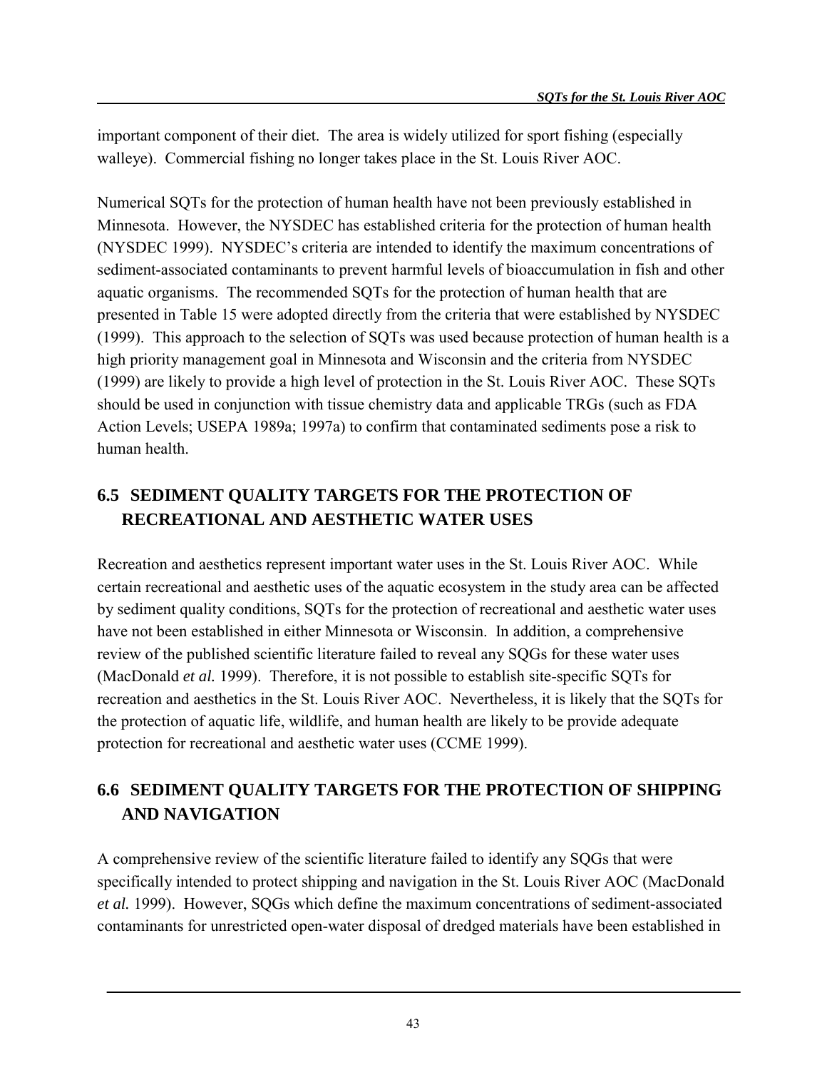important component of their diet. The area is widely utilized for sport fishing (especially walleye). Commercial fishing no longer takes place in the St. Louis River AOC.

Numerical SQTs for the protection of human health have not been previously established in Minnesota. However, the NYSDEC has established criteria for the protection of human health (NYSDEC 1999). NYSDEC's criteria are intended to identify the maximum concentrations of sediment-associated contaminants to prevent harmful levels of bioaccumulation in fish and other aquatic organisms. The recommended SQTs for the protection of human health that are presented in Table 15 were adopted directly from the criteria that were established by NYSDEC (1999). This approach to the selection of SQTs was used because protection of human health is a high priority management goal in Minnesota and Wisconsin and the criteria from NYSDEC (1999) are likely to provide a high level of protection in the St. Louis River AOC. These SQTs should be used in conjunction with tissue chemistry data and applicable TRGs (such as FDA Action Levels; USEPA 1989a; 1997a) to confirm that contaminated sediments pose a risk to human health.

## 6.5 SEDIMENT QUALITY TARGETS FOR THE PROTECTION OF RECREATIONAL AND AESTHETIC WATER USES

Recreation and aesthetics represent important water uses in the St. Louis River AOC. While certain recreational and aesthetic uses of the aquatic ecosystem in the study area can be affected by sediment quality conditions, SQTs for the protection of recreational and aesthetic water uses have not been established in either Minnesota or Wisconsin. In addition, a comprehensive review of the published scientific literature failed to reveal any SQGs for these water uses (MacDonald *et al.* 1999). Therefore, it is not possible to establish site-specific SQTs for recreation and aesthetics in the St. Louis River AOC. Nevertheless, it is likely that the SQTs for the protection of aquatic life, wildlife, and human health are likely to be provide adequate protection for recreational and aesthetic water uses (CCME 1999).

## 6.6 SEDIMENT QUALITY TARGETS FOR THE PROTECTION OF SHIPPING AND NAVIGATION

A comprehensive review of the scientific literature failed to identify any SQGs that were specifically intended to protect shipping and navigation in the St. Louis River AOC (MacDonald *et al.* 1999). However, SQGs which define the maximum concentrations of sediment-associated contaminants for unrestricted open-water disposal of dredged materials have been established in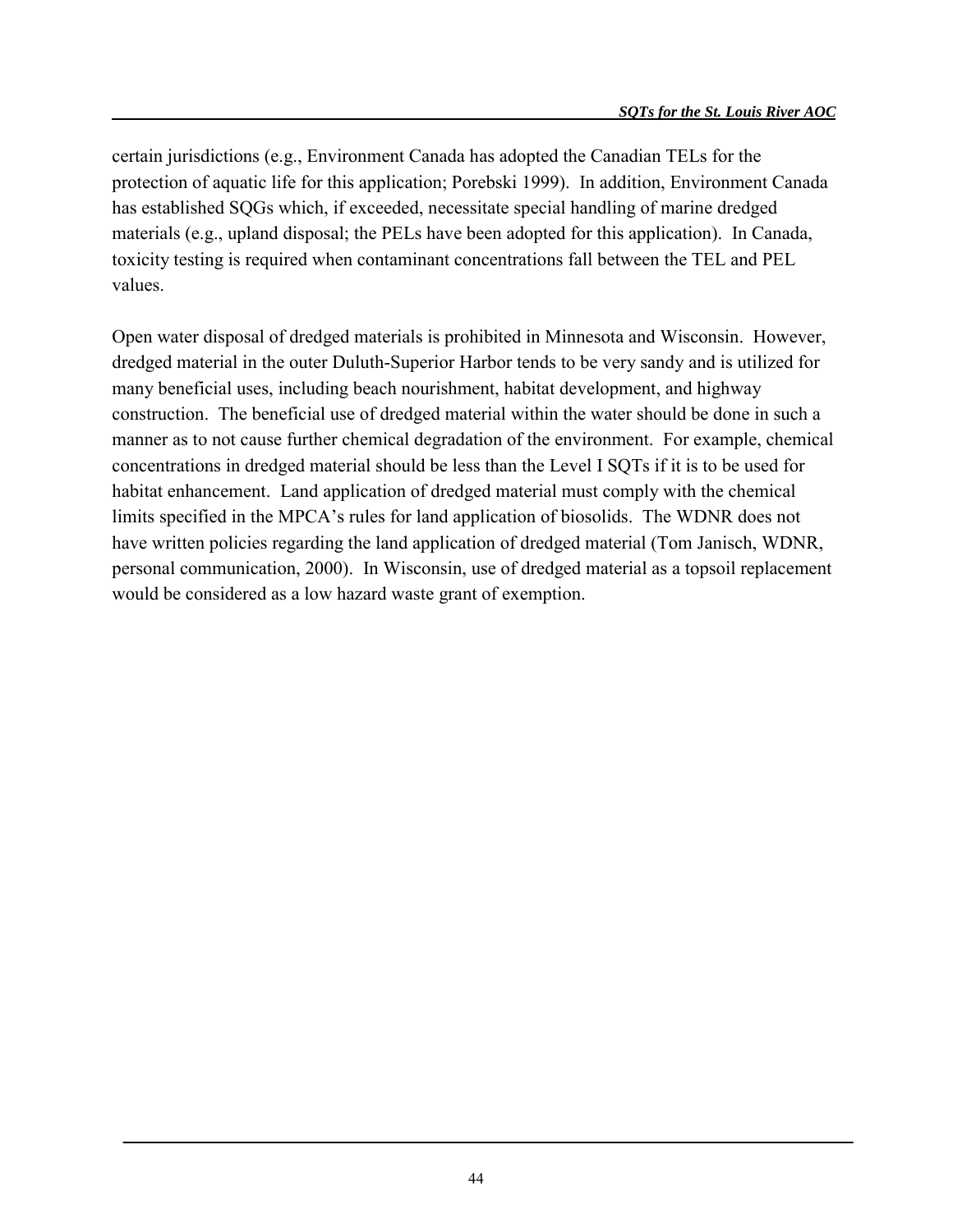certain jurisdictions (e.g., Environment Canada has adopted the Canadian TELs for the protection of aquatic life for this application; Porebski 1999). In addition, Environment Canada has established SQGs which, if exceeded, necessitate special handling of marine dredged materials (e.g., upland disposal; the PELs have been adopted for this application). In Canada, toxicity testing is required when contaminant concentrations fall between the TEL and PEL values.

Open water disposal of dredged materials is prohibited in Minnesota and Wisconsin. However, dredged material in the outer Duluth-Superior Harbor tends to be very sandy and is utilized for many beneficial uses, including beach nourishment, habitat development, and highway construction. The beneficial use of dredged material within the water should be done in such a manner as to not cause further chemical degradation of the environment. For example, chemical concentrations in dredged material should be less than the Level I SQTs if it is to be used for habitat enhancement. Land application of dredged material must comply with the chemical limits specified in the MPCA's rules for land application of biosolids. The WDNR does not have written policies regarding the land application of dredged material (Tom Janisch, WDNR, personal communication, 2000). In Wisconsin, use of dredged material as a topsoil replacement would be considered as a low hazard waste grant of exemption.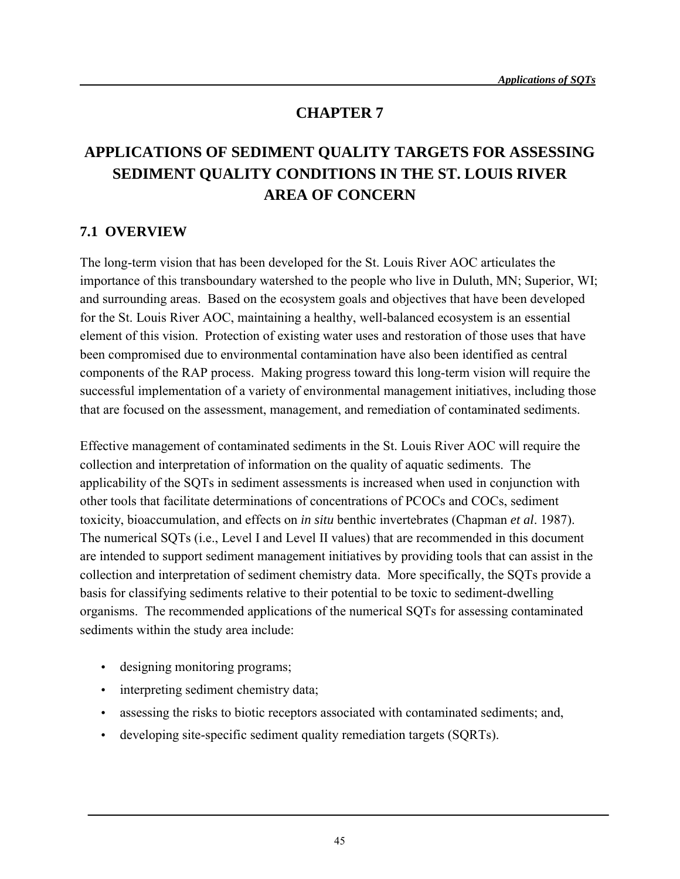# CHAPTER 7

# APPLICATIONS OF SEDIMENT QUALITY TARGETS FOR ASSESSING SEDIMENT QUALITY CONDITIONS IN THE ST. LOUIS RIVER AREA OF CONCERN

## 7.1 OVERVIEW

The long-term vision that has been developed for the St. Louis River AOC articulates the importance of this transboundary watershed to the people who live in Duluth, MN; Superior, WI; and surrounding areas. Based on the ecosystem goals and objectives that have been developed for the St. Louis River AOC, maintaining a healthy, well-balanced ecosystem is an essential element of this vision. Protection of existing water uses and restoration of those uses that have been compromised due to environmental contamination have also been identified as central components of the RAP process. Making progress toward this long-term vision will require the successful implementation of a variety of environmental management initiatives, including those that are focused on the assessment, management, and remediation of contaminated sediments.

Effective management of contaminated sediments in the St. Louis River AOC will require the collection and interpretation of information on the quality of aquatic sediments. The applicability of the SQTs in sediment assessments is increased when used in conjunction with other tools that facilitate determinations of concentrations of PCOCs and COCs, sediment toxicity, bioaccumulation, and effects on *in situ* benthic invertebrates (Chapman *et al*. 1987). The numerical SQTs (i.e., Level I and Level II values) that are recommended in this document are intended to support sediment management initiatives by providing tools that can assist in the collection and interpretation of sediment chemistry data. More specifically, the SQTs provide a basis for classifying sediments relative to their potential to be toxic to sediment-dwelling organisms. The recommended applications of the numerical SQTs for assessing contaminated sediments within the study area include:

- designing monitoring programs;
- interpreting sediment chemistry data;
- assessing the risks to biotic receptors associated with contaminated sediments; and,
- developing site-specific sediment quality remediation targets (SQRTs).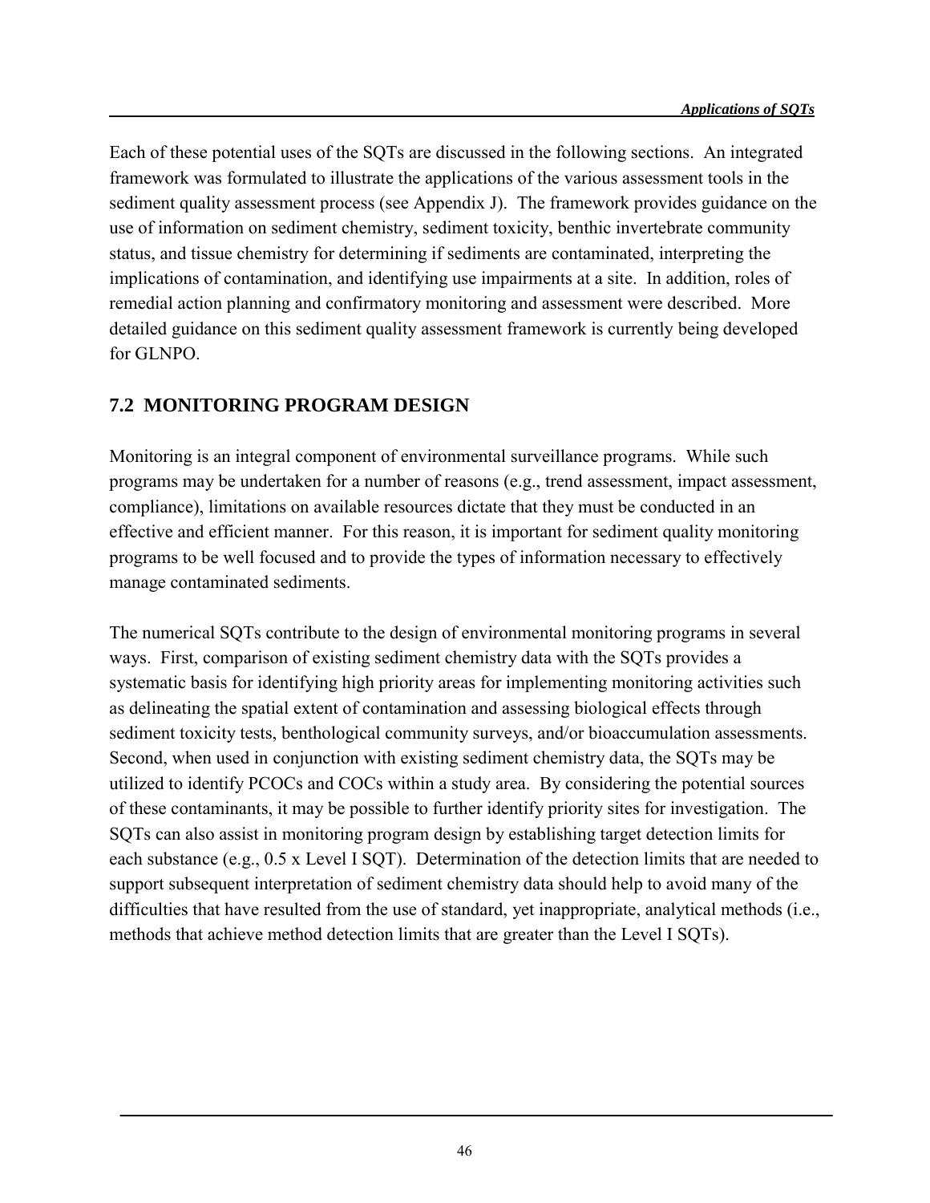Each of these potential uses of the SQTs are discussed in the following sections. An integrated framework was formulated to illustrate the applications of the various assessment tools in the sediment quality assessment process (see Appendix J). The framework provides guidance on the use of information on sediment chemistry, sediment toxicity, benthic invertebrate community status, and tissue chemistry for determining if sediments are contaminated, interpreting the implications of contamination, and identifying use impairments at a site. In addition, roles of remedial action planning and confirmatory monitoring and assessment were described. More detailed guidance on this sediment quality assessment framework is currently being developed for GLNPO.

## 7.2 MONITORING PROGRAM DESIGN

Monitoring is an integral component of environmental surveillance programs. While such programs may be undertaken for a number of reasons (e.g., trend assessment, impact assessment, compliance), limitations on available resources dictate that they must be conducted in an effective and efficient manner. For this reason, it is important for sediment quality monitoring programs to be well focused and to provide the types of information necessary to effectively manage contaminated sediments.

The numerical SQTs contribute to the design of environmental monitoring programs in several ways. First, comparison of existing sediment chemistry data with the SQTs provides a systematic basis for identifying high priority areas for implementing monitoring activities such as delineating the spatial extent of contamination and assessing biological effects through sediment toxicity tests, benthological community surveys, and/or bioaccumulation assessments. Second, when used in conjunction with existing sediment chemistry data, the SQTs may be utilized to identify PCOCs and COCs within a study area. By considering the potential sources of these contaminants, it may be possible to further identify priority sites for investigation. The SQTs can also assist in monitoring program design by establishing target detection limits for each substance (e.g., 0.5 x Level I SQT). Determination of the detection limits that are needed to support subsequent interpretation of sediment chemistry data should help to avoid many of the difficulties that have resulted from the use of standard, yet inappropriate, analytical methods (i.e., methods that achieve method detection limits that are greater than the Level I SQTs).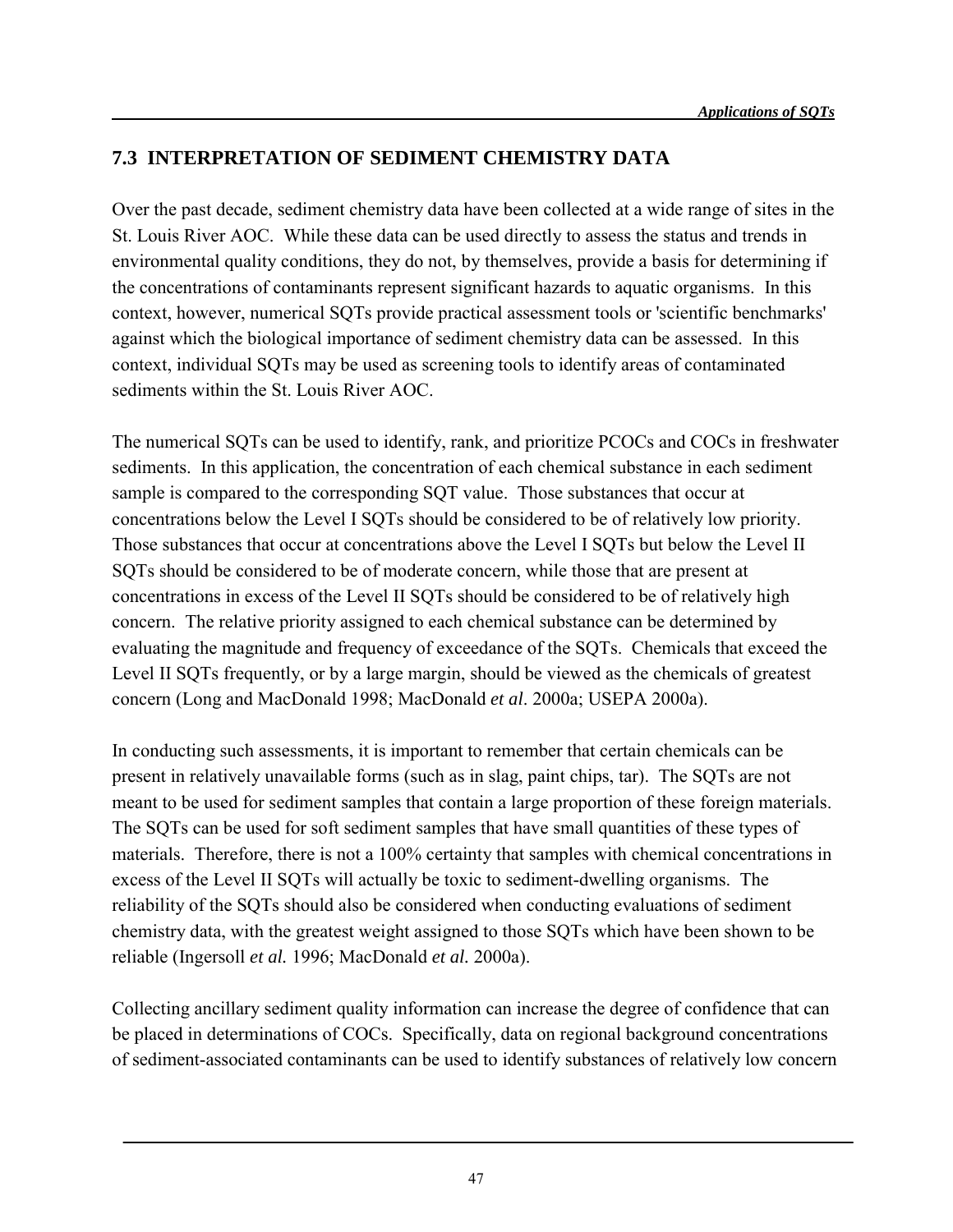## 7.3 INTERPRETATION OF SEDIMENT CHEMISTRY DATA

Over the past decade, sediment chemistry data have been collected at a wide range of sites in the St. Louis River AOC. While these data can be used directly to assess the status and trends in environmental quality conditions, they do not, by themselves, provide a basis for determining if the concentrations of contaminants represent significant hazards to aquatic organisms. In this context, however, numerical SQTs provide practical assessment tools or 'scientific benchmarks' against which the biological importance of sediment chemistry data can be assessed. In this context, individual SQTs may be used as screening tools to identify areas of contaminated sediments within the St. Louis River AOC.

The numerical SQTs can be used to identify, rank, and prioritize PCOCs and COCs in freshwater sediments. In this application, the concentration of each chemical substance in each sediment sample is compared to the corresponding SQT value. Those substances that occur at concentrations below the Level I SQTs should be considered to be of relatively low priority. Those substances that occur at concentrations above the Level I SQTs but below the Level II SQTs should be considered to be of moderate concern, while those that are present at concentrations in excess of the Level II SQTs should be considered to be of relatively high concern. The relative priority assigned to each chemical substance can be determined by evaluating the magnitude and frequency of exceedance of the SQTs. Chemicals that exceed the Level II SQTs frequently, or by a large margin, should be viewed as the chemicals of greatest concern (Long and MacDonald 1998; MacDonald *et al*. 2000a; USEPA 2000a).

In conducting such assessments, it is important to remember that certain chemicals can be present in relatively unavailable forms (such as in slag, paint chips, tar). The SQTs are not meant to be used for sediment samples that contain a large proportion of these foreign materials. The SQTs can be used for soft sediment samples that have small quantities of these types of materials. Therefore, there is not a 100% certainty that samples with chemical concentrations in excess of the Level II SQTs will actually be toxic to sediment-dwelling organisms. The reliability of the SQTs should also be considered when conducting evaluations of sediment chemistry data, with the greatest weight assigned to those SQTs which have been shown to be reliable (Ingersoll *et al.* 1996; MacDonald *et al.* 2000a).

Collecting ancillary sediment quality information can increase the degree of confidence that can be placed in determinations of COCs. Specifically, data on regional background concentrations of sediment-associated contaminants can be used to identify substances of relatively low concern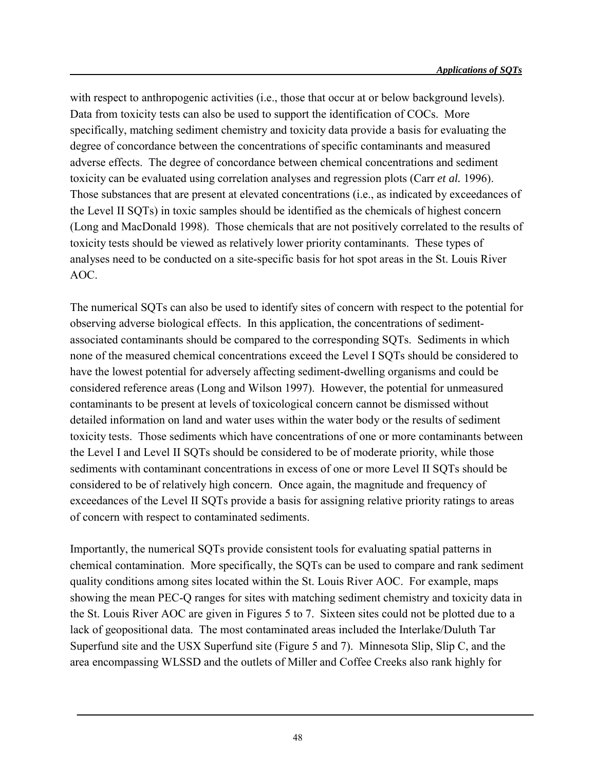with respect to anthropogenic activities (i.e., those that occur at or below background levels). Data from toxicity tests can also be used to support the identification of COCs. More specifically, matching sediment chemistry and toxicity data provide a basis for evaluating the degree of concordance between the concentrations of specific contaminants and measured adverse effects. The degree of concordance between chemical concentrations and sediment toxicity can be evaluated using correlation analyses and regression plots (Carr *et al.* 1996). Those substances that are present at elevated concentrations (i.e., as indicated by exceedances of the Level II SQTs) in toxic samples should be identified as the chemicals of highest concern (Long and MacDonald 1998). Those chemicals that are not positively correlated to the results of toxicity tests should be viewed as relatively lower priority contaminants. These types of analyses need to be conducted on a site-specific basis for hot spot areas in the St. Louis River AOC.

The numerical SQTs can also be used to identify sites of concern with respect to the potential for observing adverse biological effects. In this application, the concentrations of sediment-associated contaminants should be compared to the corresponding SQTs. Sediments in which none of the measured chemical concentrations exceed the Level I SQTs should be considered to have the lowest potential for adversely affecting sediment-dwelling organisms and could be considered reference areas (Long and Wilson 1997). However, the potential for unmeasured contaminants to be present at levels of toxicological concern cannot be dismissed without detailed information on land and water uses within the water body or the results of sediment toxicity tests. Those sediments which have concentrations of one or more contaminants between the Level I and Level II SQTs should be considered to be of moderate priority, while those sediments with contaminant concentrations in excess of one or more Level II SQTs should be considered to be of relatively high concern. Once again, the magnitude and frequency of exceedances of the Level II SQTs provide a basis for assigning relative priority ratings to areas of concern with respect to contaminated sediments.

Importantly, the numerical SQTs provide consistent tools for evaluating spatial patterns in chemical contamination. More specifically, the SQTs can be used to compare and rank sediment quality conditions among sites located within the St. Louis River AOC. For example, maps showing the mean PEC-Q ranges for sites with matching sediment chemistry and toxicity data in the St. Louis River AOC are given in Figures 5 to 7. Sixteen sites could not be plotted due to a lack of geopositional data. The most contaminated areas included the Interlake/Duluth Tar Superfund site and the USX Superfund site (Figure 5 and 7). Minnesota Slip, Slip C, and the area encompassing WLSSD and the outlets of Miller and Coffee Creeks also rank highly for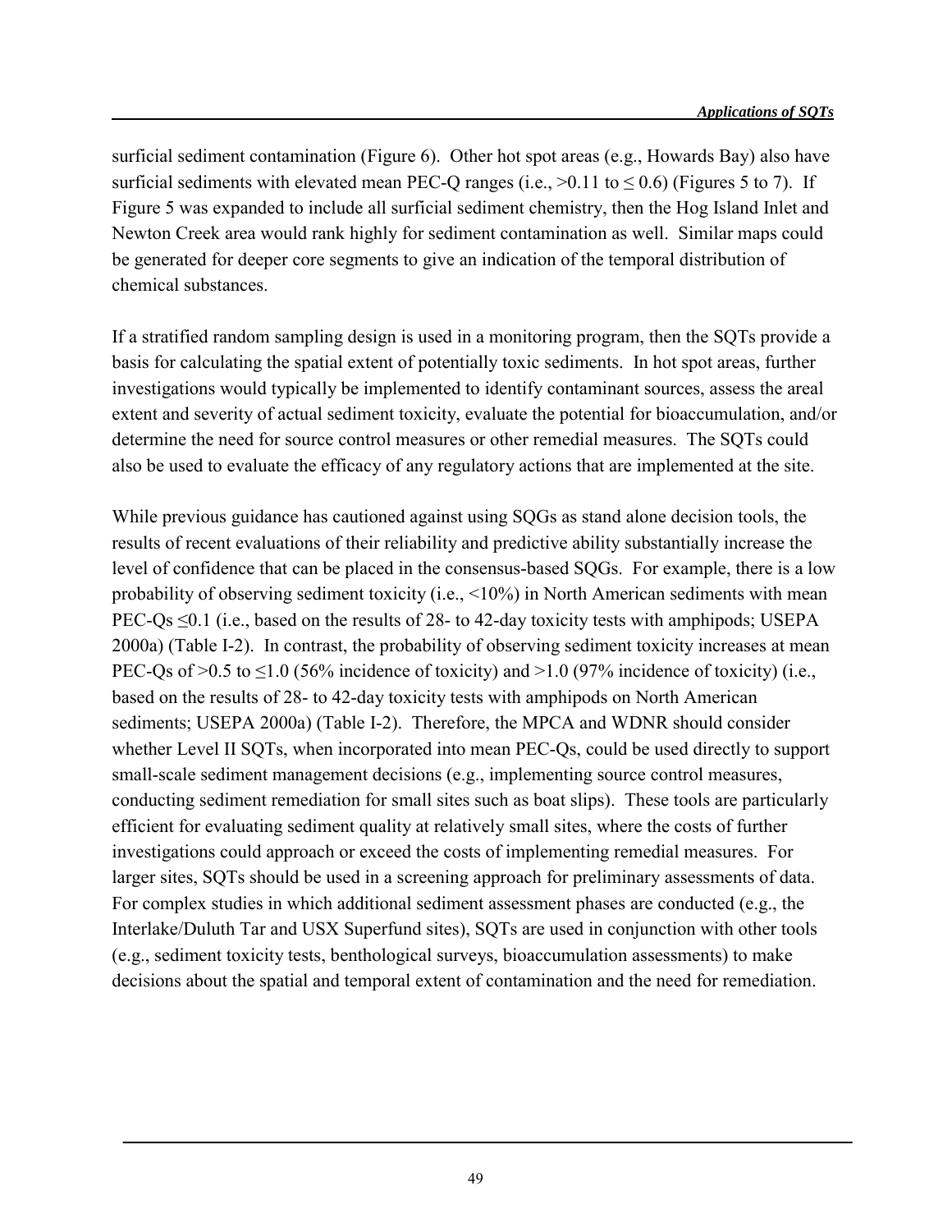surficial sediment contamination (Figure 6). Other hot spot areas (e.g., Howards Bay) also have surficial sediments with elevated mean PEC-Q ranges (i.e., $>0.11$ to $\leq 0.6$) (Figures 5 to 7). If Figure 5 was expanded to include all surficial sediment chemistry, then the Hog Island Inlet and Newton Creek area would rank highly for sediment contamination as well. Similar maps could be generated for deeper core segments to give an indication of the temporal distribution of chemical substances.

If a stratified random sampling design is used in a monitoring program, then the SQTs provide a basis for calculating the spatial extent of potentially toxic sediments. In hot spot areas, further investigations would typically be implemented to identify contaminant sources, assess the areal extent and severity of actual sediment toxicity, evaluate the potential for bioaccumulation, and/or determine the need for source control measures or other remedial measures. The SQTs could also be used to evaluate the efficacy of any regulatory actions that are implemented at the site.

While previous guidance has cautioned against using SQGs as stand alone decision tools, the results of recent evaluations of their reliability and predictive ability substantially increase the level of confidence that can be placed in the consensus-based SQGs. For example, there is a low probability of observing sediment toxicity (i.e., <10%) in North American sediments with mean PEC-Qs $\leq 0.1$ (i.e., based on the results of 28- to 42-day toxicity tests with amphipods; USEPA 2000a) (Table I-2). In contrast, the probability of observing sediment toxicity increases at mean PEC-Qs of $>0.5$ to $\leq 1.0$ (56% incidence of toxicity) and $>1.0$ (97% incidence of toxicity) (i.e., based on the results of 28- to 42-day toxicity tests with amphipods on North American sediments; USEPA 2000a) (Table I-2). Therefore, the MPCA and WDNR should consider whether Level II SQTs, when incorporated into mean PEC-Qs, could be used directly to support small-scale sediment management decisions (e.g., implementing source control measures, conducting sediment remediation for small sites such as boat slips). These tools are particularly efficient for evaluating sediment quality at relatively small sites, where the costs of further investigations could approach or exceed the costs of implementing remedial measures. For larger sites, SQTs should be used in a screening approach for preliminary assessments of data. For complex studies in which additional sediment assessment phases are conducted (e.g., the Interlake/Duluth Tar and USX Superfund sites), SQTs are used in conjunction with other tools (e.g., sediment toxicity tests, benthological surveys, bioaccumulation assessments) to make decisions about the spatial and temporal extent of contamination and the need for remediation.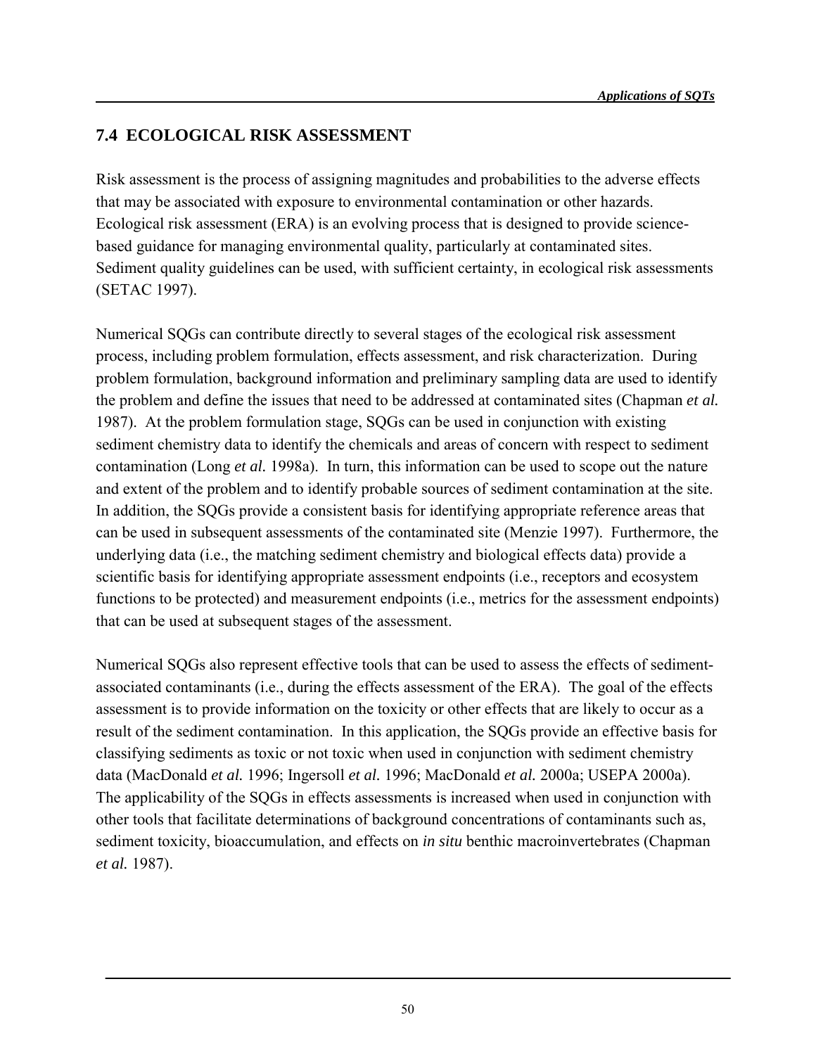## 7.4 ECOLOGICAL RISK ASSESSMENT

Risk assessment is the process of assigning magnitudes and probabilities to the adverse effects that may be associated with exposure to environmental contamination or other hazards. Ecological risk assessment (ERA) is an evolving process that is designed to provide science-based guidance for managing environmental quality, particularly at contaminated sites. Sediment quality guidelines can be used, with sufficient certainty, in ecological risk assessments (SETAC 1997).

Numerical SQGs can contribute directly to several stages of the ecological risk assessment process, including problem formulation, effects assessment, and risk characterization. During problem formulation, background information and preliminary sampling data are used to identify the problem and define the issues that need to be addressed at contaminated sites (Chapman *et al.* 1987). At the problem formulation stage, SQGs can be used in conjunction with existing sediment chemistry data to identify the chemicals and areas of concern with respect to sediment contamination (Long *et al.* 1998a). In turn, this information can be used to scope out the nature and extent of the problem and to identify probable sources of sediment contamination at the site. In addition, the SQGs provide a consistent basis for identifying appropriate reference areas that can be used in subsequent assessments of the contaminated site (Menzie 1997). Furthermore, the underlying data (i.e., the matching sediment chemistry and biological effects data) provide a scientific basis for identifying appropriate assessment endpoints (i.e., receptors and ecosystem functions to be protected) and measurement endpoints (i.e., metrics for the assessment endpoints) that can be used at subsequent stages of the assessment.

Numerical SQGs also represent effective tools that can be used to assess the effects of sediment-associated contaminants (i.e., during the effects assessment of the ERA). The goal of the effects assessment is to provide information on the toxicity or other effects that are likely to occur as a result of the sediment contamination. In this application, the SQGs provide an effective basis for classifying sediments as toxic or not toxic when used in conjunction with sediment chemistry data (MacDonald *et al.* 1996; Ingersoll *et al.* 1996; MacDonald *et al.* 2000a; USEPA 2000a). The applicability of the SQGs in effects assessments is increased when used in conjunction with other tools that facilitate determinations of background concentrations of contaminants such as, sediment toxicity, bioaccumulation, and effects on *in situ* benthic macroinvertebrates (Chapman *et al.* 1987).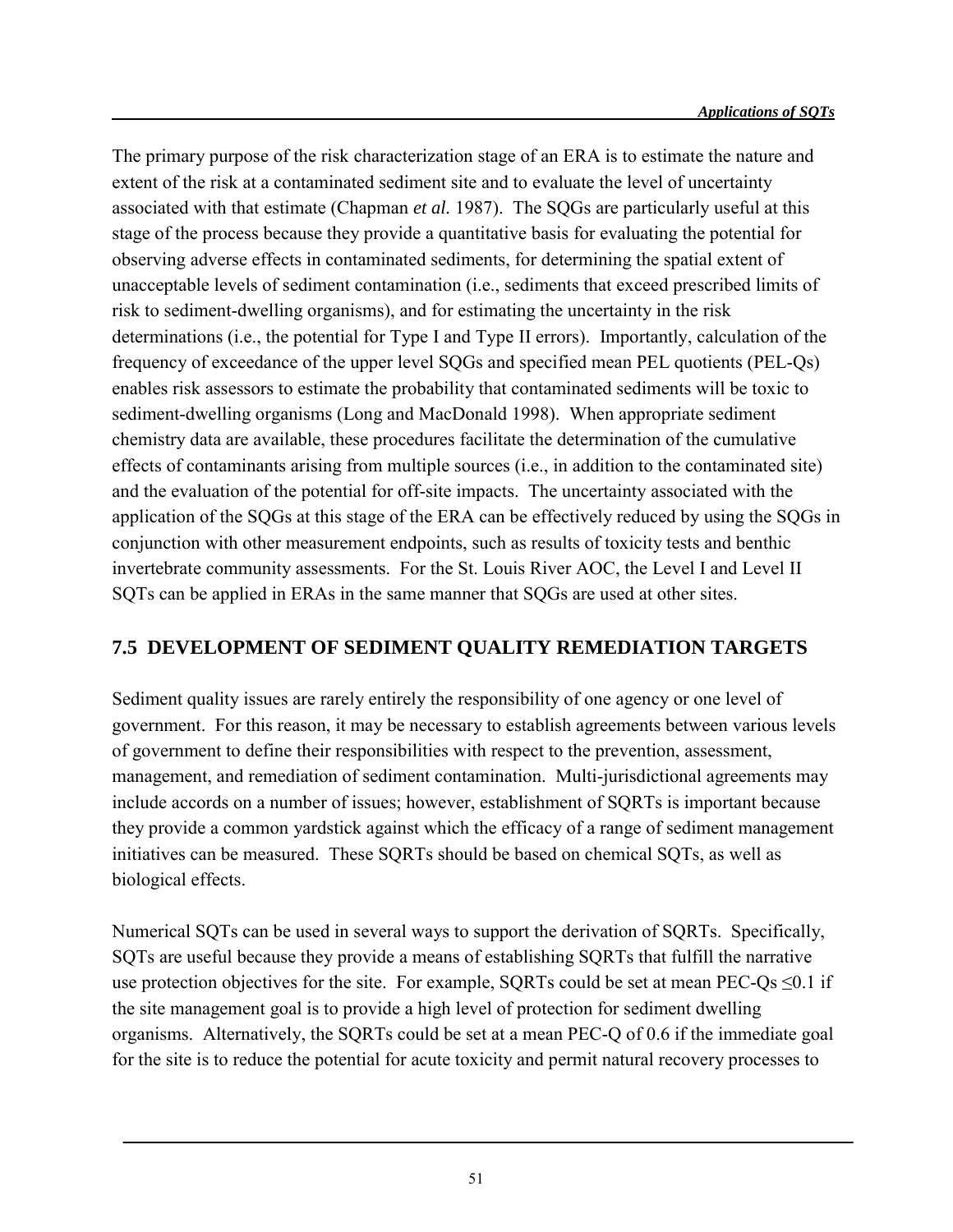The primary purpose of the risk characterization stage of an ERA is to estimate the nature and extent of the risk at a contaminated sediment site and to evaluate the level of uncertainty associated with that estimate (Chapman *et al.* 1987). The SQGs are particularly useful at this stage of the process because they provide a quantitative basis for evaluating the potential for observing adverse effects in contaminated sediments, for determining the spatial extent of unacceptable levels of sediment contamination (i.e., sediments that exceed prescribed limits of risk to sediment-dwelling organisms), and for estimating the uncertainty in the risk determinations (i.e., the potential for Type I and Type II errors). Importantly, calculation of the frequency of exceedance of the upper level SQGs and specified mean PEL quotients (PEL-Qs) enables risk assessors to estimate the probability that contaminated sediments will be toxic to sediment-dwelling organisms (Long and MacDonald 1998). When appropriate sediment chemistry data are available, these procedures facilitate the determination of the cumulative effects of contaminants arising from multiple sources (i.e., in addition to the contaminated site) and the evaluation of the potential for off-site impacts. The uncertainty associated with the application of the SQGs at this stage of the ERA can be effectively reduced by using the SQGs in conjunction with other measurement endpoints, such as results of toxicity tests and benthic invertebrate community assessments. For the St. Louis River AOC, the Level I and Level II SQTs can be applied in ERAs in the same manner that SQGs are used at other sites.

## 7.5 DEVELOPMENT OF SEDIMENT QUALITY REMEDIATION TARGETS

Sediment quality issues are rarely entirely the responsibility of one agency or one level of government. For this reason, it may be necessary to establish agreements between various levels of government to define their responsibilities with respect to the prevention, assessment, management, and remediation of sediment contamination. Multi-jurisdictional agreements may include accords on a number of issues; however, establishment of SQRTs is important because they provide a common yardstick against which the efficacy of a range of sediment management initiatives can be measured. These SQRTs should be based on chemical SQTs, as well as biological effects.

Numerical SQTs can be used in several ways to support the derivation of SQRTs. Specifically, SQTs are useful because they provide a means of establishing SQRTs that fulfill the narrative use protection objectives for the site. For example, SQRTs could be set at mean PEC-Qs $\leq 0.1$ if the site management goal is to provide a high level of protection for sediment dwelling organisms. Alternatively, the SQRTs could be set at a mean PEC-Q of 0.6 if the immediate goal for the site is to reduce the potential for acute toxicity and permit natural recovery processes to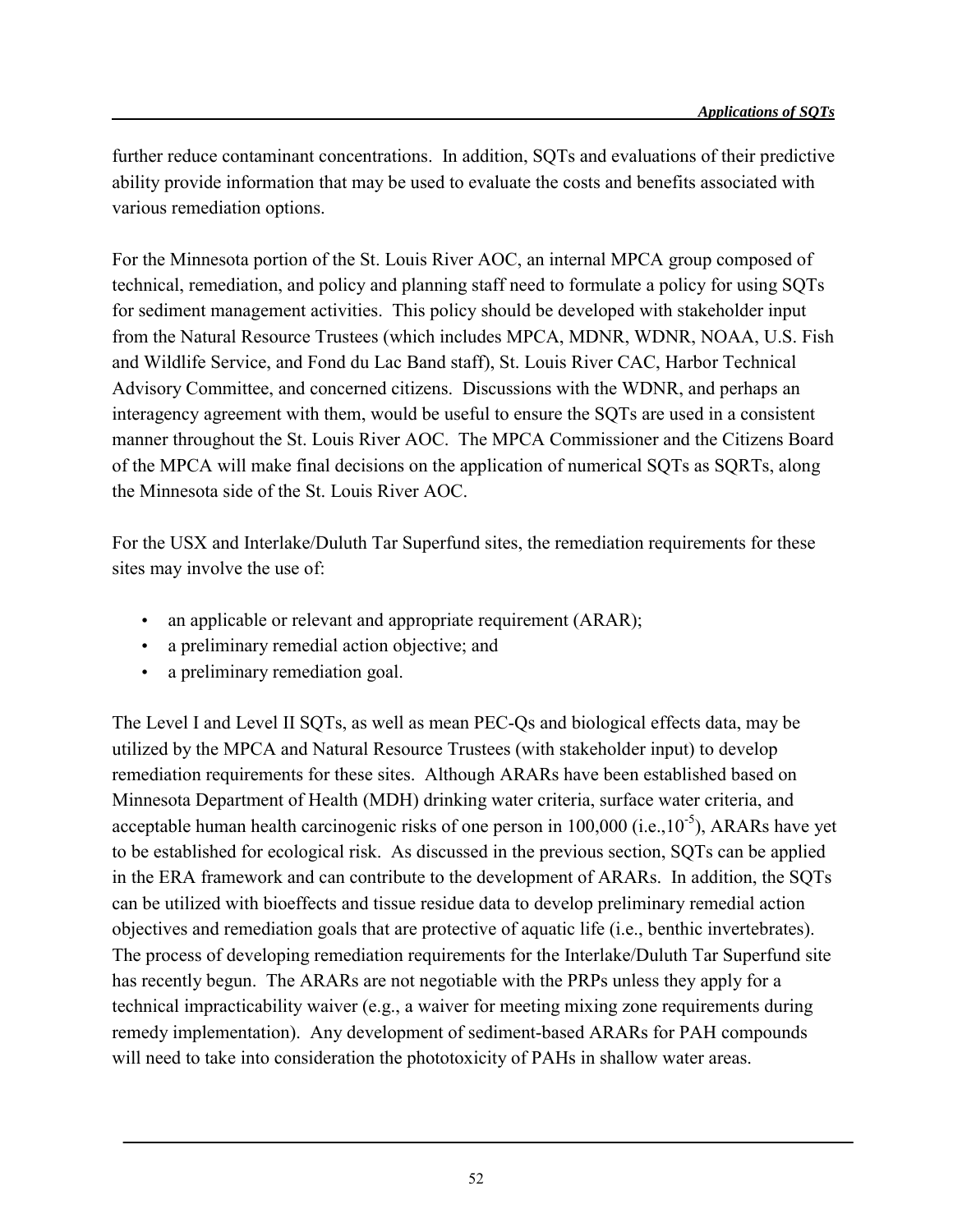further reduce contaminant concentrations. In addition, SQTs and evaluations of their predictive ability provide information that may be used to evaluate the costs and benefits associated with various remediation options.

For the Minnesota portion of the St. Louis River AOC, an internal MPCA group composed of technical, remediation, and policy and planning staff need to formulate a policy for using SQTs for sediment management activities. This policy should be developed with stakeholder input from the Natural Resource Trustees (which includes MPCA, MDNR, WDNR, NOAA, U.S. Fish and Wildlife Service, and Fond du Lac Band staff), St. Louis River CAC, Harbor Technical Advisory Committee, and concerned citizens. Discussions with the WDNR, and perhaps an interagency agreement with them, would be useful to ensure the SQTs are used in a consistent manner throughout the St. Louis River AOC. The MPCA Commissioner and the Citizens Board of the MPCA will make final decisions on the application of numerical SQTs as SQRTs, along the Minnesota side of the St. Louis River AOC.

For the USX and Interlake/Duluth Tar Superfund sites, the remediation requirements for these sites may involve the use of:

- an applicable or relevant and appropriate requirement (ARAR);
- a preliminary remedial action objective; and
- a preliminary remediation goal.

The Level I and Level II SQTs, as well as mean PEC-Qs and biological effects data, may be utilized by the MPCA and Natural Resource Trustees (with stakeholder input) to develop remediation requirements for these sites. Although ARARs have been established based on Minnesota Department of Health (MDH) drinking water criteria, surface water criteria, and acceptable human health carcinogenic risks of one person in 100,000 (i.e.,$10^{-5}$), ARARs have yet to be established for ecological risk. As discussed in the previous section, SQTs can be applied in the ERA framework and can contribute to the development of ARARs. In addition, the SQTs can be utilized with bioeffects and tissue residue data to develop preliminary remedial action objectives and remediation goals that are protective of aquatic life (i.e., benthic invertebrates). The process of developing remediation requirements for the Interlake/Duluth Tar Superfund site has recently begun. The ARARs are not negotiable with the PRPs unless they apply for a technical impracticability waiver (e.g., a waiver for meeting mixing zone requirements during remedy implementation). Any development of sediment-based ARARs for PAH compounds will need to take into consideration the phototoxicity of PAHs in shallow water areas.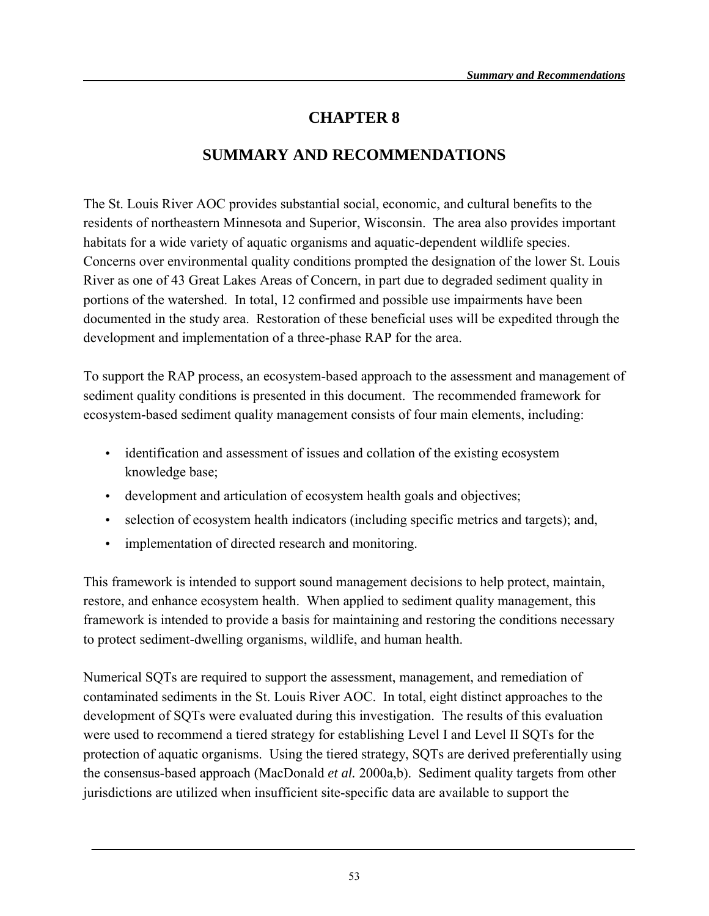# CHAPTER 8

## SUMMARY AND RECOMMENDATIONS

The St. Louis River AOC provides substantial social, economic, and cultural benefits to the residents of northeastern Minnesota and Superior, Wisconsin. The area also provides important habitats for a wide variety of aquatic organisms and aquatic-dependent wildlife species. Concerns over environmental quality conditions prompted the designation of the lower St. Louis River as one of 43 Great Lakes Areas of Concern, in part due to degraded sediment quality in portions of the watershed. In total, 12 confirmed and possible use impairments have been documented in the study area. Restoration of these beneficial uses will be expedited through the development and implementation of a three-phase RAP for the area.

To support the RAP process, an ecosystem-based approach to the assessment and management of sediment quality conditions is presented in this document. The recommended framework for ecosystem-based sediment quality management consists of four main elements, including:

- identification and assessment of issues and collation of the existing ecosystem knowledge base;
- development and articulation of ecosystem health goals and objectives;
- selection of ecosystem health indicators (including specific metrics and targets); and,
- implementation of directed research and monitoring.

This framework is intended to support sound management decisions to help protect, maintain, restore, and enhance ecosystem health. When applied to sediment quality management, this framework is intended to provide a basis for maintaining and restoring the conditions necessary to protect sediment-dwelling organisms, wildlife, and human health.

Numerical SQTs are required to support the assessment, management, and remediation of contaminated sediments in the St. Louis River AOC. In total, eight distinct approaches to the development of SQTs were evaluated during this investigation. The results of this evaluation were used to recommend a tiered strategy for establishing Level I and Level II SQTs for the protection of aquatic organisms. Using the tiered strategy, SQTs are derived preferentially using the consensus-based approach (MacDonald *et al.* 2000a,b). Sediment quality targets from other jurisdictions are utilized when insufficient site-specific data are available to support the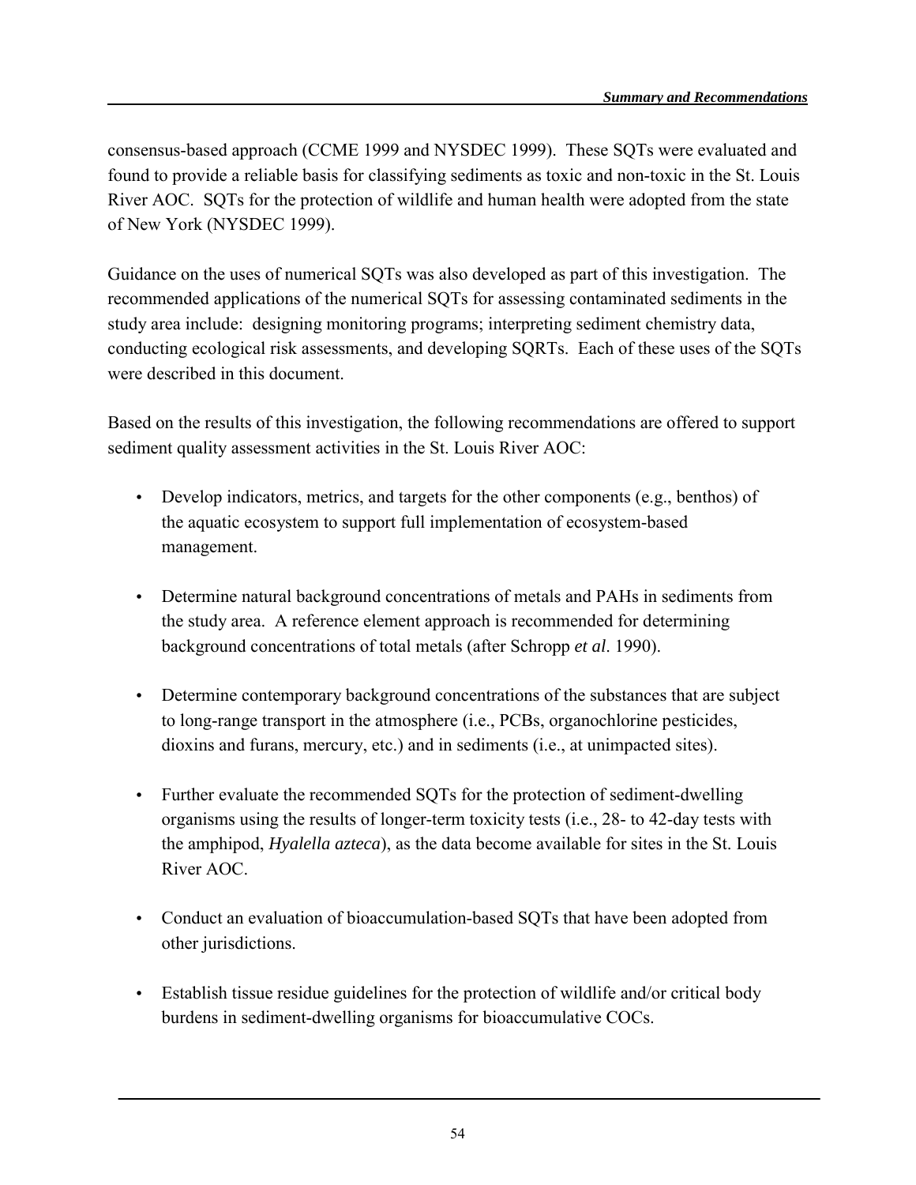consensus-based approach (CCME 1999 and NYSDEC 1999). These SQTs were evaluated and found to provide a reliable basis for classifying sediments as toxic and non-toxic in the St. Louis River AOC. SQTs for the protection of wildlife and human health were adopted from the state of New York (NYSDEC 1999).

Guidance on the uses of numerical SQTs was also developed as part of this investigation. The recommended applications of the numerical SQTs for assessing contaminated sediments in the study area include: designing monitoring programs; interpreting sediment chemistry data, conducting ecological risk assessments, and developing SQRTs. Each of these uses of the SQTs were described in this document.

Based on the results of this investigation, the following recommendations are offered to support sediment quality assessment activities in the St. Louis River AOC:

- Develop indicators, metrics, and targets for the other components (e.g., benthos) of the aquatic ecosystem to support full implementation of ecosystem-based management.

- Determine natural background concentrations of metals and PAHs in sediments from the study area. A reference element approach is recommended for determining background concentrations of total metals (after Schropp *et al*. 1990).

- Determine contemporary background concentrations of the substances that are subject to long-range transport in the atmosphere (i.e., PCBs, organochlorine pesticides, dioxins and furans, mercury, etc.) and in sediments (i.e., at unimpacted sites).

- Further evaluate the recommended SQTs for the protection of sediment-dwelling organisms using the results of longer-term toxicity tests (i.e., 28- to 42-day tests with the amphipod, *Hyalella azteca*), as the data become available for sites in the St. Louis River AOC.

- Conduct an evaluation of bioaccumulation-based SQTs that have been adopted from other jurisdictions.

- Establish tissue residue guidelines for the protection of wildlife and/or critical body burdens in sediment-dwelling organisms for bioaccumulative COCs.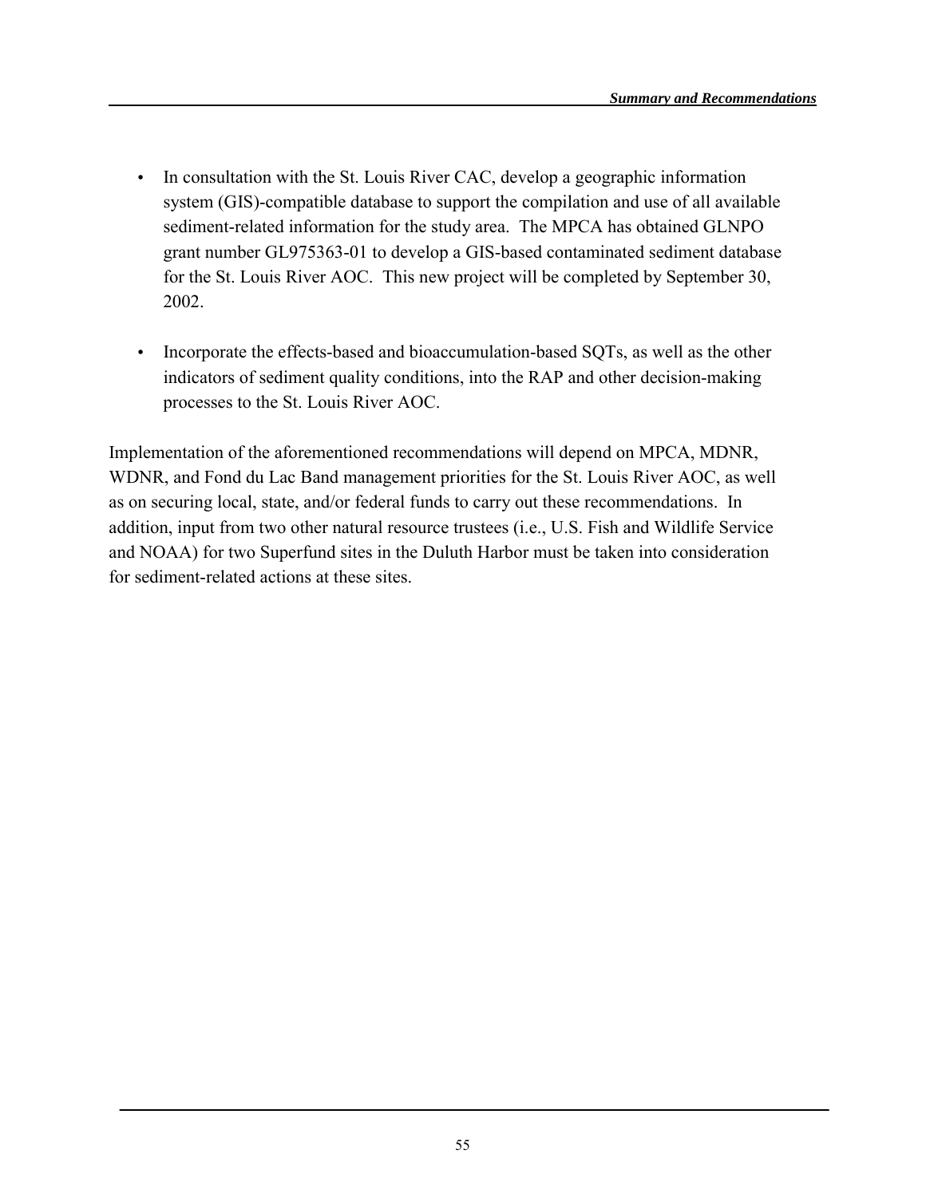- In consultation with the St. Louis River CAC, develop a geographic information system (GIS)-compatible database to support the compilation and use of all available sediment-related information for the study area. The MPCA has obtained GLNPO grant number GL975363-01 to develop a GIS-based contaminated sediment database for the St. Louis River AOC. This new project will be completed by September 30, 2002.

- Incorporate the effects-based and bioaccumulation-based SQTs, as well as the other indicators of sediment quality conditions, into the RAP and other decision-making processes to the St. Louis River AOC.

Implementation of the aforementioned recommendations will depend on MPCA, MDNR, WDNR, and Fond du Lac Band management priorities for the St. Louis River AOC, as well as on securing local, state, and/or federal funds to carry out these recommendations. In addition, input from two other natural resource trustees (i.e., U.S. Fish and Wildlife Service and NOAA) for two Superfund sites in the Duluth Harbor must be taken into consideration for sediment-related actions at these sites.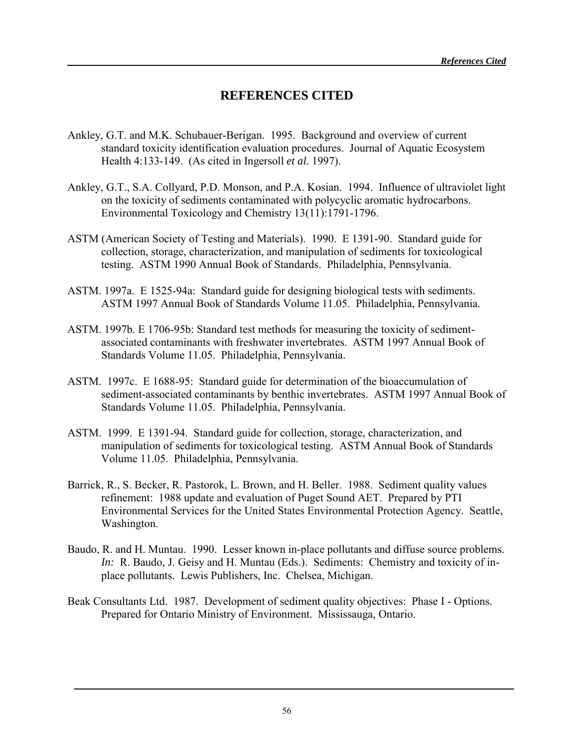# REFERENCES CITED

Ankley, G.T. and M.K. Schubauer-Berigan. 1995. Background and overview of current standard toxicity identification evaluation procedures. Journal of Aquatic Ecosystem Health 4:133-149. (As cited in Ingersoll *et al.* 1997).

Ankley, G.T., S.A. Collyard, P.D. Monson, and P.A. Kosian. 1994. Influence of ultraviolet light on the toxicity of sediments contaminated with polycyclic aromatic hydrocarbons. Environmental Toxicology and Chemistry 13(11):1791-1796.

ASTM (American Society of Testing and Materials). 1990. E 1391-90. Standard guide for collection, storage, characterization, and manipulation of sediments for toxicological testing. ASTM 1990 Annual Book of Standards. Philadelphia, Pennsylvania.

ASTM. 1997a. E 1525-94a: Standard guide for designing biological tests with sediments. ASTM 1997 Annual Book of Standards Volume 11.05. Philadelphia, Pennsylvania.

ASTM. 1997b. E 1706-95b: Standard test methods for measuring the toxicity of sediment-associated contaminants with freshwater invertebrates. ASTM 1997 Annual Book of Standards Volume 11.05. Philadelphia, Pennsylvania.

ASTM. 1997c. E 1688-95: Standard guide for determination of the bioaccumulation of sediment-associated contaminants by benthic invertebrates. ASTM 1997 Annual Book of Standards Volume 11.05. Philadelphia, Pennsylvania.

ASTM. 1999. E 1391-94. Standard guide for collection, storage, characterization, and manipulation of sediments for toxicological testing. ASTM Annual Book of Standards Volume 11.05. Philadelphia, Pennsylvania.

Barrick, R., S. Becker, R. Pastorok, L. Brown, and H. Beller. 1988. Sediment quality values refinement: 1988 update and evaluation of Puget Sound AET. Prepared by PTI Environmental Services for the United States Environmental Protection Agency. Seattle, Washington.

Baudo, R. and H. Muntau. 1990. Lesser known in-place pollutants and diffuse source problems. *In:* R. Baudo, J. Geisy and H. Muntau (Eds.). Sediments: Chemistry and toxicity of in-place pollutants. Lewis Publishers, Inc. Chelsea, Michigan.

Beak Consultants Ltd. 1987. Development of sediment quality objectives: Phase I - Options. Prepared for Ontario Ministry of Environment. Mississauga, Ontario.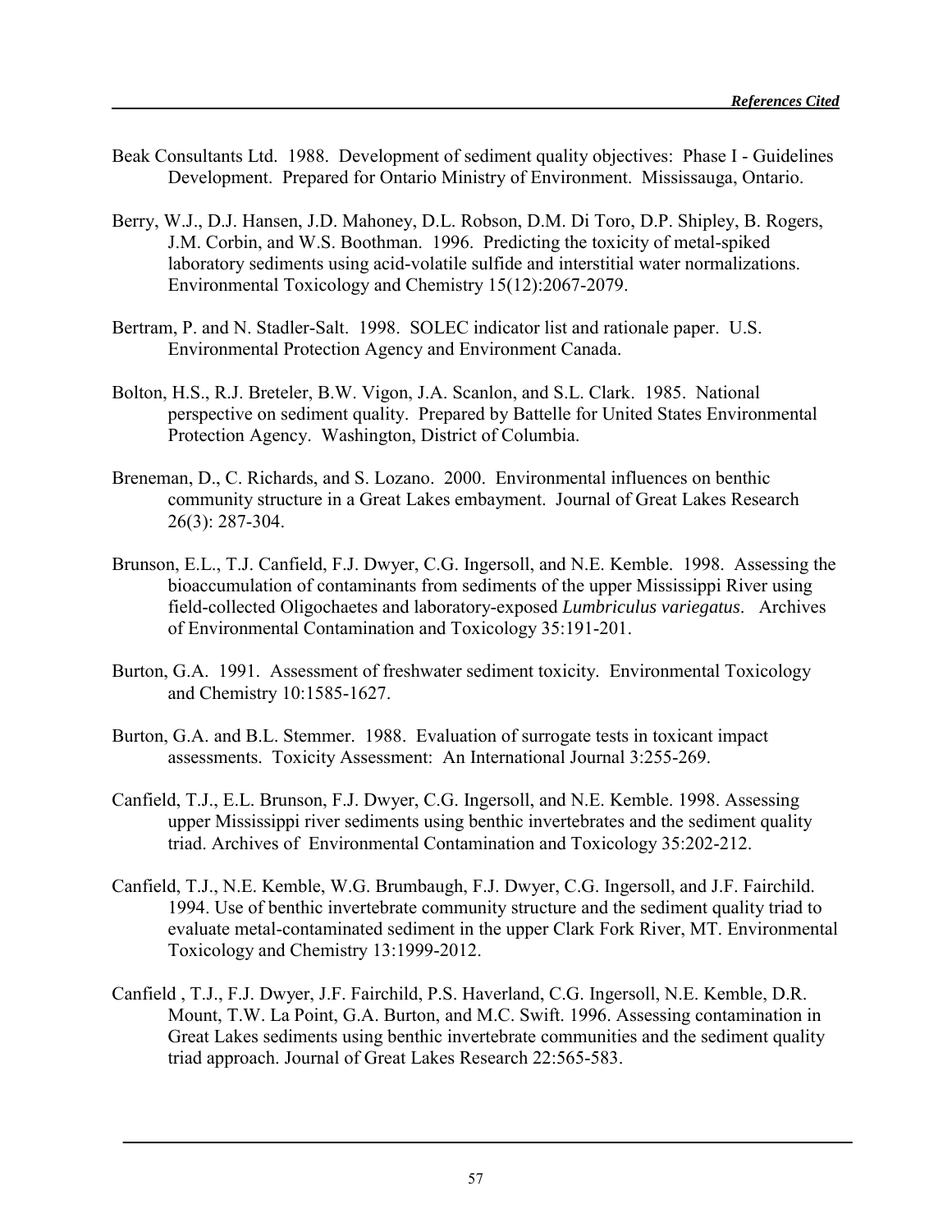Beak Consultants Ltd. 1988. Development of sediment quality objectives: Phase I - Guidelines Development. Prepared for Ontario Ministry of Environment. Mississauga, Ontario.

Berry, W.J., D.J. Hansen, J.D. Mahoney, D.L. Robson, D.M. Di Toro, D.P. Shipley, B. Rogers, J.M. Corbin, and W.S. Boothman. 1996. Predicting the toxicity of metal-spiked laboratory sediments using acid-volatile sulfide and interstitial water normalizations. Environmental Toxicology and Chemistry 15(12):2067-2079.

Bertram, P. and N. Stadler-Salt. 1998. SOLEC indicator list and rationale paper. U.S. Environmental Protection Agency and Environment Canada.

Bolton, H.S., R.J. Breteler, B.W. Vigon, J.A. Scanlon, and S.L. Clark. 1985. National perspective on sediment quality. Prepared by Battelle for United States Environmental Protection Agency. Washington, District of Columbia.

Breneman, D., C. Richards, and S. Lozano. 2000. Environmental influences on benthic community structure in a Great Lakes embayment. Journal of Great Lakes Research 26(3): 287-304.

Brunson, E.L., T.J. Canfield, F.J. Dwyer, C.G. Ingersoll, and N.E. Kemble. 1998. Assessing the bioaccumulation of contaminants from sediments of the upper Mississippi River using field-collected Oligochaetes and laboratory-exposed *Lumbriculus variegatus*. Archives of Environmental Contamination and Toxicology 35:191-201.

Burton, G.A. 1991. Assessment of freshwater sediment toxicity. Environmental Toxicology and Chemistry 10:1585-1627.

Burton, G.A. and B.L. Stemmer. 1988. Evaluation of surrogate tests in toxicant impact assessments. Toxicity Assessment: An International Journal 3:255-269.

Canfield, T.J., E.L. Brunson, F.J. Dwyer, C.G. Ingersoll, and N.E. Kemble. 1998. Assessing upper Mississippi river sediments using benthic invertebrates and the sediment quality triad. Archives of Environmental Contamination and Toxicology 35:202-212.

Canfield, T.J., N.E. Kemble, W.G. Brumbaugh, F.J. Dwyer, C.G. Ingersoll, and J.F. Fairchild. 1994. Use of benthic invertebrate community structure and the sediment quality triad to evaluate metal-contaminated sediment in the upper Clark Fork River, MT. Environmental Toxicology and Chemistry 13:1999-2012.

Canfield , T.J., F.J. Dwyer, J.F. Fairchild, P.S. Haverland, C.G. Ingersoll, N.E. Kemble, D.R. Mount, T.W. La Point, G.A. Burton, and M.C. Swift. 1996. Assessing contamination in Great Lakes sediments using benthic invertebrate communities and the sediment quality triad approach. Journal of Great Lakes Research 22:565-583.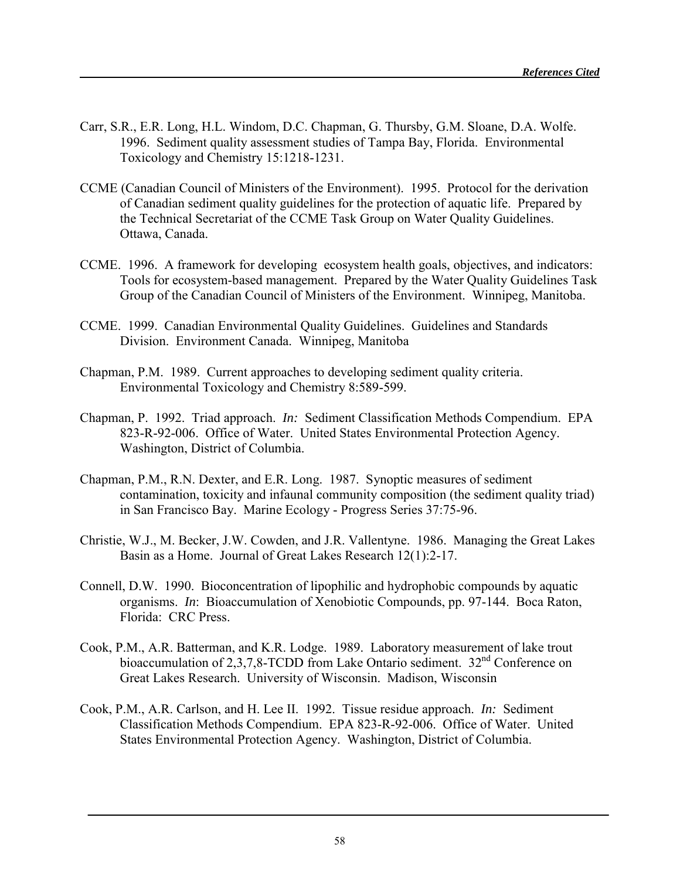Carr, S.R., E.R. Long, H.L. Windom, D.C. Chapman, G. Thursby, G.M. Sloane, D.A. Wolfe. 1996. Sediment quality assessment studies of Tampa Bay, Florida. Environmental Toxicology and Chemistry 15:1218-1231.

CCME (Canadian Council of Ministers of the Environment). 1995. Protocol for the derivation of Canadian sediment quality guidelines for the protection of aquatic life. Prepared by the Technical Secretariat of the CCME Task Group on Water Quality Guidelines. Ottawa, Canada.

CCME. 1996. A framework for developing ecosystem health goals, objectives, and indicators: Tools for ecosystem-based management. Prepared by the Water Quality Guidelines Task Group of the Canadian Council of Ministers of the Environment. Winnipeg, Manitoba.

CCME. 1999. Canadian Environmental Quality Guidelines. Guidelines and Standards Division. Environment Canada. Winnipeg, Manitoba

Chapman, P.M. 1989. Current approaches to developing sediment quality criteria. Environmental Toxicology and Chemistry 8:589-599.

Chapman, P. 1992. Triad approach. *In:* Sediment Classification Methods Compendium. EPA 823-R-92-006. Office of Water. United States Environmental Protection Agency. Washington, District of Columbia.

Chapman, P.M., R.N. Dexter, and E.R. Long. 1987. Synoptic measures of sediment contamination, toxicity and infaunal community composition (the sediment quality triad) in San Francisco Bay. Marine Ecology - Progress Series 37:75-96.

Christie, W.J., M. Becker, J.W. Cowden, and J.R. Vallentyne. 1986. Managing the Great Lakes Basin as a Home. Journal of Great Lakes Research 12(1):2-17.

Connell, D.W. 1990. Bioconcentration of lipophilic and hydrophobic compounds by aquatic organisms. *In*: Bioaccumulation of Xenobiotic Compounds, pp. 97-144. Boca Raton, Florida: CRC Press.

Cook, P.M., A.R. Batterman, and K.R. Lodge. 1989. Laboratory measurement of lake trout bioaccumulation of 2,3,7,8-TCDD from Lake Ontario sediment. 32nd Conference on Great Lakes Research. University of Wisconsin. Madison, Wisconsin

Cook, P.M., A.R. Carlson, and H. Lee II. 1992. Tissue residue approach. *In:* Sediment Classification Methods Compendium. EPA 823-R-92-006. Office of Water. United States Environmental Protection Agency. Washington, District of Columbia.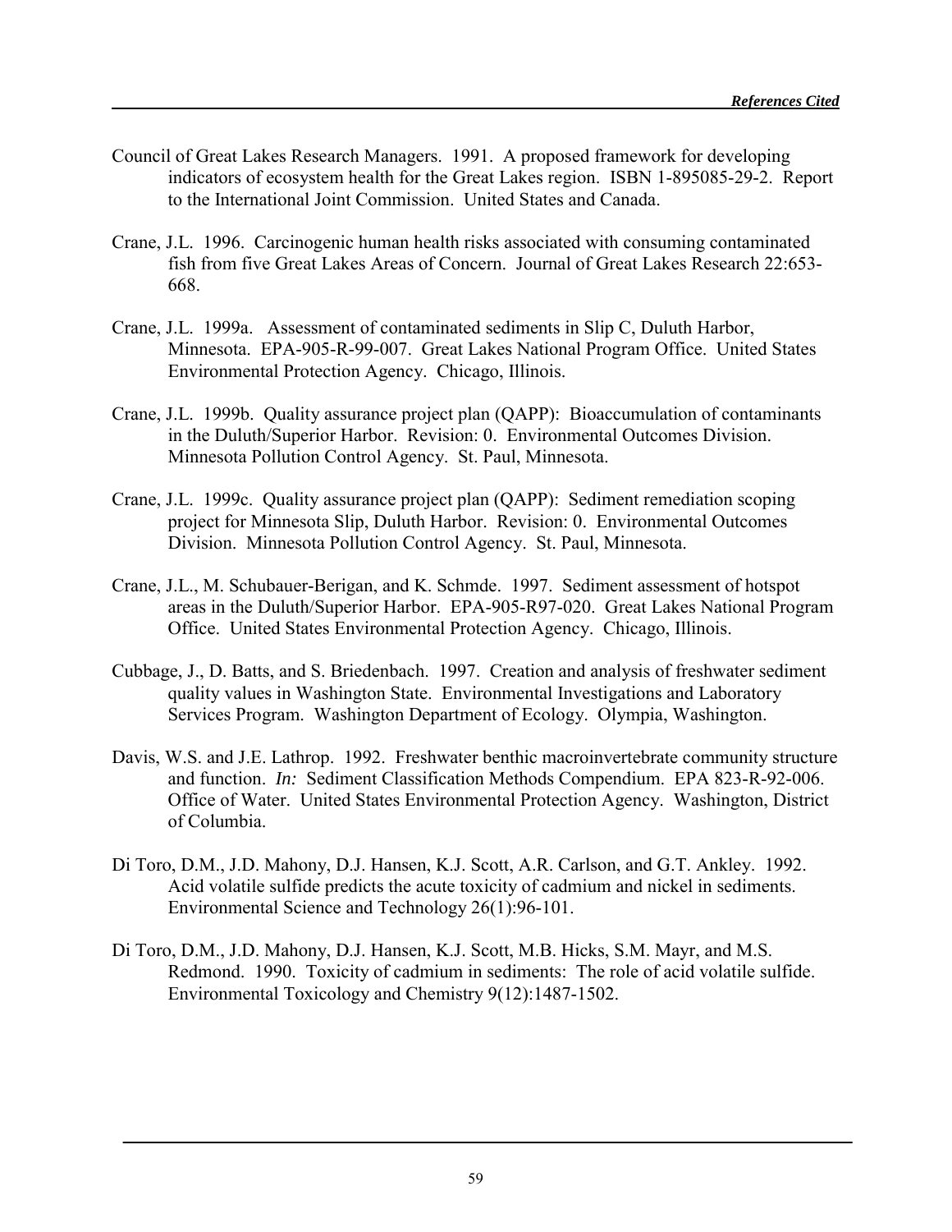Council of Great Lakes Research Managers. 1991. A proposed framework for developing indicators of ecosystem health for the Great Lakes region. ISBN 1-895085-29-2. Report to the International Joint Commission. United States and Canada.

Crane, J.L. 1996. Carcinogenic human health risks associated with consuming contaminated fish from five Great Lakes Areas of Concern. Journal of Great Lakes Research 22:653-668.

Crane, J.L. 1999a. Assessment of contaminated sediments in Slip C, Duluth Harbor, Minnesota. EPA-905-R-99-007. Great Lakes National Program Office. United States Environmental Protection Agency. Chicago, Illinois.

Crane, J.L. 1999b. Quality assurance project plan (QAPP): Bioaccumulation of contaminants in the Duluth/Superior Harbor. Revision: 0. Environmental Outcomes Division. Minnesota Pollution Control Agency. St. Paul, Minnesota.

Crane, J.L. 1999c. Quality assurance project plan (QAPP): Sediment remediation scoping project for Minnesota Slip, Duluth Harbor. Revision: 0. Environmental Outcomes Division. Minnesota Pollution Control Agency. St. Paul, Minnesota.

Crane, J.L., M. Schubauer-Berigan, and K. Schmde. 1997. Sediment assessment of hotspot areas in the Duluth/Superior Harbor. EPA-905-R97-020. Great Lakes National Program Office. United States Environmental Protection Agency. Chicago, Illinois.

Cubbage, J., D. Batts, and S. Briedenbach. 1997. Creation and analysis of freshwater sediment quality values in Washington State. Environmental Investigations and Laboratory Services Program. Washington Department of Ecology. Olympia, Washington.

Davis, W.S. and J.E. Lathrop. 1992. Freshwater benthic macroinvertebrate community structure and function. *In:* Sediment Classification Methods Compendium. EPA 823-R-92-006. Office of Water. United States Environmental Protection Agency. Washington, District of Columbia.

Di Toro, D.M., J.D. Mahony, D.J. Hansen, K.J. Scott, A.R. Carlson, and G.T. Ankley. 1992. Acid volatile sulfide predicts the acute toxicity of cadmium and nickel in sediments. Environmental Science and Technology 26(1):96-101.

Di Toro, D.M., J.D. Mahony, D.J. Hansen, K.J. Scott, M.B. Hicks, S.M. Mayr, and M.S. Redmond. 1990. Toxicity of cadmium in sediments: The role of acid volatile sulfide. Environmental Toxicology and Chemistry 9(12):1487-1502.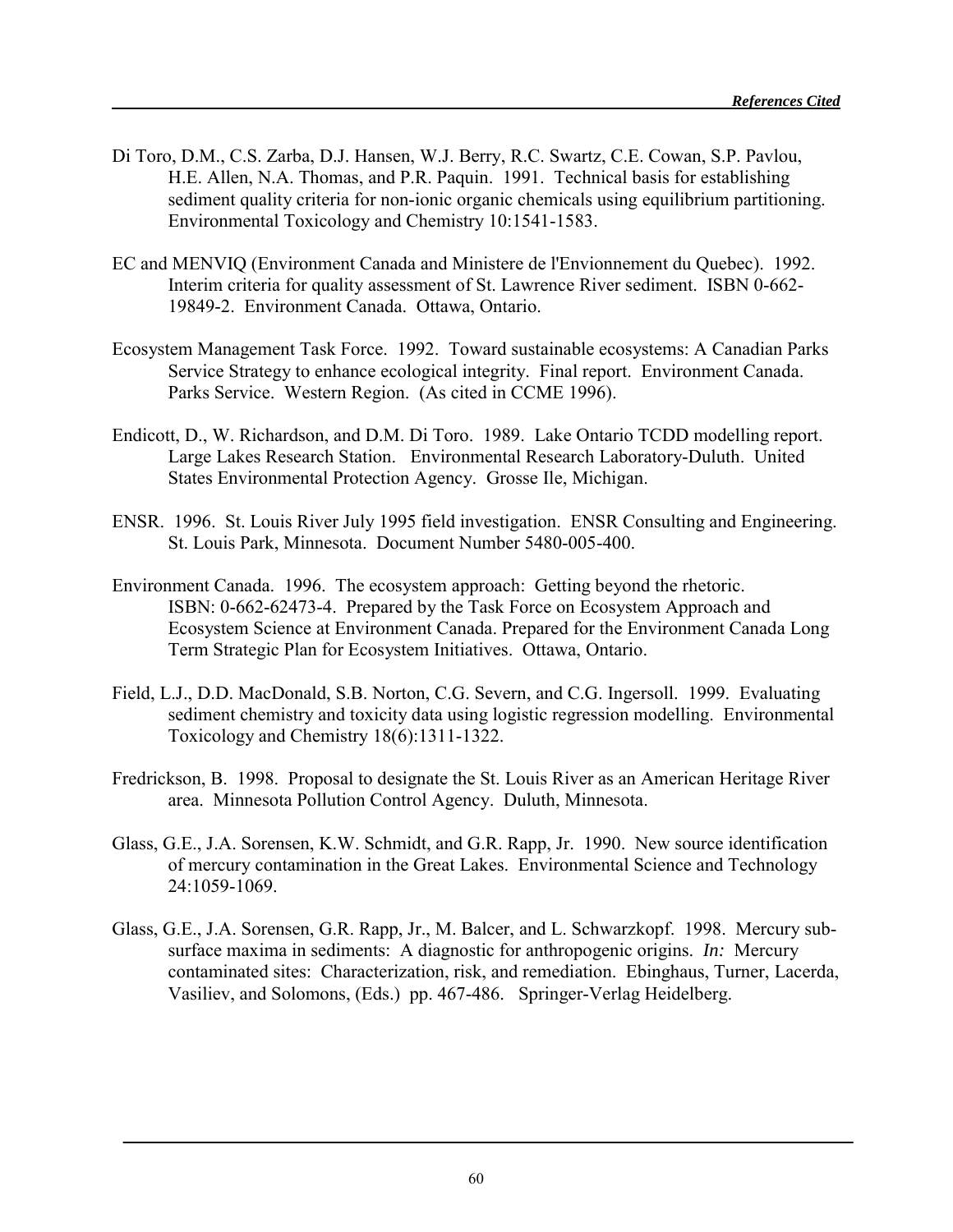Di Toro, D.M., C.S. Zarba, D.J. Hansen, W.J. Berry, R.C. Swartz, C.E. Cowan, S.P. Pavlou, H.E. Allen, N.A. Thomas, and P.R. Paquin. 1991. Technical basis for establishing sediment quality criteria for non-ionic organic chemicals using equilibrium partitioning. Environmental Toxicology and Chemistry 10:1541-1583.

EC and MENVIQ (Environment Canada and Ministere de l'Envionnement du Quebec). 1992. Interim criteria for quality assessment of St. Lawrence River sediment. ISBN 0-662-19849-2. Environment Canada. Ottawa, Ontario.

Ecosystem Management Task Force. 1992. Toward sustainable ecosystems: A Canadian Parks Service Strategy to enhance ecological integrity. Final report. Environment Canada. Parks Service. Western Region. (As cited in CCME 1996).

Endicott, D., W. Richardson, and D.M. Di Toro. 1989. Lake Ontario TCDD modelling report. Large Lakes Research Station. Environmental Research Laboratory-Duluth. United States Environmental Protection Agency. Grosse Ile, Michigan.

ENSR. 1996. St. Louis River July 1995 field investigation. ENSR Consulting and Engineering. St. Louis Park, Minnesota. Document Number 5480-005-400.

Environment Canada. 1996. The ecosystem approach: Getting beyond the rhetoric. ISBN: 0-662-62473-4. Prepared by the Task Force on Ecosystem Approach and Ecosystem Science at Environment Canada. Prepared for the Environment Canada Long Term Strategic Plan for Ecosystem Initiatives. Ottawa, Ontario.

Field, L.J., D.D. MacDonald, S.B. Norton, C.G. Severn, and C.G. Ingersoll. 1999. Evaluating sediment chemistry and toxicity data using logistic regression modelling. Environmental Toxicology and Chemistry 18(6):1311-1322.

Fredrickson, B. 1998. Proposal to designate the St. Louis River as an American Heritage River area. Minnesota Pollution Control Agency. Duluth, Minnesota.

Glass, G.E., J.A. Sorensen, K.W. Schmidt, and G.R. Rapp, Jr. 1990. New source identification of mercury contamination in the Great Lakes. Environmental Science and Technology 24:1059-1069.

Glass, G.E., J.A. Sorensen, G.R. Rapp, Jr., M. Balcer, and L. Schwarzkopf. 1998. Mercury sub-surface maxima in sediments: A diagnostic for anthropogenic origins. *In:* Mercury contaminated sites: Characterization, risk, and remediation. Ebinghaus, Turner, Lacerda, Vasiliev, and Solomons, (Eds.) pp. 467-486. Springer-Verlag Heidelberg.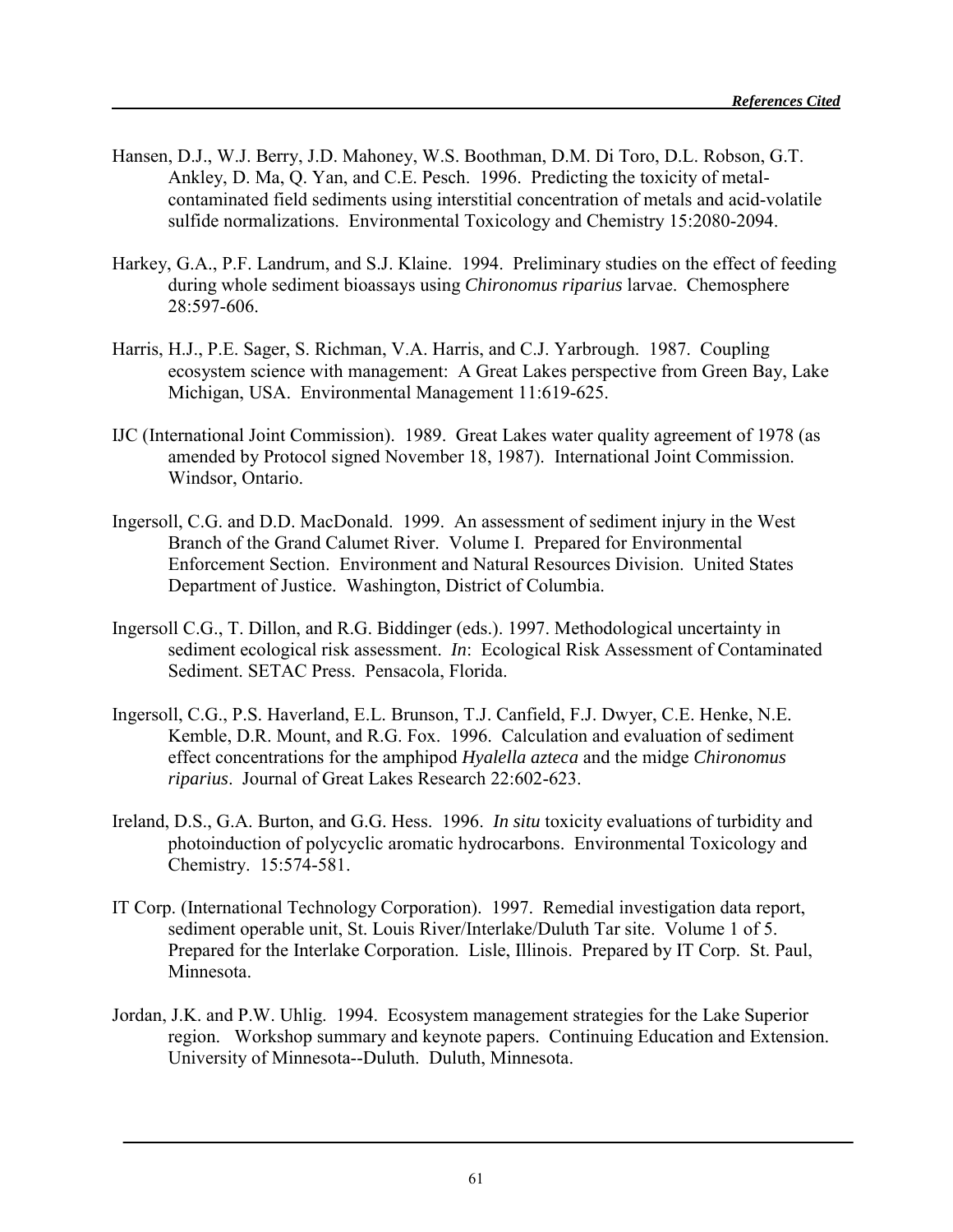Hansen, D.J., W.J. Berry, J.D. Mahoney, W.S. Boothman, D.M. Di Toro, D.L. Robson, G.T. Ankley, D. Ma, Q. Yan, and C.E. Pesch. 1996. Predicting the toxicity of metal-contaminated field sediments using interstitial concentration of metals and acid-volatile sulfide normalizations. Environmental Toxicology and Chemistry 15:2080-2094.

Harkey, G.A., P.F. Landrum, and S.J. Klaine. 1994. Preliminary studies on the effect of feeding during whole sediment bioassays using *Chironomus riparius* larvae. Chemosphere 28:597-606.

Harris, H.J., P.E. Sager, S. Richman, V.A. Harris, and C.J. Yarbrough. 1987. Coupling ecosystem science with management: A Great Lakes perspective from Green Bay, Lake Michigan, USA. Environmental Management 11:619-625.

IJC (International Joint Commission). 1989. Great Lakes water quality agreement of 1978 (as amended by Protocol signed November 18, 1987). International Joint Commission. Windsor, Ontario.

Ingersoll, C.G. and D.D. MacDonald. 1999. An assessment of sediment injury in the West Branch of the Grand Calumet River. Volume I. Prepared for Environmental Enforcement Section. Environment and Natural Resources Division. United States Department of Justice. Washington, District of Columbia.

Ingersoll C.G., T. Dillon, and R.G. Biddinger (eds.). 1997. Methodological uncertainty in sediment ecological risk assessment. *In*: Ecological Risk Assessment of Contaminated Sediment. SETAC Press. Pensacola, Florida.

Ingersoll, C.G., P.S. Haverland, E.L. Brunson, T.J. Canfield, F.J. Dwyer, C.E. Henke, N.E. Kemble, D.R. Mount, and R.G. Fox. 1996. Calculation and evaluation of sediment effect concentrations for the amphipod *Hyalella azteca* and the midge *Chironomus riparius*. Journal of Great Lakes Research 22:602-623.

Ireland, D.S., G.A. Burton, and G.G. Hess. 1996. *In situ* toxicity evaluations of turbidity and photoinduction of polycyclic aromatic hydrocarbons. Environmental Toxicology and Chemistry. 15:574-581.

IT Corp. (International Technology Corporation). 1997. Remedial investigation data report, sediment operable unit, St. Louis River/Interlake/Duluth Tar site. Volume 1 of 5. Prepared for the Interlake Corporation. Lisle, Illinois. Prepared by IT Corp. St. Paul, Minnesota.

Jordan, J.K. and P.W. Uhlig. 1994. Ecosystem management strategies for the Lake Superior region. Workshop summary and keynote papers. Continuing Education and Extension. University of Minnesota--Duluth. Duluth, Minnesota.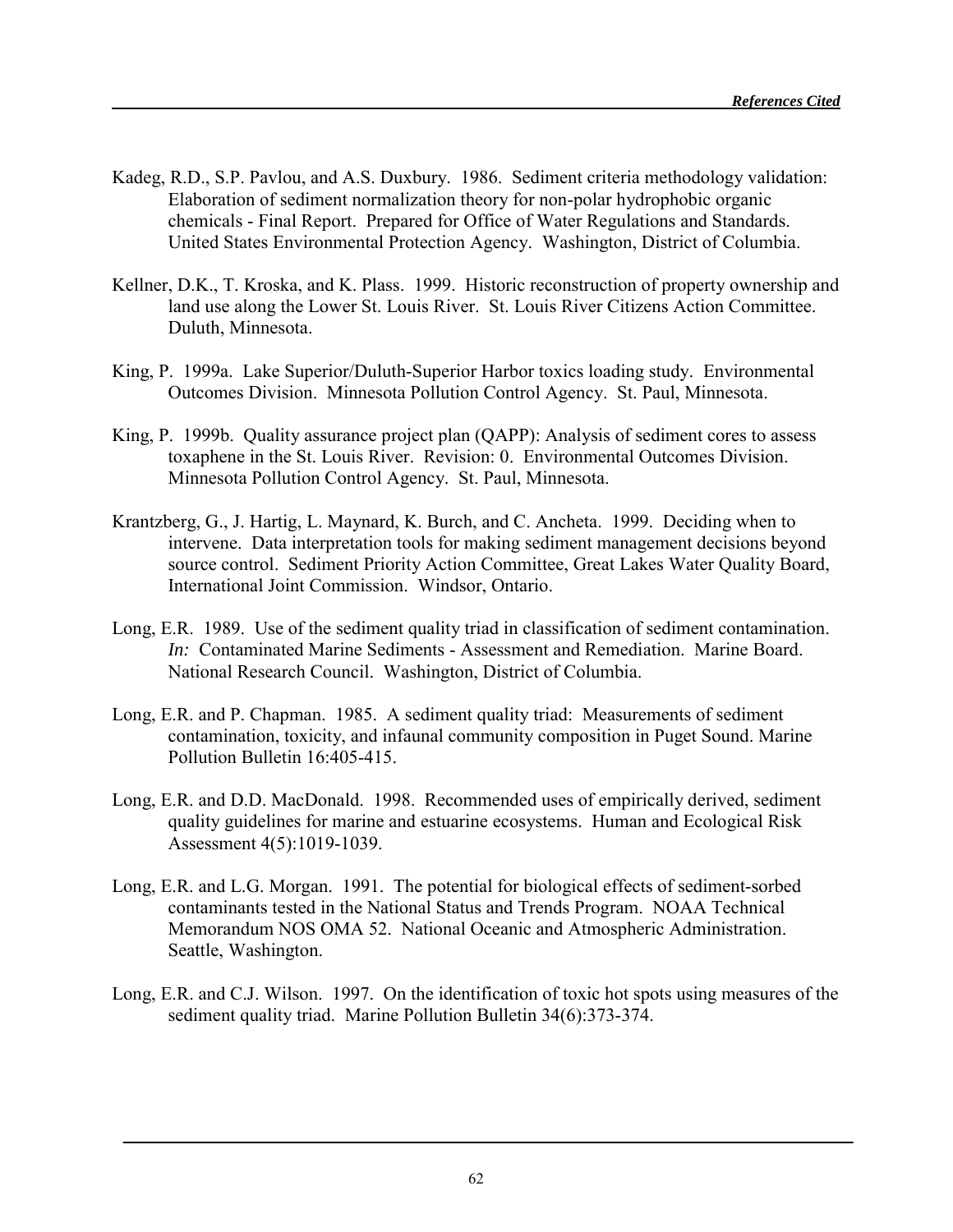Kadeg, R.D., S.P. Pavlou, and A.S. Duxbury. 1986. Sediment criteria methodology validation: Elaboration of sediment normalization theory for non-polar hydrophobic organic chemicals - Final Report. Prepared for Office of Water Regulations and Standards. United States Environmental Protection Agency. Washington, District of Columbia.

Kellner, D.K., T. Kroska, and K. Plass. 1999. Historic reconstruction of property ownership and land use along the Lower St. Louis River. St. Louis River Citizens Action Committee. Duluth, Minnesota.

King, P. 1999a. Lake Superior/Duluth-Superior Harbor toxics loading study. Environmental Outcomes Division. Minnesota Pollution Control Agency. St. Paul, Minnesota.

King, P. 1999b. Quality assurance project plan (QAPP): Analysis of sediment cores to assess toxaphene in the St. Louis River. Revision: 0. Environmental Outcomes Division. Minnesota Pollution Control Agency. St. Paul, Minnesota.

Krantzberg, G., J. Hartig, L. Maynard, K. Burch, and C. Ancheta. 1999. Deciding when to intervene. Data interpretation tools for making sediment management decisions beyond source control. Sediment Priority Action Committee, Great Lakes Water Quality Board, International Joint Commission. Windsor, Ontario.

Long, E.R. 1989. Use of the sediment quality triad in classification of sediment contamination. *In:* Contaminated Marine Sediments - Assessment and Remediation. Marine Board. National Research Council. Washington, District of Columbia.

Long, E.R. and P. Chapman. 1985. A sediment quality triad: Measurements of sediment contamination, toxicity, and infaunal community composition in Puget Sound. Marine Pollution Bulletin 16:405-415.

Long, E.R. and D.D. MacDonald. 1998. Recommended uses of empirically derived, sediment quality guidelines for marine and estuarine ecosystems. Human and Ecological Risk Assessment 4(5):1019-1039.

Long, E.R. and L.G. Morgan. 1991. The potential for biological effects of sediment-sorbed contaminants tested in the National Status and Trends Program. NOAA Technical Memorandum NOS OMA 52. National Oceanic and Atmospheric Administration. Seattle, Washington.

Long, E.R. and C.J. Wilson. 1997. On the identification of toxic hot spots using measures of the sediment quality triad. Marine Pollution Bulletin 34(6):373-374.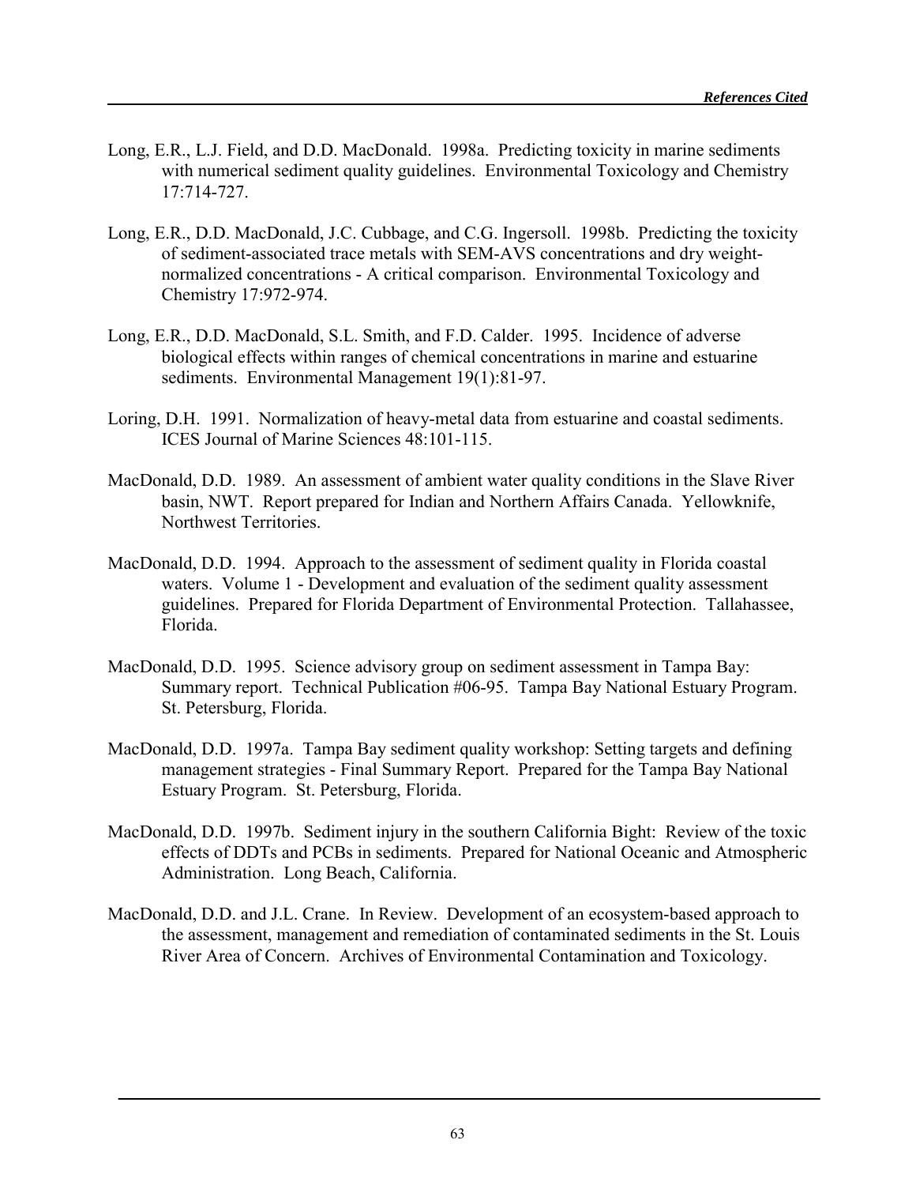Long, E.R., L.J. Field, and D.D. MacDonald. 1998a. Predicting toxicity in marine sediments with numerical sediment quality guidelines. Environmental Toxicology and Chemistry 17:714-727.

Long, E.R., D.D. MacDonald, J.C. Cubbage, and C.G. Ingersoll. 1998b. Predicting the toxicity of sediment-associated trace metals with SEM-AVS concentrations and dry weight-normalized concentrations - A critical comparison. Environmental Toxicology and Chemistry 17:972-974.

Long, E.R., D.D. MacDonald, S.L. Smith, and F.D. Calder. 1995. Incidence of adverse biological effects within ranges of chemical concentrations in marine and estuarine sediments. Environmental Management 19(1):81-97.

Loring, D.H. 1991. Normalization of heavy-metal data from estuarine and coastal sediments. ICES Journal of Marine Sciences 48:101-115.

MacDonald, D.D. 1989. An assessment of ambient water quality conditions in the Slave River basin, NWT. Report prepared for Indian and Northern Affairs Canada. Yellowknife, Northwest Territories.

MacDonald, D.D. 1994. Approach to the assessment of sediment quality in Florida coastal waters. Volume 1 - Development and evaluation of the sediment quality assessment guidelines. Prepared for Florida Department of Environmental Protection. Tallahassee, Florida.

MacDonald, D.D. 1995. Science advisory group on sediment assessment in Tampa Bay: Summary report. Technical Publication #06-95. Tampa Bay National Estuary Program. St. Petersburg, Florida.

MacDonald, D.D. 1997a. Tampa Bay sediment quality workshop: Setting targets and defining management strategies - Final Summary Report. Prepared for the Tampa Bay National Estuary Program. St. Petersburg, Florida.

MacDonald, D.D. 1997b. Sediment injury in the southern California Bight: Review of the toxic effects of DDTs and PCBs in sediments. Prepared for National Oceanic and Atmospheric Administration. Long Beach, California.

MacDonald, D.D. and J.L. Crane. In Review. Development of an ecosystem-based approach to the assessment, management and remediation of contaminated sediments in the St. Louis River Area of Concern. Archives of Environmental Contamination and Toxicology.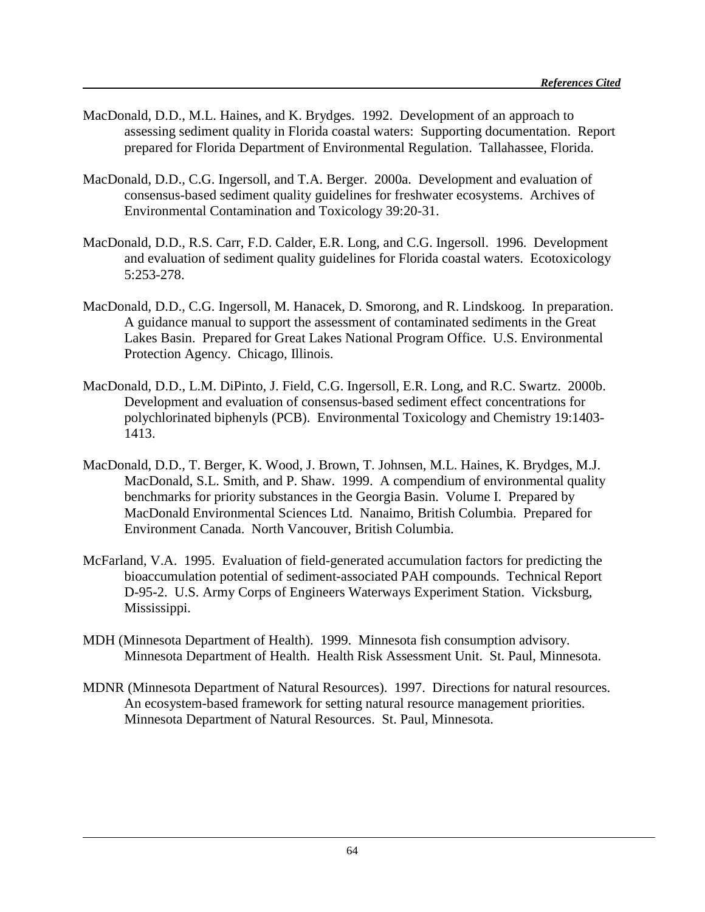MacDonald, D.D., M.L. Haines, and K. Brydges. 1992. Development of an approach to assessing sediment quality in Florida coastal waters: Supporting documentation. Report prepared for Florida Department of Environmental Regulation. Tallahassee, Florida.

MacDonald, D.D., C.G. Ingersoll, and T.A. Berger. 2000a. Development and evaluation of consensus-based sediment quality guidelines for freshwater ecosystems. Archives of Environmental Contamination and Toxicology 39:20-31.

MacDonald, D.D., R.S. Carr, F.D. Calder, E.R. Long, and C.G. Ingersoll. 1996. Development and evaluation of sediment quality guidelines for Florida coastal waters. Ecotoxicology 5:253-278.

MacDonald, D.D., C.G. Ingersoll, M. Hanacek, D. Smorong, and R. Lindskoog. In preparation. A guidance manual to support the assessment of contaminated sediments in the Great Lakes Basin. Prepared for Great Lakes National Program Office. U.S. Environmental Protection Agency. Chicago, Illinois.

MacDonald, D.D., L.M. DiPinto, J. Field, C.G. Ingersoll, E.R. Long, and R.C. Swartz. 2000b. Development and evaluation of consensus-based sediment effect concentrations for polychlorinated biphenyls (PCB). Environmental Toxicology and Chemistry 19:1403-1413.

MacDonald, D.D., T. Berger, K. Wood, J. Brown, T. Johnsen, M.L. Haines, K. Brydges, M.J. MacDonald, S.L. Smith, and P. Shaw. 1999. A compendium of environmental quality benchmarks for priority substances in the Georgia Basin. Volume I. Prepared by MacDonald Environmental Sciences Ltd. Nanaimo, British Columbia. Prepared for Environment Canada. North Vancouver, British Columbia.

McFarland, V.A. 1995. Evaluation of field-generated accumulation factors for predicting the bioaccumulation potential of sediment-associated PAH compounds. Technical Report D-95-2. U.S. Army Corps of Engineers Waterways Experiment Station. Vicksburg, Mississippi.

MDH (Minnesota Department of Health). 1999. Minnesota fish consumption advisory. Minnesota Department of Health. Health Risk Assessment Unit. St. Paul, Minnesota.

MDNR (Minnesota Department of Natural Resources). 1997. Directions for natural resources. An ecosystem-based framework for setting natural resource management priorities. Minnesota Department of Natural Resources. St. Paul, Minnesota.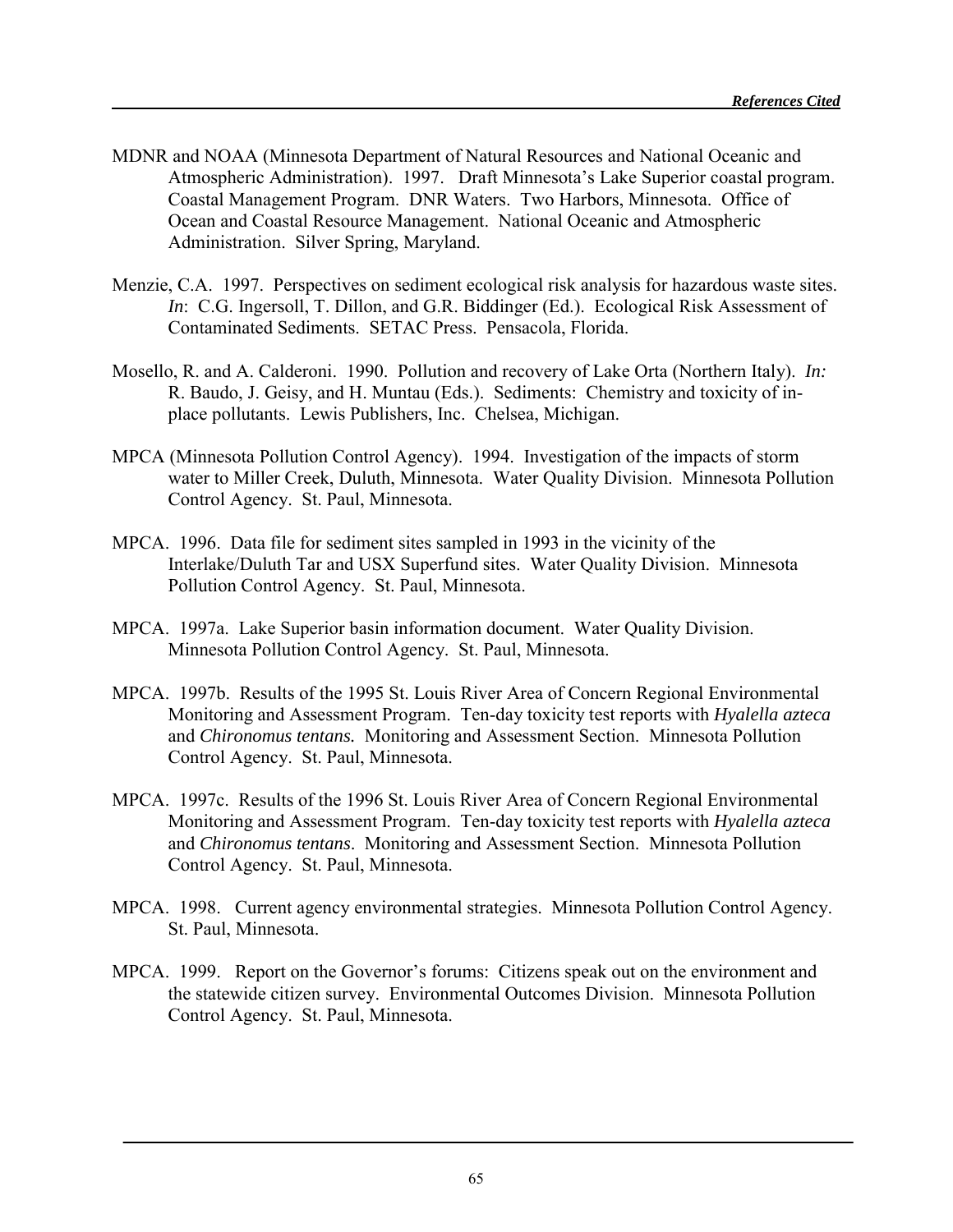MDNR and NOAA (Minnesota Department of Natural Resources and National Oceanic and Atmospheric Administration). 1997. Draft Minnesota's Lake Superior coastal program. Coastal Management Program. DNR Waters. Two Harbors, Minnesota. Office of Ocean and Coastal Resource Management. National Oceanic and Atmospheric Administration. Silver Spring, Maryland.

Menzie, C.A. 1997. Perspectives on sediment ecological risk analysis for hazardous waste sites. *In*: C.G. Ingersoll, T. Dillon, and G.R. Biddinger (Ed.). Ecological Risk Assessment of Contaminated Sediments. SETAC Press. Pensacola, Florida.

Mosello, R. and A. Calderoni. 1990. Pollution and recovery of Lake Orta (Northern Italy). *In:* R. Baudo, J. Geisy, and H. Muntau (Eds.). Sediments: Chemistry and toxicity of in-place pollutants. Lewis Publishers, Inc. Chelsea, Michigan.

MPCA (Minnesota Pollution Control Agency). 1994. Investigation of the impacts of storm water to Miller Creek, Duluth, Minnesota. Water Quality Division. Minnesota Pollution Control Agency. St. Paul, Minnesota.

MPCA. 1996. Data file for sediment sites sampled in 1993 in the vicinity of the Interlake/Duluth Tar and USX Superfund sites. Water Quality Division. Minnesota Pollution Control Agency. St. Paul, Minnesota.

MPCA. 1997a. Lake Superior basin information document. Water Quality Division. Minnesota Pollution Control Agency. St. Paul, Minnesota.

MPCA. 1997b. Results of the 1995 St. Louis River Area of Concern Regional Environmental Monitoring and Assessment Program. Ten-day toxicity test reports with *Hyalella azteca* and *Chironomus tentans.* Monitoring and Assessment Section. Minnesota Pollution Control Agency. St. Paul, Minnesota.

MPCA. 1997c. Results of the 1996 St. Louis River Area of Concern Regional Environmental Monitoring and Assessment Program. Ten-day toxicity test reports with *Hyalella azteca* and *Chironomus tentans*. Monitoring and Assessment Section. Minnesota Pollution Control Agency. St. Paul, Minnesota.

MPCA. 1998. Current agency environmental strategies. Minnesota Pollution Control Agency. St. Paul, Minnesota.

MPCA. 1999. Report on the Governor's forums: Citizens speak out on the environment and the statewide citizen survey. Environmental Outcomes Division. Minnesota Pollution Control Agency. St. Paul, Minnesota.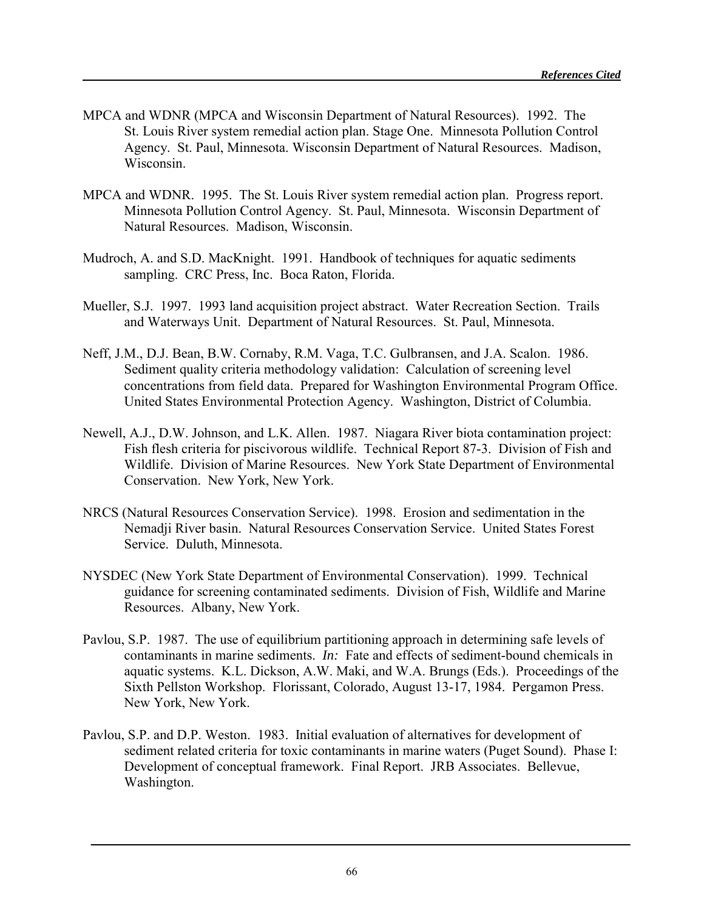MPCA and WDNR (MPCA and Wisconsin Department of Natural Resources). 1992. The St. Louis River system remedial action plan. Stage One. Minnesota Pollution Control Agency. St. Paul, Minnesota. Wisconsin Department of Natural Resources. Madison, Wisconsin.

MPCA and WDNR. 1995. The St. Louis River system remedial action plan. Progress report. Minnesota Pollution Control Agency. St. Paul, Minnesota. Wisconsin Department of Natural Resources. Madison, Wisconsin.

Mudroch, A. and S.D. MacKnight. 1991. Handbook of techniques for aquatic sediments sampling. CRC Press, Inc. Boca Raton, Florida.

Mueller, S.J. 1997. 1993 land acquisition project abstract. Water Recreation Section. Trails and Waterways Unit. Department of Natural Resources. St. Paul, Minnesota.

Neff, J.M., D.J. Bean, B.W. Cornaby, R.M. Vaga, T.C. Gulbransen, and J.A. Scalon. 1986. Sediment quality criteria methodology validation: Calculation of screening level concentrations from field data. Prepared for Washington Environmental Program Office. United States Environmental Protection Agency. Washington, District of Columbia.

Newell, A.J., D.W. Johnson, and L.K. Allen. 1987. Niagara River biota contamination project: Fish flesh criteria for piscivorous wildlife. Technical Report 87-3. Division of Fish and Wildlife. Division of Marine Resources. New York State Department of Environmental Conservation. New York, New York.

NRCS (Natural Resources Conservation Service). 1998. Erosion and sedimentation in the Nemadji River basin. Natural Resources Conservation Service. United States Forest Service. Duluth, Minnesota.

NYSDEC (New York State Department of Environmental Conservation). 1999. Technical guidance for screening contaminated sediments. Division of Fish, Wildlife and Marine Resources. Albany, New York.

Pavlou, S.P. 1987. The use of equilibrium partitioning approach in determining safe levels of contaminants in marine sediments. *In:* Fate and effects of sediment-bound chemicals in aquatic systems. K.L. Dickson, A.W. Maki, and W.A. Brungs (Eds.). Proceedings of the Sixth Pellston Workshop. Florissant, Colorado, August 13-17, 1984. Pergamon Press. New York, New York.

Pavlou, S.P. and D.P. Weston. 1983. Initial evaluation of alternatives for development of sediment related criteria for toxic contaminants in marine waters (Puget Sound). Phase I: Development of conceptual framework. Final Report. JRB Associates. Bellevue, Washington.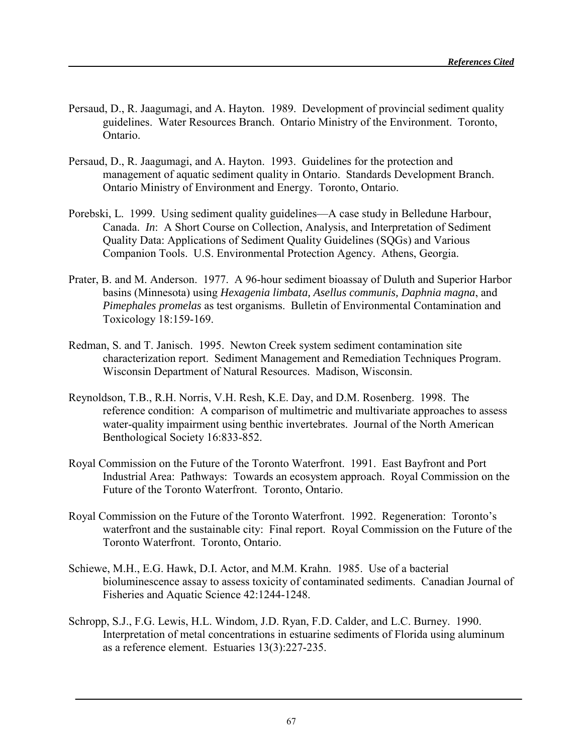Persaud, D., R. Jaagumagi, and A. Hayton. 1989. Development of provincial sediment quality guidelines. Water Resources Branch. Ontario Ministry of the Environment. Toronto, Ontario.

Persaud, D., R. Jaagumagi, and A. Hayton. 1993. Guidelines for the protection and management of aquatic sediment quality in Ontario. Standards Development Branch. Ontario Ministry of Environment and Energy. Toronto, Ontario.

Porebski, L. 1999. Using sediment quality guidelines—A case study in Belledune Harbour, Canada. *In*: A Short Course on Collection, Analysis, and Interpretation of Sediment Quality Data: Applications of Sediment Quality Guidelines (SQGs) and Various Companion Tools. U.S. Environmental Protection Agency. Athens, Georgia.

Prater, B. and M. Anderson. 1977. A 96-hour sediment bioassay of Duluth and Superior Harbor basins (Minnesota) using *Hexagenia limbata, Asellus communis, Daphnia magna*, and *Pimephales promelas* as test organisms. Bulletin of Environmental Contamination and Toxicology 18:159-169.

Redman, S. and T. Janisch. 1995. Newton Creek system sediment contamination site characterization report. Sediment Management and Remediation Techniques Program. Wisconsin Department of Natural Resources. Madison, Wisconsin.

Reynoldson, T.B., R.H. Norris, V.H. Resh, K.E. Day, and D.M. Rosenberg. 1998. The reference condition: A comparison of multimetric and multivariate approaches to assess water-quality impairment using benthic invertebrates. Journal of the North American Benthological Society 16:833-852.

Royal Commission on the Future of the Toronto Waterfront. 1991. East Bayfront and Port Industrial Area: Pathways: Towards an ecosystem approach. Royal Commission on the Future of the Toronto Waterfront. Toronto, Ontario.

Royal Commission on the Future of the Toronto Waterfront. 1992. Regeneration: Toronto's waterfront and the sustainable city: Final report. Royal Commission on the Future of the Toronto Waterfront. Toronto, Ontario.

Schiewe, M.H., E.G. Hawk, D.I. Actor, and M.M. Krahn. 1985. Use of a bacterial bioluminescence assay to assess toxicity of contaminated sediments. Canadian Journal of Fisheries and Aquatic Science 42:1244-1248.

Schropp, S.J., F.G. Lewis, H.L. Windom, J.D. Ryan, F.D. Calder, and L.C. Burney. 1990. Interpretation of metal concentrations in estuarine sediments of Florida using aluminum as a reference element. Estuaries 13(3):227-235.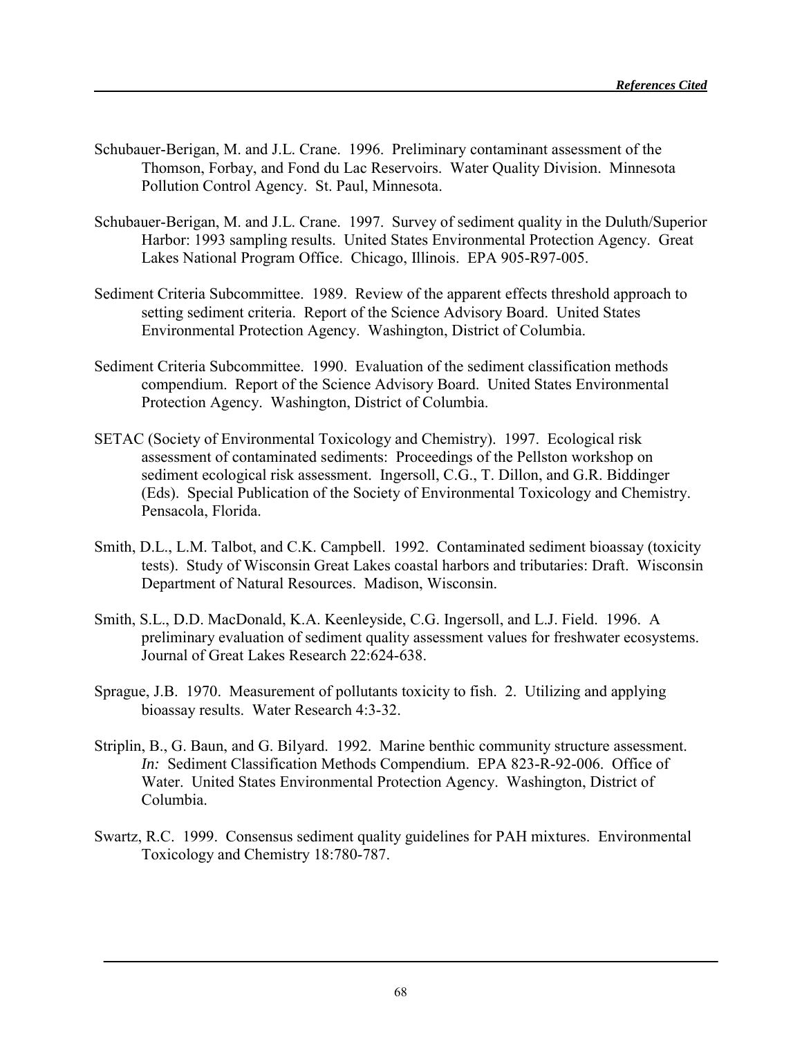Schubauer-Berigan, M. and J.L. Crane. 1996. Preliminary contaminant assessment of the Thomson, Forbay, and Fond du Lac Reservoirs. Water Quality Division. Minnesota Pollution Control Agency. St. Paul, Minnesota.

Schubauer-Berigan, M. and J.L. Crane. 1997. Survey of sediment quality in the Duluth/Superior Harbor: 1993 sampling results. United States Environmental Protection Agency. Great Lakes National Program Office. Chicago, Illinois. EPA 905-R97-005.

Sediment Criteria Subcommittee. 1989. Review of the apparent effects threshold approach to setting sediment criteria. Report of the Science Advisory Board. United States Environmental Protection Agency. Washington, District of Columbia.

Sediment Criteria Subcommittee. 1990. Evaluation of the sediment classification methods compendium. Report of the Science Advisory Board. United States Environmental Protection Agency. Washington, District of Columbia.

SETAC (Society of Environmental Toxicology and Chemistry). 1997. Ecological risk assessment of contaminated sediments: Proceedings of the Pellston workshop on sediment ecological risk assessment. Ingersoll, C.G., T. Dillon, and G.R. Biddinger (Eds). Special Publication of the Society of Environmental Toxicology and Chemistry. Pensacola, Florida.

Smith, D.L., L.M. Talbot, and C.K. Campbell. 1992. Contaminated sediment bioassay (toxicity tests). Study of Wisconsin Great Lakes coastal harbors and tributaries: Draft. Wisconsin Department of Natural Resources. Madison, Wisconsin.

Smith, S.L., D.D. MacDonald, K.A. Keenleyside, C.G. Ingersoll, and L.J. Field. 1996. A preliminary evaluation of sediment quality assessment values for freshwater ecosystems. Journal of Great Lakes Research 22:624-638.

Sprague, J.B. 1970. Measurement of pollutants toxicity to fish. 2. Utilizing and applying bioassay results. Water Research 4:3-32.

Striplin, B., G. Baun, and G. Bilyard. 1992. Marine benthic community structure assessment. *In:* Sediment Classification Methods Compendium. EPA 823-R-92-006. Office of Water. United States Environmental Protection Agency. Washington, District of Columbia.

Swartz, R.C. 1999. Consensus sediment quality guidelines for PAH mixtures. Environmental Toxicology and Chemistry 18:780-787.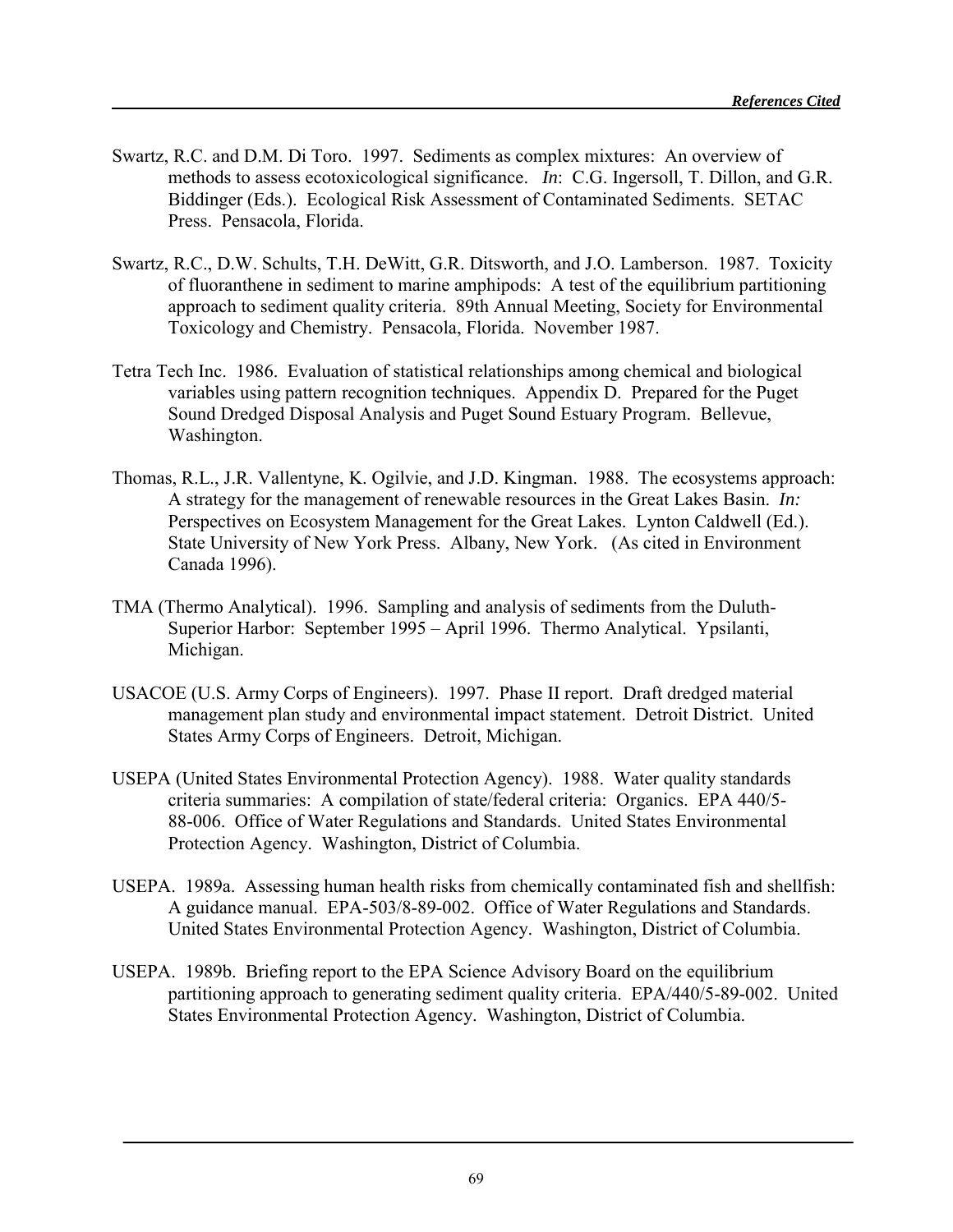Swartz, R.C. and D.M. Di Toro. 1997. Sediments as complex mixtures: An overview of methods to assess ecotoxicological significance. *In*: C.G. Ingersoll, T. Dillon, and G.R. Biddinger (Eds.). Ecological Risk Assessment of Contaminated Sediments. SETAC Press. Pensacola, Florida.

Swartz, R.C., D.W. Schults, T.H. DeWitt, G.R. Ditsworth, and J.O. Lamberson. 1987. Toxicity of fluoranthene in sediment to marine amphipods: A test of the equilibrium partitioning approach to sediment quality criteria. 89th Annual Meeting, Society for Environmental Toxicology and Chemistry. Pensacola, Florida. November 1987.

Tetra Tech Inc. 1986. Evaluation of statistical relationships among chemical and biological variables using pattern recognition techniques. Appendix D. Prepared for the Puget Sound Dredged Disposal Analysis and Puget Sound Estuary Program. Bellevue, Washington.

Thomas, R.L., J.R. Vallentyne, K. Ogilvie, and J.D. Kingman. 1988. The ecosystems approach: A strategy for the management of renewable resources in the Great Lakes Basin. *In:* Perspectives on Ecosystem Management for the Great Lakes. Lynton Caldwell (Ed.). State University of New York Press. Albany, New York. (As cited in Environment Canada 1996).

TMA (Thermo Analytical). 1996. Sampling and analysis of sediments from the Duluth-Superior Harbor: September 1995 – April 1996. Thermo Analytical. Ypsilanti, Michigan.

USACOE (U.S. Army Corps of Engineers). 1997. Phase II report. Draft dredged material management plan study and environmental impact statement. Detroit District. United States Army Corps of Engineers. Detroit, Michigan.

USEPA (United States Environmental Protection Agency). 1988. Water quality standards criteria summaries: A compilation of state/federal criteria: Organics. EPA 440/5-88-006. Office of Water Regulations and Standards. United States Environmental Protection Agency. Washington, District of Columbia.

USEPA. 1989a. Assessing human health risks from chemically contaminated fish and shellfish: A guidance manual. EPA-503/8-89-002. Office of Water Regulations and Standards. United States Environmental Protection Agency. Washington, District of Columbia.

USEPA. 1989b. Briefing report to the EPA Science Advisory Board on the equilibrium partitioning approach to generating sediment quality criteria. EPA/440/5-89-002. United States Environmental Protection Agency. Washington, District of Columbia.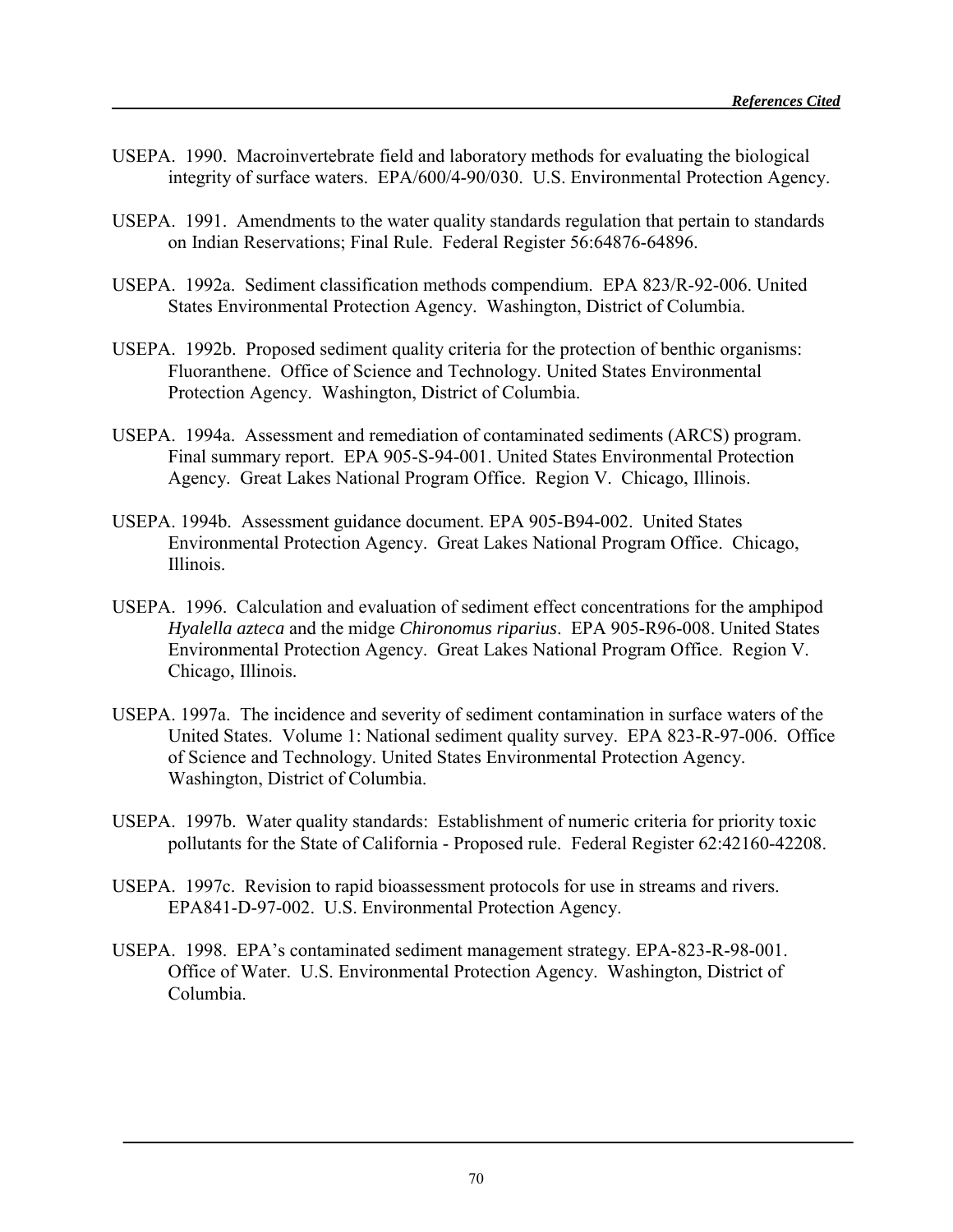USEPA. 1990. Macroinvertebrate field and laboratory methods for evaluating the biological integrity of surface waters. EPA/600/4-90/030. U.S. Environmental Protection Agency.

USEPA. 1991. Amendments to the water quality standards regulation that pertain to standards on Indian Reservations; Final Rule. Federal Register 56:64876-64896.

USEPA. 1992a. Sediment classification methods compendium. EPA 823/R-92-006. United States Environmental Protection Agency. Washington, District of Columbia.

USEPA. 1992b. Proposed sediment quality criteria for the protection of benthic organisms: Fluoranthene. Office of Science and Technology. United States Environmental Protection Agency. Washington, District of Columbia.

USEPA. 1994a. Assessment and remediation of contaminated sediments (ARCS) program. Final summary report. EPA 905-S-94-001. United States Environmental Protection Agency. Great Lakes National Program Office. Region V. Chicago, Illinois.

USEPA. 1994b. Assessment guidance document. EPA 905-B94-002. United States Environmental Protection Agency. Great Lakes National Program Office. Chicago, Illinois.

USEPA. 1996. Calculation and evaluation of sediment effect concentrations for the amphipod *Hyalella azteca* and the midge *Chironomus riparius*. EPA 905-R96-008. United States Environmental Protection Agency. Great Lakes National Program Office. Region V. Chicago, Illinois.

USEPA. 1997a. The incidence and severity of sediment contamination in surface waters of the United States. Volume 1: National sediment quality survey. EPA 823-R-97-006. Office of Science and Technology. United States Environmental Protection Agency. Washington, District of Columbia.

USEPA. 1997b. Water quality standards: Establishment of numeric criteria for priority toxic pollutants for the State of California - Proposed rule. Federal Register 62:42160-42208.

USEPA. 1997c. Revision to rapid bioassessment protocols for use in streams and rivers. EPA841-D-97-002. U.S. Environmental Protection Agency.

USEPA. 1998. EPA's contaminated sediment management strategy. EPA-823-R-98-001. Office of Water. U.S. Environmental Protection Agency. Washington, District of Columbia.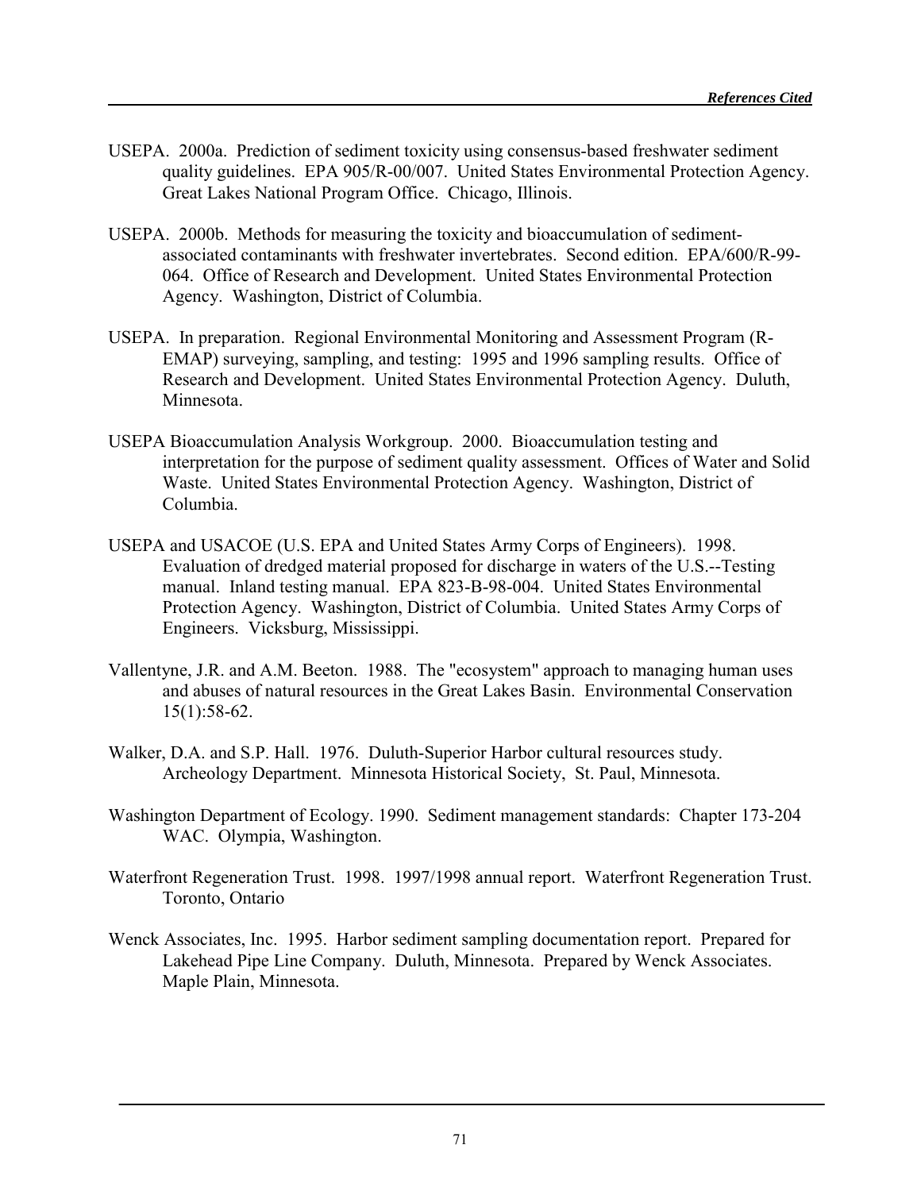USEPA. 2000a. Prediction of sediment toxicity using consensus-based freshwater sediment quality guidelines. EPA 905/R-00/007. United States Environmental Protection Agency. Great Lakes National Program Office. Chicago, Illinois.

USEPA. 2000b. Methods for measuring the toxicity and bioaccumulation of sediment-associated contaminants with freshwater invertebrates. Second edition. EPA/600/R-99-064. Office of Research and Development. United States Environmental Protection Agency. Washington, District of Columbia.

USEPA. In preparation. Regional Environmental Monitoring and Assessment Program (R-EMAP) surveying, sampling, and testing: 1995 and 1996 sampling results. Office of Research and Development. United States Environmental Protection Agency. Duluth, Minnesota.

USEPA Bioaccumulation Analysis Workgroup. 2000. Bioaccumulation testing and interpretation for the purpose of sediment quality assessment. Offices of Water and Solid Waste. United States Environmental Protection Agency. Washington, District of Columbia.

USEPA and USACOE (U.S. EPA and United States Army Corps of Engineers). 1998. Evaluation of dredged material proposed for discharge in waters of the U.S.--Testing manual. Inland testing manual. EPA 823-B-98-004. United States Environmental Protection Agency. Washington, District of Columbia. United States Army Corps of Engineers. Vicksburg, Mississippi.

Vallentyne, J.R. and A.M. Beeton. 1988. The "ecosystem" approach to managing human uses and abuses of natural resources in the Great Lakes Basin. Environmental Conservation 15(1):58-62.

Walker, D.A. and S.P. Hall. 1976. Duluth-Superior Harbor cultural resources study. Archeology Department. Minnesota Historical Society, St. Paul, Minnesota.

Washington Department of Ecology. 1990. Sediment management standards: Chapter 173-204 WAC. Olympia, Washington.

Waterfront Regeneration Trust. 1998. 1997/1998 annual report. Waterfront Regeneration Trust. Toronto, Ontario

Wenck Associates, Inc. 1995. Harbor sediment sampling documentation report. Prepared for Lakehead Pipe Line Company. Duluth, Minnesota. Prepared by Wenck Associates. Maple Plain, Minnesota.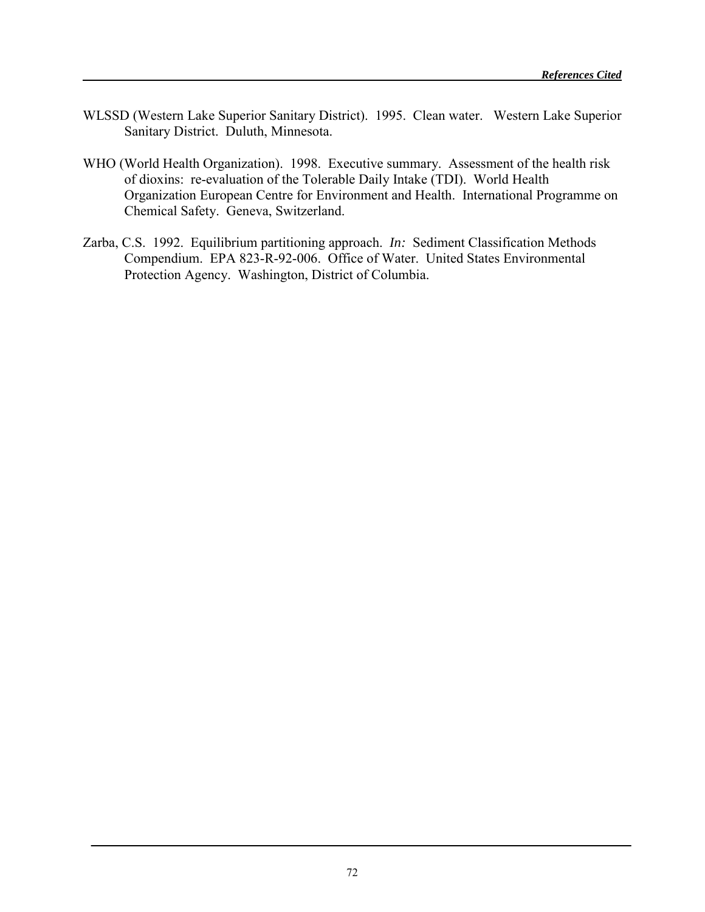WLSSD (Western Lake Superior Sanitary District). 1995. Clean water. Western Lake Superior Sanitary District. Duluth, Minnesota.

WHO (World Health Organization). 1998. Executive summary. Assessment of the health risk of dioxins: re-evaluation of the Tolerable Daily Intake (TDI). World Health Organization European Centre for Environment and Health. International Programme on Chemical Safety. Geneva, Switzerland.

Zarba, C.S. 1992. Equilibrium partitioning approach. *In:* Sediment Classification Methods Compendium. EPA 823-R-92-006. Office of Water. United States Environmental Protection Agency. Washington, District of Columbia.